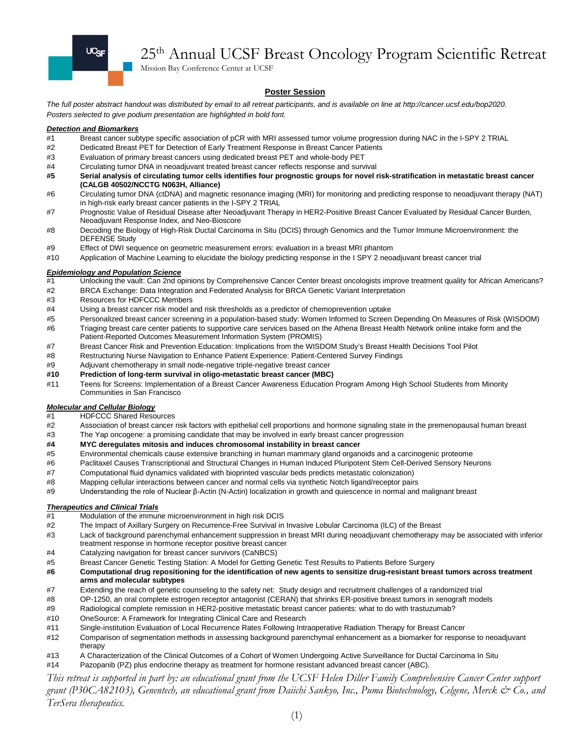# 25th Annual UCSF Breast Oncology Program Scientific Retreat

Mission Bay Conference Center at UCSF

## Poster Session

*The full poster abstract handout was distributed by email to all retreat participants, and is available on line at http://cancer.ucsf.edu/bop2020. Posters selected to give podium presentation are highlighted in bold font.*

### *Detection and Biomarkers*

- #1 Breast cancer subtype specific association of pCR with MRI assessed tumor volume progression during NAC in the I-SPY 2 TRIAL
- #2 Dedicated Breast PET for Detection of Early Treatment Response in Breast Cancer Patients
- #3 Evaluation of primary breast cancers using dedicated breast PET and whole-body PET
- #4 Circulating tumor DNA in neoadjuvant treated breast cancer reflects response and survival
- **#5 Serial analysis of circulating tumor cells identifies four prognostic groups for novel risk-stratification in metastatic breast cancer (CALGB 40502/NCCTG N063H, Alliance)**
- #6 Circulating tumor DNA (ctDNA) and magnetic resonance imaging (MRI) for monitoring and predicting response to neoadjuvant therapy (NAT) in high-risk early breast cancer patients in the I-SPY 2 TRIAL
- #7 Prognostic Value of Residual Disease after Neoadjuvant Therapy in HER2-Positive Breast Cancer Evaluated by Residual Cancer Burden, Neoadjuvant Response Index, and Neo-Bioscore
- #8 Decoding the Biology of High-Risk Ductal Carcinoma in Situ (DCIS) through Genomics and the Tumor Immune Microenvironment: the DEFENSE Study
- #9 Effect of DWI sequence on geometric measurement errors: evaluation in a breast MRI phantom
- #10 Application of Machine Learning to elucidate the biology predicting response in the I SPY 2 neoadjuvant breast cancer trial

### *Epidemiology and Population Science*

- #1 Unlocking the vault: Can 2nd opinions by Comprehensive Cancer Center breast oncologists improve treatment quality for African Americans?
- #2 BRCA Exchange: Data Integration and Federated Analysis for BRCA Genetic Variant Interpretation
- #3 Resources for HDFCCC Members
- #4 Using a breast cancer risk model and risk thresholds as a predictor of chemoprevention uptake
- #5 Personalized breast cancer screening in a population-based study: Women Informed to Screen Depending On Measures of Risk (WISDOM)
- #6 Triaging breast care center patients to supportive care services based on the Athena Breast Health Network online intake form and the Patient-Reported Outcomes Measurement Information System (PROMIS)
- #7 Breast Cancer Risk and Prevention Education: Implications from the WISDOM Study's Breast Health Decisions Tool Pilot
- #8 Restructuring Nurse Navigation to Enhance Patient Experience: Patient-Centered Survey Findings
- #9 Adjuvant chemotherapy in small node-negative triple-negative breast cancer
- **#10 Prediction of long-term survival in oligo-metastatic breast cancer (MBC)**
- #11 Teens for Screens: Implementation of a Breast Cancer Awareness Education Program Among High School Students from Minority Communities in San Francisco

### *Molecular and Cellular Biology*

- #1 HDFCCC Shared Resources
- #2 Association of breast cancer risk factors with epithelial cell proportions and hormone signaling state in the premenopausal human breast
- #3 The Yap oncogene: a promising candidate that may be involved in early breast cancer progression
- **#4 MYC deregulates mitosis and induces chromosomal instability in breast cancer**
- #5 Environmental chemicals cause extensive branching in human mammary gland organoids and a carcinogenic proteome
- #6 Paclitaxel Causes Transcriptional and Structural Changes in Human Induced Pluripotent Stem Cell-Derived Sensory Neurons
- #7 Computational fluid dynamics validated with bioprinted vascular beds predicts metastatic colonization)
- #8 Mapping cellular interactions between cancer and normal cells via synthetic Notch ligand/receptor pairs
- #9 Understanding the role of Nuclear β-Actin (N-Actin) localization in growth and quiescence in normal and malignant breast

### *Therapeutics and Clinical Trials*

- #1 Modulation of the immune microenvironment in high risk DCIS
- #2 The Impact of Axillary Surgery on Recurrence-Free Survival in Invasive Lobular Carcinoma (ILC) of the Breast
- #3 Lack of background parenchymal enhancement suppression in breast MRI during neoadjuvant chemotherapy may be associated with inferior treatment response in hormone receptor positive breast cancer
- #4 Catalyzing navigation for breast cancer survivors (CaNBCS)
- #5 Breast Cancer Genetic Testing Station: A Model for Getting Genetic Test Results to Patients Before Surgery
- **#6 Computational drug repositioning for the identification of new agents to sensitize drug-resistant breast tumors across treatment arms and molecular subtypes**
- #7 Extending the reach of genetic counseling to the safety net: Study design and recruitment challenges of a randomized trial
- #8 OP-1250, an oral complete estrogen receptor antagonist (CERAN) that shrinks ER-positive breast tumors in xenograft models
- #9 Radiological complete remission in HER2-positive metastatic breast cancer patients: what to do with trastuzumab?
- #10 OneSource: A Framework for Integrating Clinical Care and Research
- #11 Single-institution Evaluation of Local Recurrence Rates Following Intraoperative Radiation Therapy for Breast Cancer
- #12 Comparison of segmentation methods in assessing background parenchymal enhancement as a biomarker for response to neoadjuvant therapy
- #13 A Characterization of the Clinical Outcomes of a Cohort of Women Undergoing Active Surveillance for Ductal Carcinoma In Situ
- #14 Pazopanib (PZ) plus endocrine therapy as treatment for hormone resistant advanced breast cancer (ABC).

*This retreat is supported in part by: an educational grant from the UCSF Helen Diller Family Comprehensive Cancer Center support grant (P30CA82103), Genentech, an educational grant from Daiichi Sankyo, Inc., Puma Biotechnology, Celgene, Merck & Co., and TerSera therapeutics.*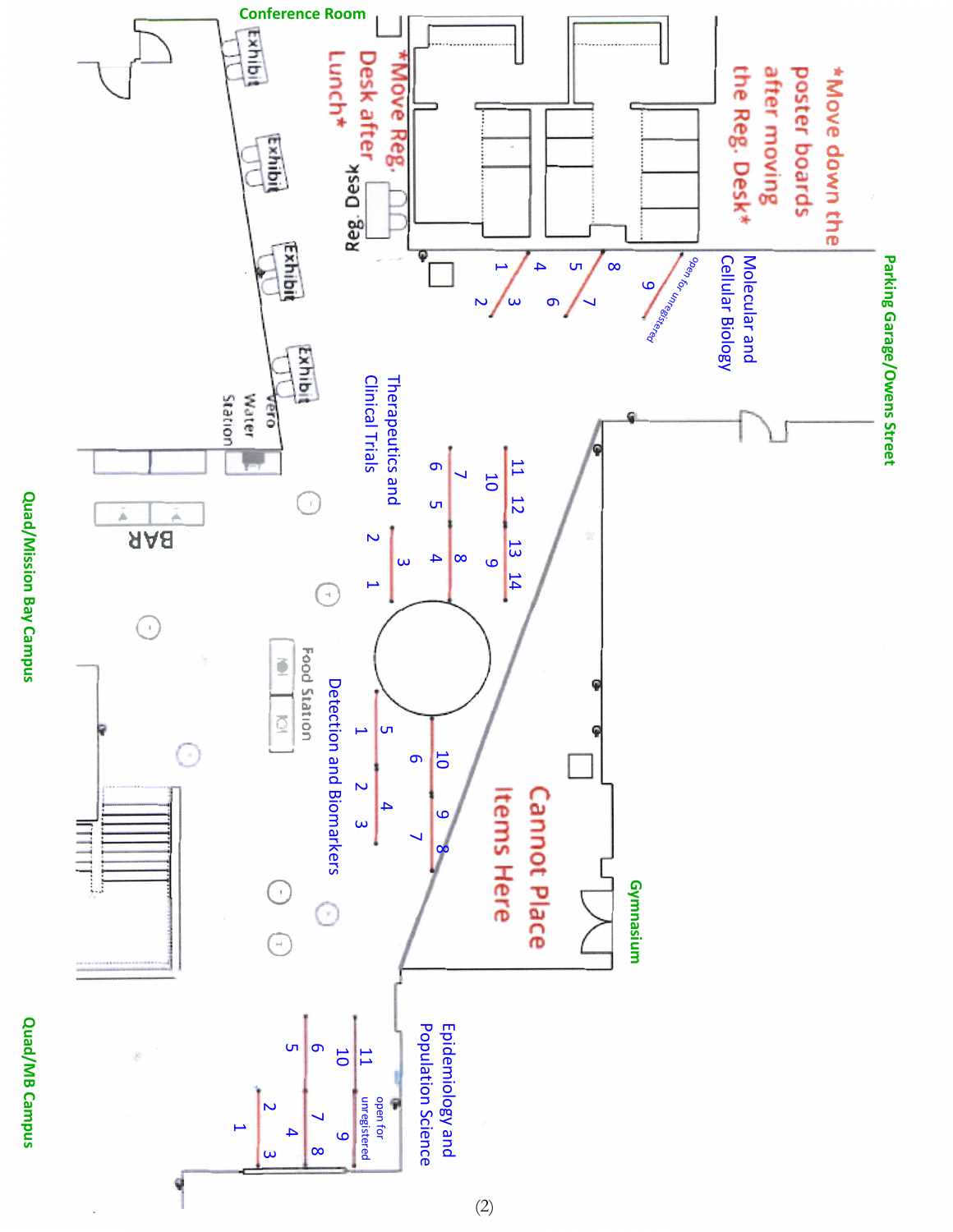Conference Room

*Move Reg. Desk after Lunch*

Reg. Desk

Exhibit

Exhibit

Exhibit

Exhibit

Vero Water Station

BAR

*Move down the poster boards after moving the Reg. Desk*

Molecular and Cellular Biology

open for unregistered

Parking Garage/Owens Street

Therapeutics and Clinical Trials

Food Station

Detection and Biomarkers

Cannot Place Items Here

Gymnasium

Quad/Mission Bay Campus

Epidemiology and Population Science

open for unregistered

Quad/MB Campus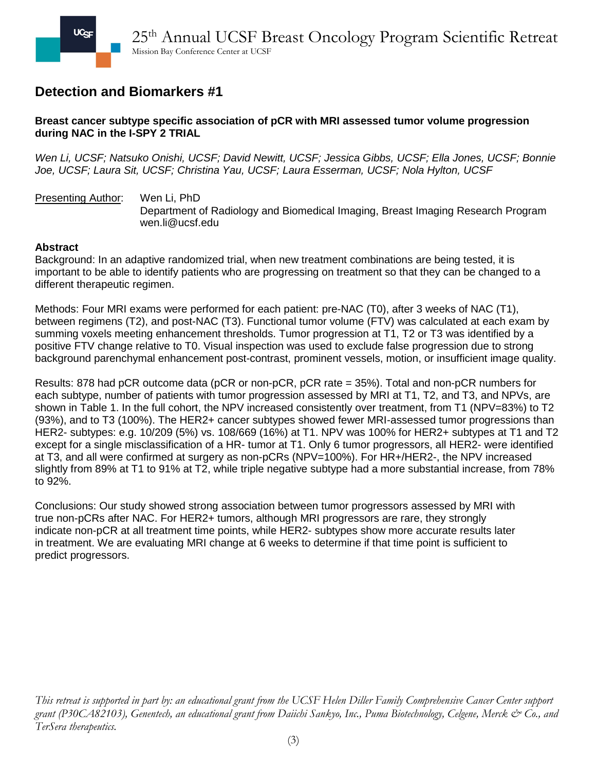## Detection and Biomarkers #1

**Breast cancer subtype specific association of pCR with MRI assessed tumor volume progression during NAC in the I-SPY 2 TRIAL**

*Wen Li, UCSF; Natsuko Onishi, UCSF; David Newitt, UCSF; Jessica Gibbs, UCSF; Ella Jones, UCSF; Bonnie Joe, UCSF; Laura Sit, UCSF; Christina Yau, UCSF; Laura Esserman, UCSF; Nola Hylton, UCSF*

Presenting Author: Wen Li, PhD
Department of Radiology and Biomedical Imaging, Breast Imaging Research Program
wen.li@ucsf.edu

**Abstract**

Background: In an adaptive randomized trial, when new treatment combinations are being tested, it is important to be able to identify patients who are progressing on treatment so that they can be changed to a different therapeutic regimen.

Methods: Four MRI exams were performed for each patient: pre-NAC (T0), after 3 weeks of NAC (T1), between regimens (T2), and post-NAC (T3). Functional tumor volume (FTV) was calculated at each exam by summing voxels meeting enhancement thresholds. Tumor progression at T1, T2 or T3 was identified by a positive FTV change relative to T0. Visual inspection was used to exclude false progression due to strong background parenchymal enhancement post-contrast, prominent vessels, motion, or insufficient image quality.

Results: 878 had pCR outcome data (pCR or non-pCR, pCR rate = 35%). Total and non-pCR numbers for each subtype, number of patients with tumor progression assessed by MRI at T1, T2, and T3, and NPVs, are shown in Table 1. In the full cohort, the NPV increased consistently over treatment, from T1 (NPV=83%) to T2 (93%), and to T3 (100%). The HER2+ cancer subtypes showed fewer MRI-assessed tumor progressions than HER2- subtypes: e.g. 10/209 (5%) vs. 108/669 (16%) at T1. NPV was 100% for HER2+ subtypes at T1 and T2 except for a single misclassification of a HR- tumor at T1. Only 6 tumor progressors, all HER2- were identified at T3, and all were confirmed at surgery as non-pCRs (NPV=100%). For HR+/HER2-, the NPV increased slightly from 89% at T1 to 91% at T2, while triple negative subtype had a more substantial increase, from 78% to 92%.

Conclusions: Our study showed strong association between tumor progressors assessed by MRI with true non-pCRs after NAC. For HER2+ tumors, although MRI progressors are rare, they strongly indicate non-pCR at all treatment time points, while HER2- subtypes show more accurate results later in treatment. We are evaluating MRI change at 6 weeks to determine if that time point is sufficient to predict progressors.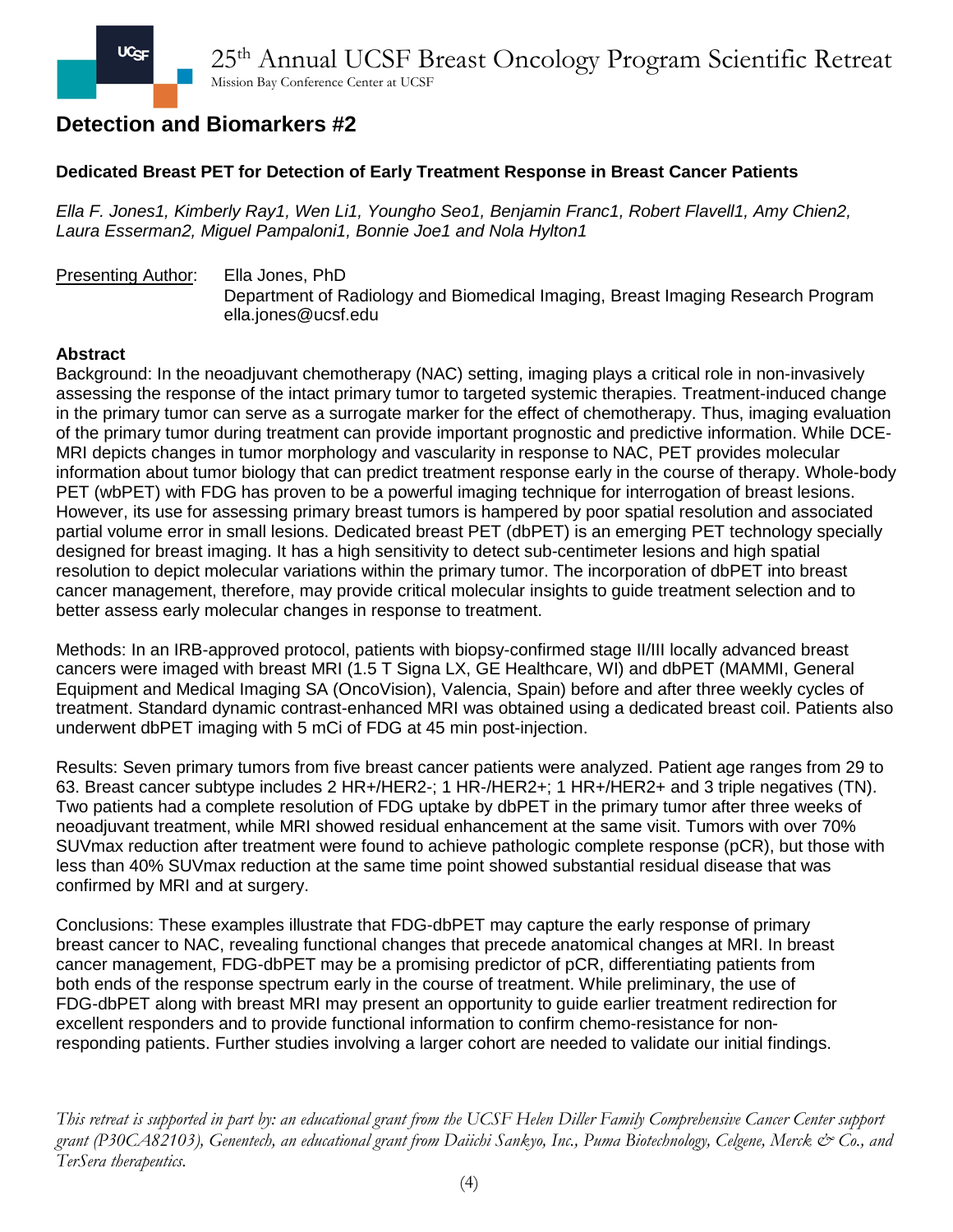## Detection and Biomarkers #2

### Dedicated Breast PET for Detection of Early Treatment Response in Breast Cancer Patients

*Ella F. Jones1, Kimberly Ray1, Wen Li1, Youngho Seo1, Benjamin Franc1, Robert Flavell1, Amy Chien2, Laura Esserman2, Miguel Pampaloni1, Bonnie Joe1 and Nola Hylton1*

<u>Presenting Author</u>: Ella Jones, PhD
Department of Radiology and Biomedical Imaging, Breast Imaging Research Program
ella.jones@ucsf.edu

**Abstract**

Background: In the neoadjuvant chemotherapy (NAC) setting, imaging plays a critical role in non-invasively assessing the response of the intact primary tumor to targeted systemic therapies. Treatment-induced change in the primary tumor can serve as a surrogate marker for the effect of chemotherapy. Thus, imaging evaluation of the primary tumor during treatment can provide important prognostic and predictive information. While DCE-MRI depicts changes in tumor morphology and vascularity in response to NAC, PET provides molecular information about tumor biology that can predict treatment response early in the course of therapy. Whole-body PET (wbPET) with FDG has proven to be a powerful imaging technique for interrogation of breast lesions. However, its use for assessing primary breast tumors is hampered by poor spatial resolution and associated partial volume error in small lesions. Dedicated breast PET (dbPET) is an emerging PET technology specially designed for breast imaging. It has a high sensitivity to detect sub-centimeter lesions and high spatial resolution to depict molecular variations within the primary tumor. The incorporation of dbPET into breast cancer management, therefore, may provide critical molecular insights to guide treatment selection and to better assess early molecular changes in response to treatment.

Methods: In an IRB-approved protocol, patients with biopsy-confirmed stage II/III locally advanced breast cancers were imaged with breast MRI (1.5 T Signa LX, GE Healthcare, WI) and dbPET (MAMMI, General Equipment and Medical Imaging SA (OncoVision), Valencia, Spain) before and after three weekly cycles of treatment. Standard dynamic contrast-enhanced MRI was obtained using a dedicated breast coil. Patients also underwent dbPET imaging with 5 mCi of FDG at 45 min post-injection.

Results: Seven primary tumors from five breast cancer patients were analyzed. Patient age ranges from 29 to 63. Breast cancer subtype includes 2 HR+/HER2-; 1 HR-/HER2+; 1 HR+/HER2+ and 3 triple negatives (TN). Two patients had a complete resolution of FDG uptake by dbPET in the primary tumor after three weeks of neoadjuvant treatment, while MRI showed residual enhancement at the same visit. Tumors with over 70% SUVmax reduction after treatment were found to achieve pathologic complete response (pCR), but those with less than 40% SUVmax reduction at the same time point showed substantial residual disease that was confirmed by MRI and at surgery.

Conclusions: These examples illustrate that FDG-dbPET may capture the early response of primary breast cancer to NAC, revealing functional changes that precede anatomical changes at MRI. In breast cancer management, FDG-dbPET may be a promising predictor of pCR, differentiating patients from both ends of the response spectrum early in the course of treatment. While preliminary, the use of FDG-dbPET along with breast MRI may present an opportunity to guide earlier treatment redirection for excellent responders and to provide functional information to confirm chemo-resistance for non-responding patients. Further studies involving a larger cohort are needed to validate our initial findings.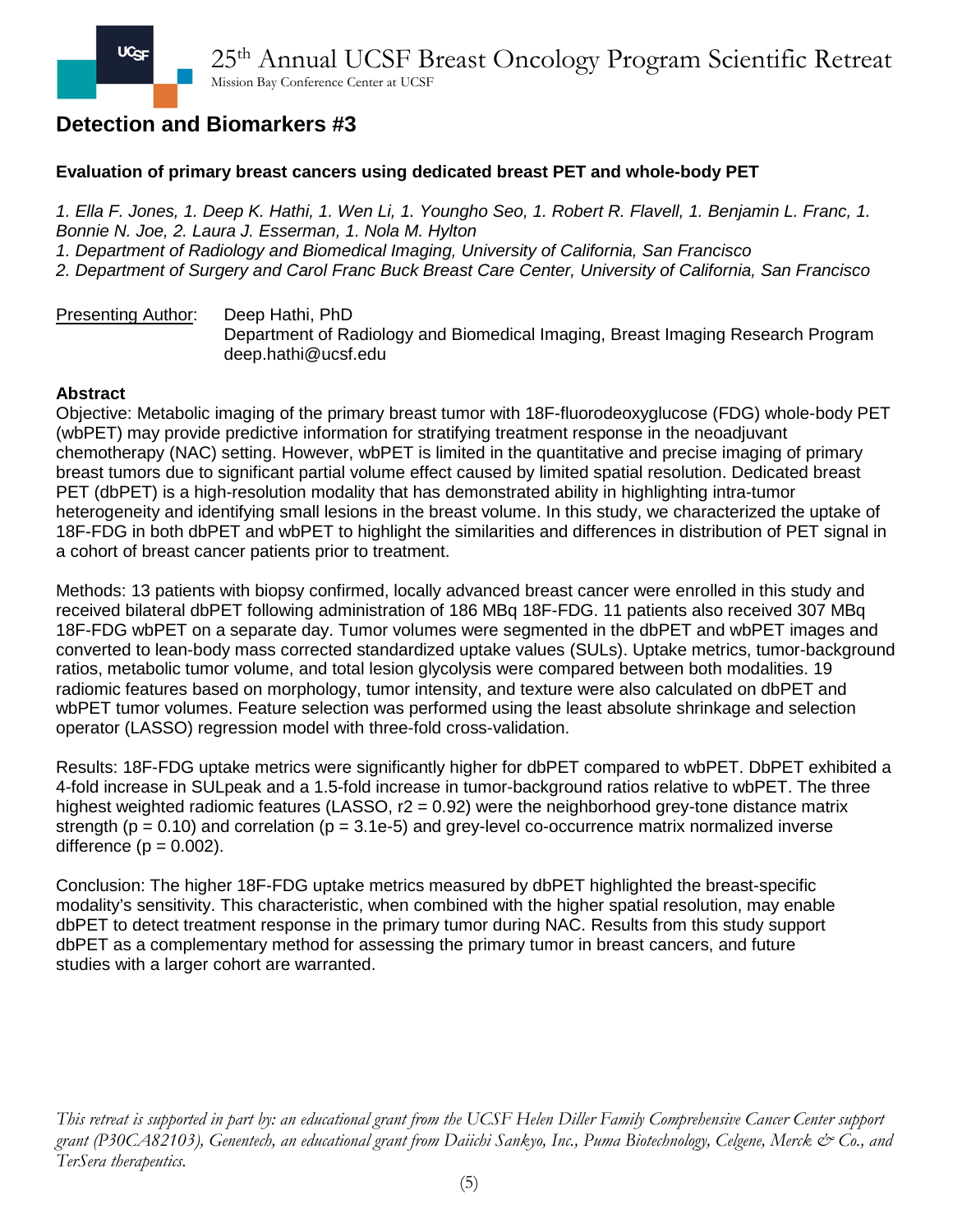## Detection and Biomarkers #3

**Evaluation of primary breast cancers using dedicated breast PET and whole-body PET**

*1. Ella F. Jones, 1. Deep K. Hathi, 1. Wen Li, 1. Youngho Seo, 1. Robert R. Flavell, 1. Benjamin L. Franc, 1. Bonnie N. Joe, 2. Laura J. Esserman, 1. Nola M. Hylton*
*1. Department of Radiology and Biomedical Imaging, University of California, San Francisco*
*2. Department of Surgery and Carol Franc Buck Breast Care Center, University of California, San Francisco*

Presenting Author: Deep Hathi, PhD
Department of Radiology and Biomedical Imaging, Breast Imaging Research Program
deep.hathi@ucsf.edu

**Abstract**

Objective: Metabolic imaging of the primary breast tumor with 18F-fluorodeoxyglucose (FDG) whole-body PET (wbPET) may provide predictive information for stratifying treatment response in the neoadjuvant chemotherapy (NAC) setting. However, wbPET is limited in the quantitative and precise imaging of primary breast tumors due to significant partial volume effect caused by limited spatial resolution. Dedicated breast PET (dbPET) is a high-resolution modality that has demonstrated ability in highlighting intra-tumor heterogeneity and identifying small lesions in the breast volume. In this study, we characterized the uptake of 18F-FDG in both dbPET and wbPET to highlight the similarities and differences in distribution of PET signal in a cohort of breast cancer patients prior to treatment.

Methods: 13 patients with biopsy confirmed, locally advanced breast cancer were enrolled in this study and received bilateral dbPET following administration of 186 MBq 18F-FDG. 11 patients also received 307 MBq 18F-FDG wbPET on a separate day. Tumor volumes were segmented in the dbPET and wbPET images and converted to lean-body mass corrected standardized uptake values (SULs). Uptake metrics, tumor-background ratios, metabolic tumor volume, and total lesion glycolysis were compared between both modalities. 19 radiomic features based on morphology, tumor intensity, and texture were also calculated on dbPET and wbPET tumor volumes. Feature selection was performed using the least absolute shrinkage and selection operator (LASSO) regression model with three-fold cross-validation.

Results: 18F-FDG uptake metrics were significantly higher for dbPET compared to wbPET. DbPET exhibited a 4-fold increase in SULpeak and a 1.5-fold increase in tumor-background ratios relative to wbPET. The three highest weighted radiomic features (LASSO, $r2 = 0.92$) were the neighborhood grey-tone distance matrix strength ($p = 0.10$) and correlation ($p = 3.1e-5$) and grey-level co-occurrence matrix normalized inverse difference ($p = 0.002$).

Conclusion: The higher 18F-FDG uptake metrics measured by dbPET highlighted the breast-specific modality's sensitivity. This characteristic, when combined with the higher spatial resolution, may enable dbPET to detect treatment response in the primary tumor during NAC. Results from this study support dbPET as a complementary method for assessing the primary tumor in breast cancers, and future studies with a larger cohort are warranted.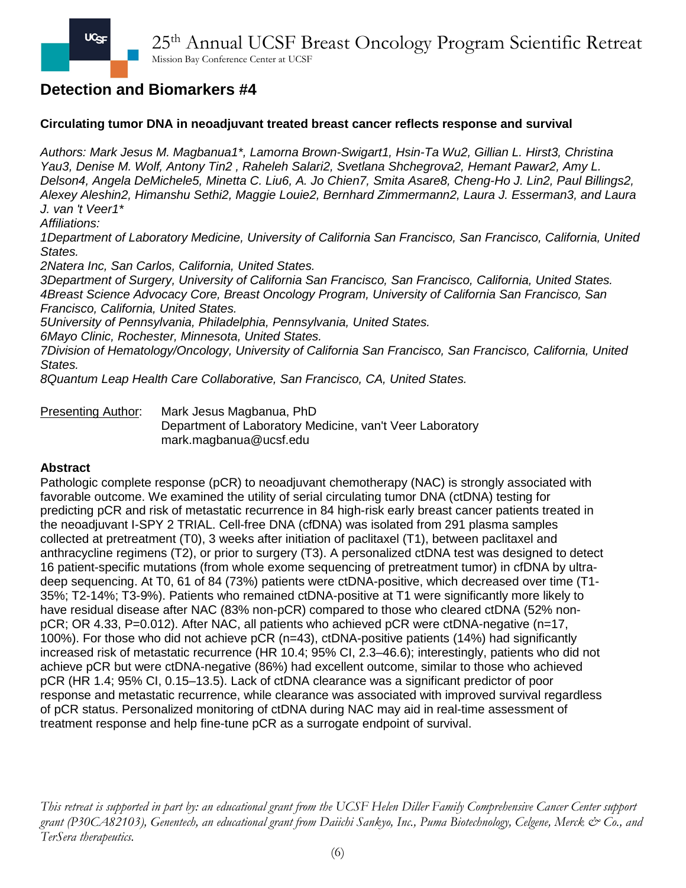## Detection and Biomarkers #4

### Circulating tumor DNA in neoadjuvant treated breast cancer reflects response and survival

*Authors: Mark Jesus M. Magbanua1*, Lamorna Brown-Swigart1, Hsin-Ta Wu2, Gillian L. Hirst3, Christina Yau3, Denise M. Wolf, Antony Tin2 , Raheleh Salari2, Svetlana Shchegrova2, Hemant Pawar2, Amy L. Delson4, Angela DeMichele5, Minetta C. Liu6, A. Jo Chien7, Smita Asare8, Cheng-Ho J. Lin2, Paul Billings2, Alexey Aleshin2, Himanshu Sethi2, Maggie Louie2, Bernhard Zimmermann2, Laura J. Esserman3, and Laura J. van 't Veer1**

*Affiliations:*

*1Department of Laboratory Medicine, University of California San Francisco, San Francisco, California, United States.*

*2Natera Inc, San Carlos, California, United States.*

*3Department of Surgery, University of California San Francisco, San Francisco, California, United States.*

*4Breast Science Advocacy Core, Breast Oncology Program, University of California San Francisco, San Francisco, California, United States.*

*5University of Pennsylvania, Philadelphia, Pennsylvania, United States.*

*6Mayo Clinic, Rochester, Minnesota, United States.*

*7Division of Hematology/Oncology, University of California San Francisco, San Francisco, California, United States.*

*8Quantum Leap Health Care Collaborative, San Francisco, CA, United States.*

Presenting Author: Mark Jesus Magbanua, PhD
Department of Laboratory Medicine, van't Veer Laboratory
mark.magbanua@ucsf.edu

**Abstract**

Pathologic complete response (pCR) to neoadjuvant chemotherapy (NAC) is strongly associated with favorable outcome. We examined the utility of serial circulating tumor DNA (ctDNA) testing for predicting pCR and risk of metastatic recurrence in 84 high-risk early breast cancer patients treated in the neoadjuvant I-SPY 2 TRIAL. Cell-free DNA (cfDNA) was isolated from 291 plasma samples collected at pretreatment (T0), 3 weeks after initiation of paclitaxel (T1), between paclitaxel and anthracycline regimens (T2), or prior to surgery (T3). A personalized ctDNA test was designed to detect 16 patient-specific mutations (from whole exome sequencing of pretreatment tumor) in cfDNA by ultra-deep sequencing. At T0, 61 of 84 (73%) patients were ctDNA-positive, which decreased over time (T1-35%; T2-14%; T3-9%). Patients who remained ctDNA-positive at T1 were significantly more likely to have residual disease after NAC (83% non-pCR) compared to those who cleared ctDNA (52% non-pCR; OR 4.33, P=0.012). After NAC, all patients who achieved pCR were ctDNA-negative (n=17, 100%). For those who did not achieve pCR (n=43), ctDNA-positive patients (14%) had significantly increased risk of metastatic recurrence (HR 10.4; 95% CI, 2.3–46.6); interestingly, patients who did not achieve pCR but were ctDNA-negative (86%) had excellent outcome, similar to those who achieved pCR (HR 1.4; 95% CI, 0.15–13.5). Lack of ctDNA clearance was a significant predictor of poor response and metastatic recurrence, while clearance was associated with improved survival regardless of pCR status. Personalized monitoring of ctDNA during NAC may aid in real-time assessment of treatment response and help fine-tune pCR as a surrogate endpoint of survival.

*This retreat is supported in part by: an educational grant from the UCSF Helen Diller Family Comprehensive Cancer Center support grant (P30CA82103), Genentech, an educational grant from Daiichi Sankyo, Inc., Puma Biotechnology, Celgene, Merck & Co., and TerSera therapeutics.*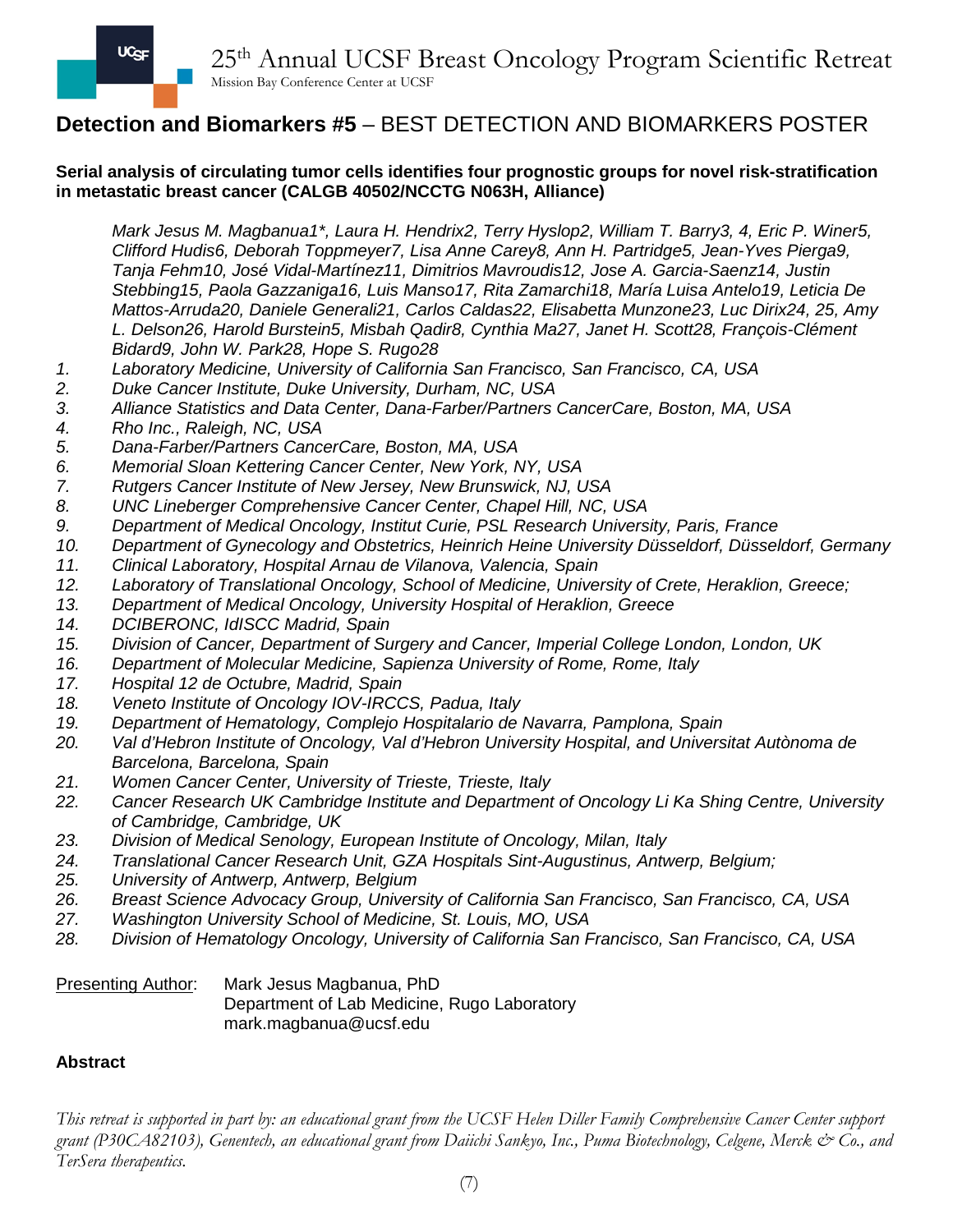## Detection and Biomarkers #5 – BEST DETECTION AND BIOMARKERS POSTER

**Serial analysis of circulating tumor cells identifies four prognostic groups for novel risk-stratification in metastatic breast cancer (CALGB 40502/NCCTG N063H, Alliance)**

*Mark Jesus M. Magbanua[1]\*, Laura H. Hendrix[2], Terry Hyslop[2], William T. Barry[3, 4], Eric P. Winer[5], Clifford Hudis[6], Deborah Toppmeyer[7], Lisa Anne Carey[8], Ann H. Partridge[5], Jean-Yves Pierga[9], Tanja Fehm[10], José Vidal-Martínez[11], Dimitrios Mavroudis[12], Jose A. Garcia-Saenz[14], Justin Stebbing[15], Paola Gazzaniga[16], Luis Manso[17], Rita Zamarchi[18], María Luisa Antelo[19], Leticia De Mattos-Arruda[20], Daniele Generali[21], Carlos Caldas[22], Elisabetta Munzone[23], Luc Dirix[24, 25], Amy L. Delson[26], Harold Burstein[5], Misbah Qadir[8], Cynthia Ma[27], Janet H. Scott[28], François-Clément Bidard[9], John W. Park[28], Hope S. Rugo[28]*

1. *Laboratory Medicine, University of California San Francisco, San Francisco, CA, USA*
2. *Duke Cancer Institute, Duke University, Durham, NC, USA*
3. *Alliance Statistics and Data Center, Dana-Farber/Partners CancerCare, Boston, MA, USA*
4. *Rho Inc., Raleigh, NC, USA*
5. *Dana-Farber/Partners CancerCare, Boston, MA, USA*
6. *Memorial Sloan Kettering Cancer Center, New York, NY, USA*
7. *Rutgers Cancer Institute of New Jersey, New Brunswick, NJ, USA*
8. *UNC Lineberger Comprehensive Cancer Center, Chapel Hill, NC, USA*
9. *Department of Medical Oncology, Institut Curie, PSL Research University, Paris, France*
10. *Department of Gynecology and Obstetrics, Heinrich Heine University Düsseldorf, Düsseldorf, Germany*
11. *Clinical Laboratory, Hospital Arnau de Vilanova, Valencia, Spain*
12. *Laboratory of Translational Oncology, School of Medicine, University of Crete, Heraklion, Greece;*
13. *Department of Medical Oncology, University Hospital of Heraklion, Greece*
14. *DCIBERONC, IdISCC Madrid, Spain*
15. *Division of Cancer, Department of Surgery and Cancer, Imperial College London, London, UK*
16. *Department of Molecular Medicine, Sapienza University of Rome, Rome, Italy*
17. *Hospital 12 de Octubre, Madrid, Spain*
18. *Veneto Institute of Oncology IOV-IRCCS, Padua, Italy*
19. *Department of Hematology, Complejo Hospitalario de Navarra, Pamplona, Spain*
20. *Val d'Hebron Institute of Oncology, Val d'Hebron University Hospital, and Universitat Autònoma de Barcelona, Barcelona, Spain*
21. *Women Cancer Center, University of Trieste, Trieste, Italy*
22. *Cancer Research UK Cambridge Institute and Department of Oncology Li Ka Shing Centre, University of Cambridge, Cambridge, UK*
23. *Division of Medical Senology, European Institute of Oncology, Milan, Italy*
24. *Translational Cancer Research Unit, GZA Hospitals Sint-Augustinus, Antwerp, Belgium;*
25. *University of Antwerp, Antwerp, Belgium*
26. *Breast Science Advocacy Group, University of California San Francisco, San Francisco, CA, USA*
27. *Washington University School of Medicine, St. Louis, MO, USA*
28. *Division of Hematology Oncology, University of California San Francisco, San Francisco, CA, USA*

Presenting Author: Mark Jesus Magbanua, PhD
Department of Lab Medicine, Rugo Laboratory
mark.magbanua@ucsf.edu

**Abstract**

*This retreat is supported in part by: an educational grant from the UCSF Helen Diller Family Comprehensive Cancer Center support grant (P30CA82103), Genentech, an educational grant from Daiichi Sankyo, Inc., Puma Biotechnology, Celgene, Merck & Co., and TerSera therapeutics.*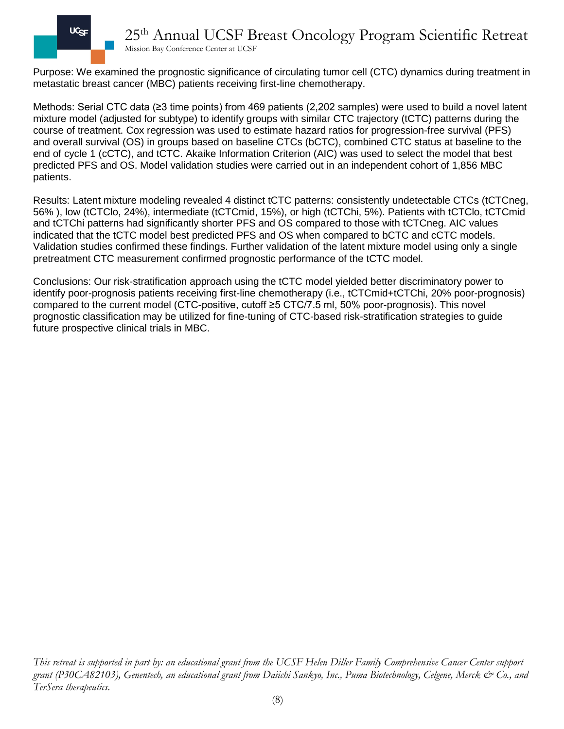Purpose: We examined the prognostic significance of circulating tumor cell (CTC) dynamics during treatment in metastatic breast cancer (MBC) patients receiving first-line chemotherapy.

Methods: Serial CTC data (≥3 time points) from 469 patients (2,202 samples) were used to build a novel latent mixture model (adjusted for subtype) to identify groups with similar CTC trajectory (tCTC) patterns during the course of treatment. Cox regression was used to estimate hazard ratios for progression-free survival (PFS) and overall survival (OS) in groups based on baseline CTCs (bCTC), combined CTC status at baseline to the end of cycle 1 (cCTC), and tCTC. Akaike Information Criterion (AIC) was used to select the model that best predicted PFS and OS. Model validation studies were carried out in an independent cohort of 1,856 MBC patients.

Results: Latent mixture modeling revealed 4 distinct tCTC patterns: consistently undetectable CTCs (tCTCneg, 56% ), low (tCTClo, 24%), intermediate (tCTCmid, 15%), or high (tCTChi, 5%). Patients with tCTClo, tCTCmid and tCTChi patterns had significantly shorter PFS and OS compared to those with tCTCneg. AIC values indicated that the tCTC model best predicted PFS and OS when compared to bCTC and cCTC models. Validation studies confirmed these findings. Further validation of the latent mixture model using only a single pretreatment CTC measurement confirmed prognostic performance of the tCTC model.

Conclusions: Our risk-stratification approach using the tCTC model yielded better discriminatory power to identify poor-prognosis patients receiving first-line chemotherapy (i.e., tCTCmid+tCTChi, 20% poor-prognosis) compared to the current model (CTC-positive, cutoff ≥5 CTC/7.5 ml, 50% poor-prognosis). This novel prognostic classification may be utilized for fine-tuning of CTC-based risk-stratification strategies to guide future prospective clinical trials in MBC.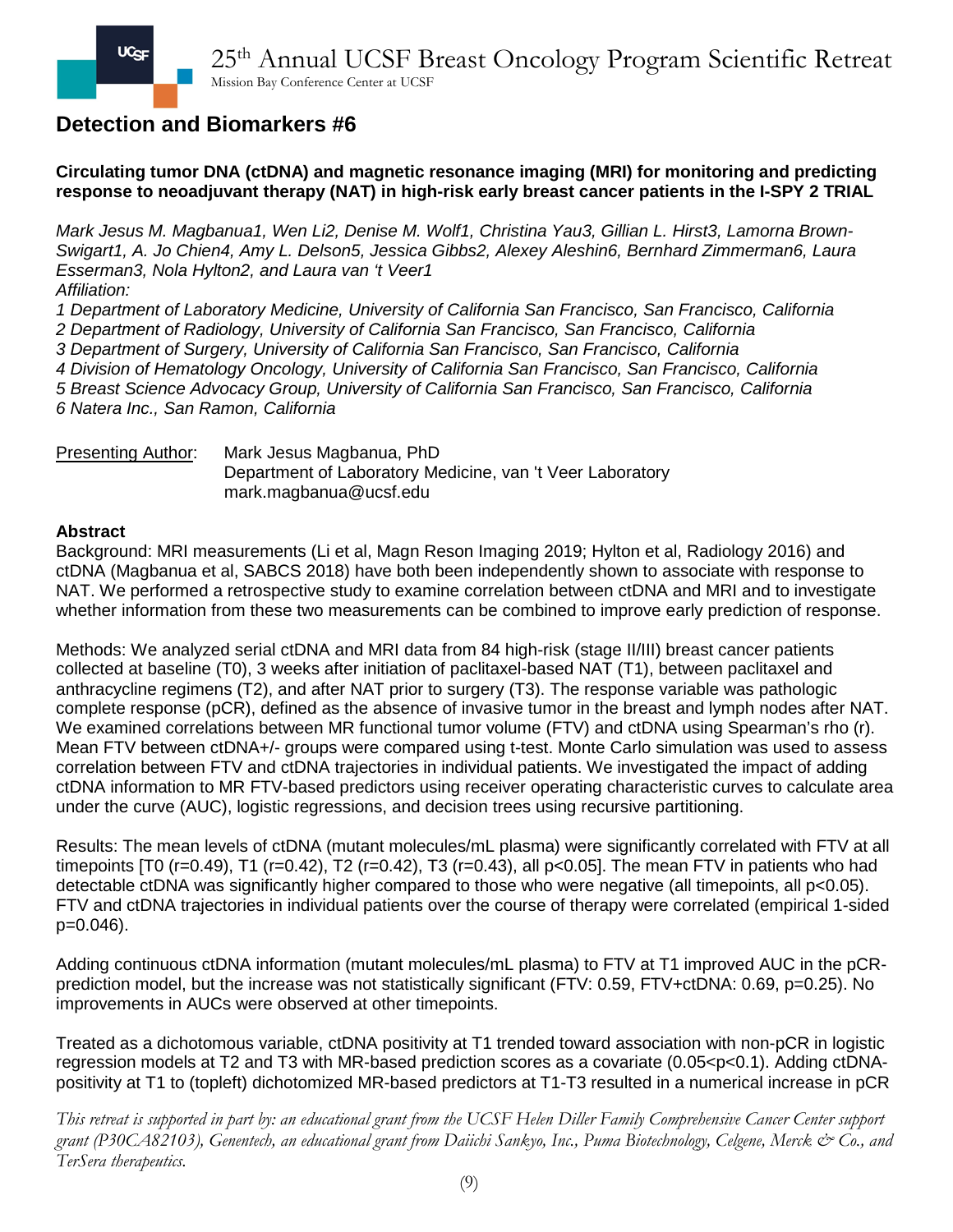## Detection and Biomarkers #6

**Circulating tumor DNA (ctDNA) and magnetic resonance imaging (MRI) for monitoring and predicting response to neoadjuvant therapy (NAT) in high-risk early breast cancer patients in the I-SPY 2 TRIAL**

*Mark Jesus M. Magbanua1, Wen Li2, Denise M. Wolf1, Christina Yau3, Gillian L. Hirst3, Lamorna Brown-Swigart1, A. Jo Chien4, Amy L. Delson5, Jessica Gibbs2, Alexey Aleshin6, Bernhard Zimmerman6, Laura Esserman3, Nola Hylton2, and Laura van 't Veer1*
*Affiliation:*
*1 Department of Laboratory Medicine, University of California San Francisco, San Francisco, California*
*2 Department of Radiology, University of California San Francisco, San Francisco, California*
*3 Department of Surgery, University of California San Francisco, San Francisco, California*
*4 Division of Hematology Oncology, University of California San Francisco, San Francisco, California*
*5 Breast Science Advocacy Group, University of California San Francisco, San Francisco, California*
*6 Natera Inc., San Ramon, California*

Presenting Author: Mark Jesus Magbanua, PhD
Department of Laboratory Medicine, van 't Veer Laboratory
mark.magbanua@ucsf.edu

**Abstract**

Background: MRI measurements (Li et al, Magn Reson Imaging 2019; Hylton et al, Radiology 2016) and ctDNA (Magbanua et al, SABCS 2018) have both been independently shown to associate with response to NAT. We performed a retrospective study to examine correlation between ctDNA and MRI and to investigate whether information from these two measurements can be combined to improve early prediction of response.

Methods: We analyzed serial ctDNA and MRI data from 84 high-risk (stage II/III) breast cancer patients collected at baseline (T0), 3 weeks after initiation of paclitaxel-based NAT (T1), between paclitaxel and anthracycline regimens (T2), and after NAT prior to surgery (T3). The response variable was pathologic complete response (pCR), defined as the absence of invasive tumor in the breast and lymph nodes after NAT. We examined correlations between MR functional tumor volume (FTV) and ctDNA using Spearman's rho (r). Mean FTV between ctDNA+/- groups were compared using t-test. Monte Carlo simulation was used to assess correlation between FTV and ctDNA trajectories in individual patients. We investigated the impact of adding ctDNA information to MR FTV-based predictors using receiver operating characteristic curves to calculate area under the curve (AUC), logistic regressions, and decision trees using recursive partitioning.

Results: The mean levels of ctDNA (mutant molecules/mL plasma) were significantly correlated with FTV at all timepoints [T0 (r=0.49), T1 (r=0.42), T2 (r=0.42), T3 (r=0.43), all $p<0.05$]. The mean FTV in patients who had detectable ctDNA was significantly higher compared to those who were negative (all timepoints, all $p<0.05$). FTV and ctDNA trajectories in individual patients over the course of therapy were correlated (empirical 1-sided p=0.046).

Adding continuous ctDNA information (mutant molecules/mL plasma) to FTV at T1 improved AUC in the pCR-prediction model, but the increase was not statistically significant (FTV: 0.59, FTV+ctDNA: 0.69, p=0.25). No improvements in AUCs were observed at other timepoints.

Treated as a dichotomous variable, ctDNA positivity at T1 trended toward association with non-pCR in logistic regression models at T2 and T3 with MR-based prediction scores as a covariate ($0.05<p<0.1$). Adding ctDNA-positivity at T1 to (topleft) dichotomized MR-based predictors at T1-T3 resulted in a numerical increase in pCR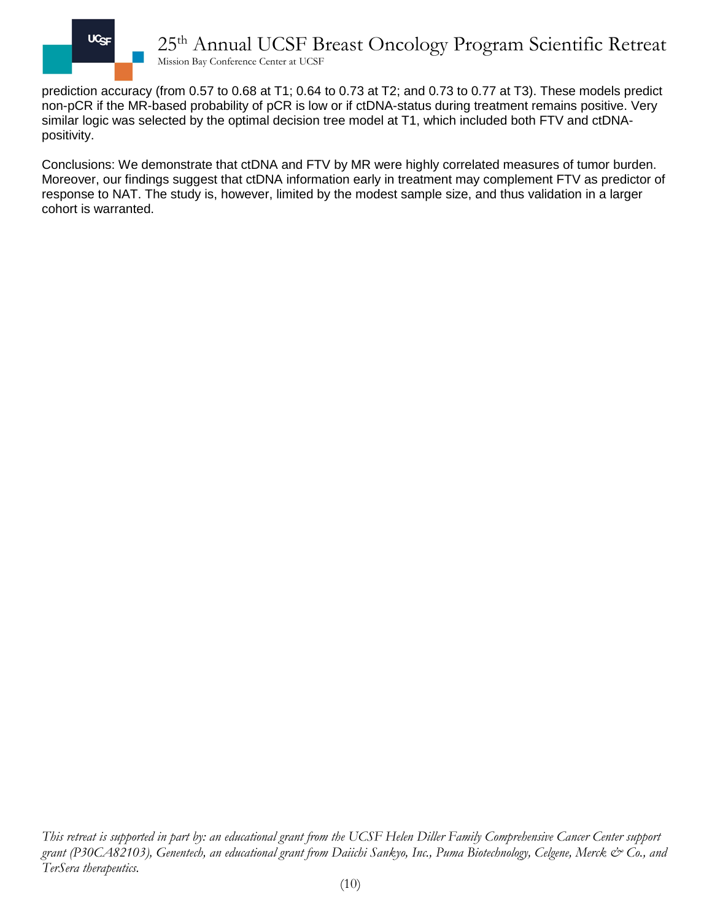prediction accuracy (from 0.57 to 0.68 at T1; 0.64 to 0.73 at T2; and 0.73 to 0.77 at T3). These models predict non-pCR if the MR-based probability of pCR is low or if ctDNA-status during treatment remains positive. Very similar logic was selected by the optimal decision tree model at T1, which included both FTV and ctDNA-positivity.

Conclusions: We demonstrate that ctDNA and FTV by MR were highly correlated measures of tumor burden. Moreover, our findings suggest that ctDNA information early in treatment may complement FTV as predictor of response to NAT. The study is, however, limited by the modest sample size, and thus validation in a larger cohort is warranted.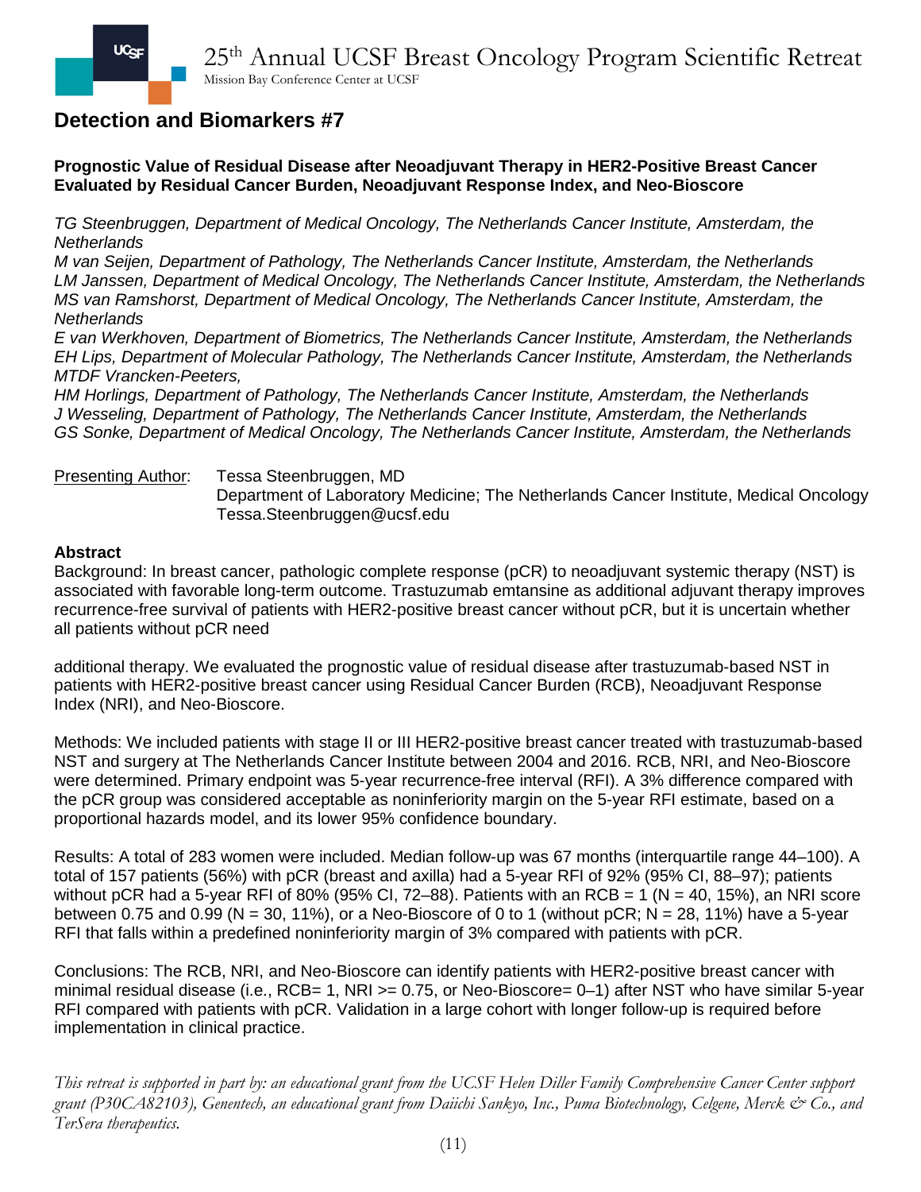## Detection and Biomarkers #7

**Prognostic Value of Residual Disease after Neoadjuvant Therapy in HER2-Positive Breast Cancer Evaluated by Residual Cancer Burden, Neoadjuvant Response Index, and Neo-Bioscore**

*TG Steenbruggen, Department of Medical Oncology, The Netherlands Cancer Institute, Amsterdam, the Netherlands*
*M van Seijen, Department of Pathology, The Netherlands Cancer Institute, Amsterdam, the Netherlands*
*LM Janssen, Department of Medical Oncology, The Netherlands Cancer Institute, Amsterdam, the Netherlands*
*MS van Ramshorst, Department of Medical Oncology, The Netherlands Cancer Institute, Amsterdam, the Netherlands*
*E van Werkhoven, Department of Biometrics, The Netherlands Cancer Institute, Amsterdam, the Netherlands*
*EH Lips, Department of Molecular Pathology, The Netherlands Cancer Institute, Amsterdam, the Netherlands*
*MTDF Vrancken-Peeters,*
*HM Horlings, Department of Pathology, The Netherlands Cancer Institute, Amsterdam, the Netherlands*
*J Wesseling, Department of Pathology, The Netherlands Cancer Institute, Amsterdam, the Netherlands*
*GS Sonke, Department of Medical Oncology, The Netherlands Cancer Institute, Amsterdam, the Netherlands*

Presenting Author: Tessa Steenbruggen, MD
Department of Laboratory Medicine; The Netherlands Cancer Institute, Medical Oncology
Tessa.Steenbruggen@ucsf.edu

**Abstract**

Background: In breast cancer, pathologic complete response (pCR) to neoadjuvant systemic therapy (NST) is associated with favorable long-term outcome. Trastuzumab emtansine as additional adjuvant therapy improves recurrence-free survival of patients with HER2-positive breast cancer without pCR, but it is uncertain whether all patients without pCR need additional therapy. We evaluated the prognostic value of residual disease after trastuzumab-based NST in patients with HER2-positive breast cancer using Residual Cancer Burden (RCB), Neoadjuvant Response Index (NRI), and Neo-Bioscore.

Methods: We included patients with stage II or III HER2-positive breast cancer treated with trastuzumab-based NST and surgery at The Netherlands Cancer Institute between 2004 and 2016. RCB, NRI, and Neo-Bioscore were determined. Primary endpoint was 5-year recurrence-free interval (RFI). A 3% difference compared with the pCR group was considered acceptable as noninferiority margin on the 5-year RFI estimate, based on a proportional hazards model, and its lower 95% confidence boundary.

Results: A total of 283 women were included. Median follow-up was 67 months (interquartile range 44–100). A total of 157 patients (56%) with pCR (breast and axilla) had a 5-year RFI of 92% (95% CI, 88–97); patients without pCR had a 5-year RFI of 80% (95% CI, 72–88). Patients with an RCB = 1 (N = 40, 15%), an NRI score between 0.75 and 0.99 (N = 30, 11%), or a Neo-Bioscore of 0 to 1 (without pCR; N = 28, 11%) have a 5-year RFI that falls within a predefined noninferiority margin of 3% compared with patients with pCR.

Conclusions: The RCB, NRI, and Neo-Bioscore can identify patients with HER2-positive breast cancer with minimal residual disease (i.e., RCB= 1, NRI >= 0.75, or Neo-Bioscore= 0–1) after NST who have similar 5-year RFI compared with patients with pCR. Validation in a large cohort with longer follow-up is required before implementation in clinical practice.

*This retreat is supported in part by: an educational grant from the UCSF Helen Diller Family Comprehensive Cancer Center support grant (P30CA82103), Genentech, an educational grant from Daiichi Sankyo, Inc., Puma Biotechnology, Celgene, Merck & Co., and TerSera therapeutics.*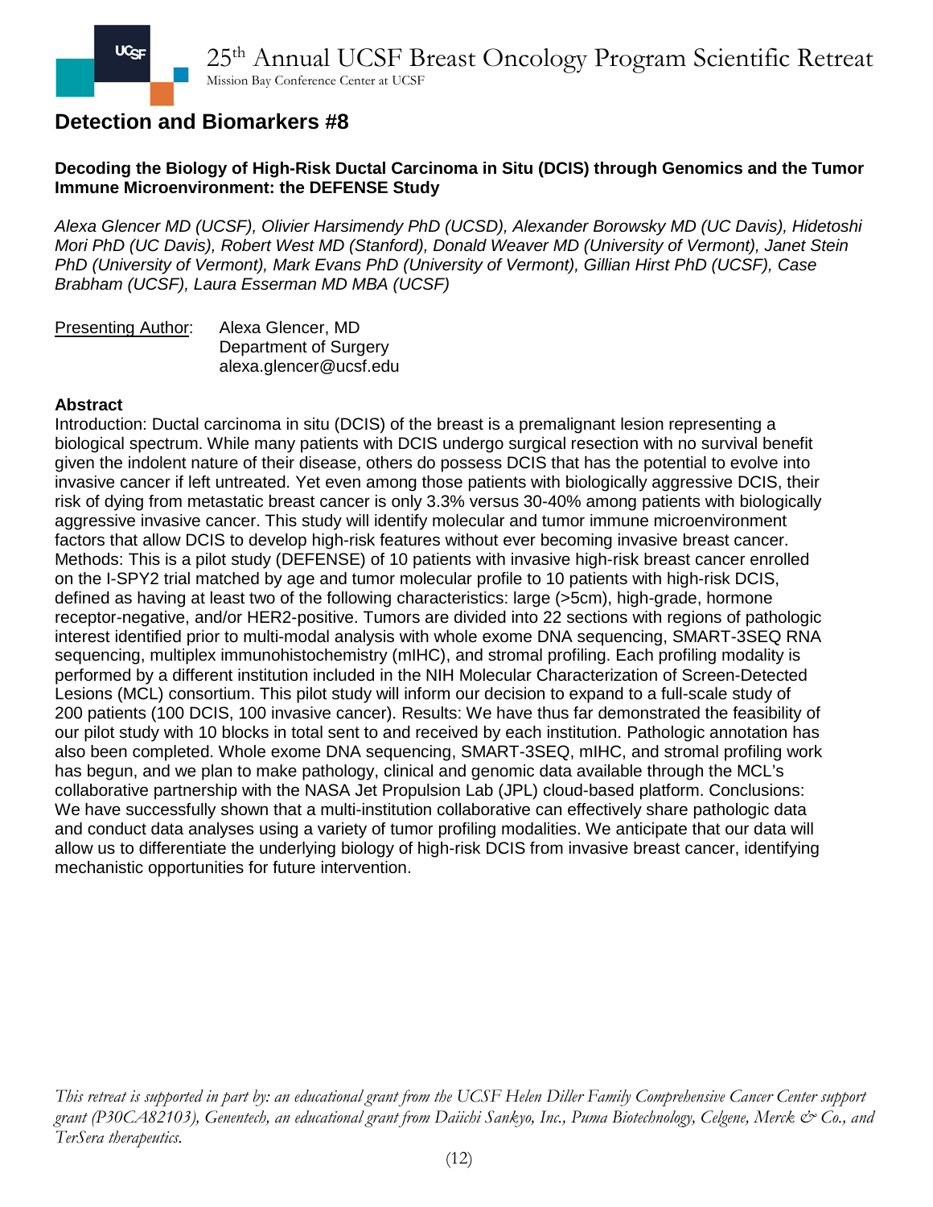## Detection and Biomarkers #8

**Decoding the Biology of High-Risk Ductal Carcinoma in Situ (DCIS) through Genomics and the Tumor Immune Microenvironment: the DEFENSE Study**

*Alexa Glencer MD (UCSF), Olivier Harsimendy PhD (UCSD), Alexander Borowsky MD (UC Davis), Hidetoshi Mori PhD (UC Davis), Robert West MD (Stanford), Donald Weaver MD (University of Vermont), Janet Stein PhD (University of Vermont), Mark Evans PhD (University of Vermont), Gillian Hirst PhD (UCSF), Case Brabham (UCSF), Laura Esserman MD MBA (UCSF)*

Presenting Author: Alexa Glencer, MD
Department of Surgery
alexa.glencer@ucsf.edu

**Abstract**

Introduction: Ductal carcinoma in situ (DCIS) of the breast is a premalignant lesion representing a biological spectrum. While many patients with DCIS undergo surgical resection with no survival benefit given the indolent nature of their disease, others do possess DCIS that has the potential to evolve into invasive cancer if left untreated. Yet even among those patients with biologically aggressive DCIS, their risk of dying from metastatic breast cancer is only 3.3% versus 30-40% among patients with biologically aggressive invasive cancer. This study will identify molecular and tumor immune microenvironment factors that allow DCIS to develop high-risk features without ever becoming invasive breast cancer. Methods: This is a pilot study (DEFENSE) of 10 patients with invasive high-risk breast cancer enrolled on the I-SPY2 trial matched by age and tumor molecular profile to 10 patients with high-risk DCIS, defined as having at least two of the following characteristics: large (>5cm), high-grade, hormone receptor-negative, and/or HER2-positive. Tumors are divided into 22 sections with regions of pathologic interest identified prior to multi-modal analysis with whole exome DNA sequencing, SMART-3SEQ RNA sequencing, multiplex immunohistochemistry (mIHC), and stromal profiling. Each profiling modality is performed by a different institution included in the NIH Molecular Characterization of Screen-Detected Lesions (MCL) consortium. This pilot study will inform our decision to expand to a full-scale study of 200 patients (100 DCIS, 100 invasive cancer). Results: We have thus far demonstrated the feasibility of our pilot study with 10 blocks in total sent to and received by each institution. Pathologic annotation has also been completed. Whole exome DNA sequencing, SMART-3SEQ, mIHC, and stromal profiling work has begun, and we plan to make pathology, clinical and genomic data available through the MCL's collaborative partnership with the NASA Jet Propulsion Lab (JPL) cloud-based platform. Conclusions: We have successfully shown that a multi-institution collaborative can effectively share pathologic data and conduct data analyses using a variety of tumor profiling modalities. We anticipate that our data will allow us to differentiate the underlying biology of high-risk DCIS from invasive breast cancer, identifying mechanistic opportunities for future intervention.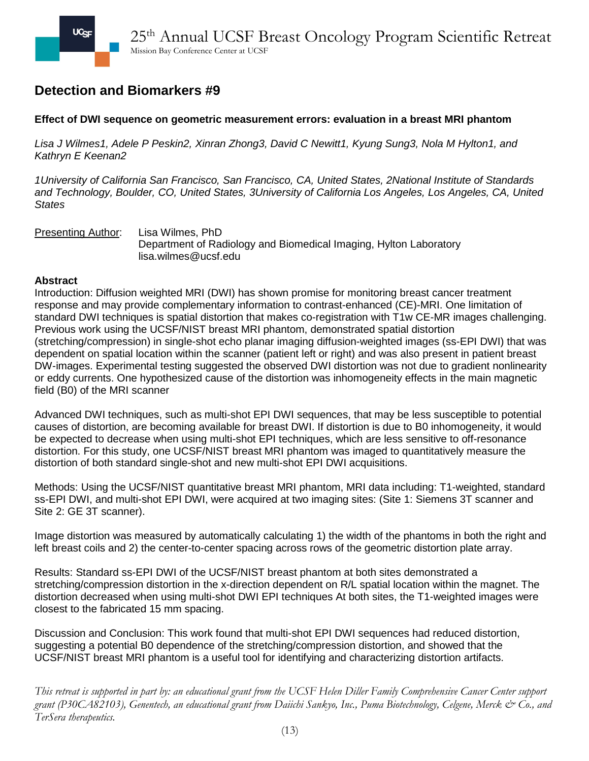## Detection and Biomarkers #9

**Effect of DWI sequence on geometric measurement errors: evaluation in a breast MRI phantom**

*Lisa J Wilmes1, Adele P Peskin2, Xinran Zhong3, David C Newitt1, Kyung Sung3, Nola M Hylton1, and Kathryn E Keenan2*

*1University of California San Francisco, San Francisco, CA, United States, 2National Institute of Standards and Technology, Boulder, CO, United States, 3University of California Los Angeles, Los Angeles, CA, United States*

Presenting Author: Lisa Wilmes, PhD
Department of Radiology and Biomedical Imaging, Hylton Laboratory
lisa.wilmes@ucsf.edu

**Abstract**

Introduction: Diffusion weighted MRI (DWI) has shown promise for monitoring breast cancer treatment response and may provide complementary information to contrast-enhanced (CE)-MRI. One limitation of standard DWI techniques is spatial distortion that makes co-registration with T1w CE-MR images challenging. Previous work using the UCSF/NIST breast MRI phantom, demonstrated spatial distortion (stretching/compression) in single-shot echo planar imaging diffusion-weighted images (ss-EPI DWI) that was dependent on spatial location within the scanner (patient left or right) and was also present in patient breast DW-images. Experimental testing suggested the observed DWI distortion was not due to gradient nonlinearity or eddy currents. One hypothesized cause of the distortion was inhomogeneity effects in the main magnetic field (B0) of the MRI scanner

Advanced DWI techniques, such as multi-shot EPI DWI sequences, that may be less susceptible to potential causes of distortion, are becoming available for breast DWI. If distortion is due to B0 inhomogeneity, it would be expected to decrease when using multi-shot EPI techniques, which are less sensitive to off-resonance distortion. For this study, one UCSF/NIST breast MRI phantom was imaged to quantitatively measure the distortion of both standard single-shot and new multi-shot EPI DWI acquisitions.

Methods: Using the UCSF/NIST quantitative breast MRI phantom, MRI data including: T1-weighted, standard ss-EPI DWI, and multi-shot EPI DWI, were acquired at two imaging sites: (Site 1: Siemens 3T scanner and Site 2: GE 3T scanner).

Image distortion was measured by automatically calculating 1) the width of the phantoms in both the right and left breast coils and 2) the center-to-center spacing across rows of the geometric distortion plate array.

Results: Standard ss-EPI DWI of the UCSF/NIST breast phantom at both sites demonstrated a stretching/compression distortion in the x-direction dependent on R/L spatial location within the magnet. The distortion decreased when using multi-shot DWI EPI techniques At both sites, the T1-weighted images were closest to the fabricated 15 mm spacing.

Discussion and Conclusion: This work found that multi-shot EPI DWI sequences had reduced distortion, suggesting a potential B0 dependence of the stretching/compression distortion, and showed that the UCSF/NIST breast MRI phantom is a useful tool for identifying and characterizing distortion artifacts.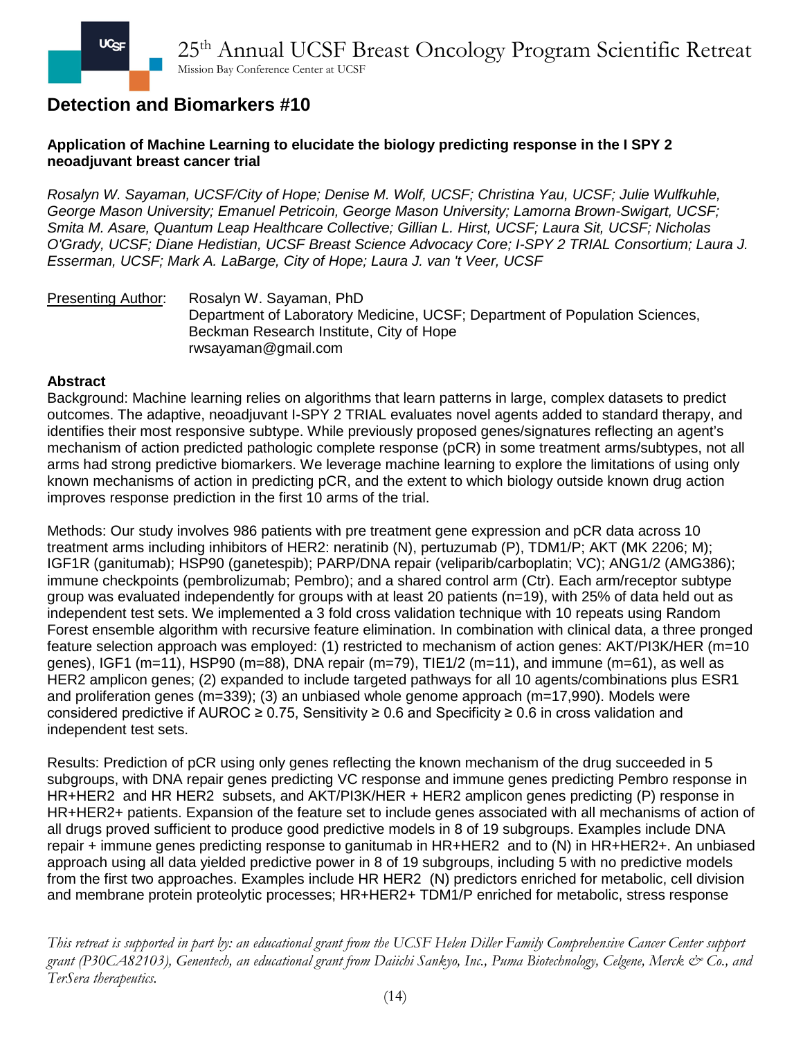## Detection and Biomarkers #10

**Application of Machine Learning to elucidate the biology predicting response in the I SPY 2 neoadjuvant breast cancer trial**

*Rosalyn W. Sayaman, UCSF/City of Hope; Denise M. Wolf, UCSF; Christina Yau, UCSF; Julie Wulfkuhle, George Mason University; Emanuel Petricoin, George Mason University; Lamorna Brown-Swigart, UCSF; Smita M. Asare, Quantum Leap Healthcare Collective; Gillian L. Hirst, UCSF; Laura Sit, UCSF; Nicholas O'Grady, UCSF; Diane Hedistian, UCSF Breast Science Advocacy Core; I-SPY 2 TRIAL Consortium; Laura J. Esserman, UCSF; Mark A. LaBarge, City of Hope; Laura J. van 't Veer, UCSF*

Presenting Author: Rosalyn W. Sayaman, PhD
Department of Laboratory Medicine, UCSF; Department of Population Sciences, Beckman Research Institute, City of Hope
rwsayaman@gmail.com

**Abstract**

Background: Machine learning relies on algorithms that learn patterns in large, complex datasets to predict outcomes. The adaptive, neoadjuvant I-SPY 2 TRIAL evaluates novel agents added to standard therapy, and identifies their most responsive subtype. While previously proposed genes/signatures reflecting an agent's mechanism of action predicted pathologic complete response (pCR) in some treatment arms/subtypes, not all arms had strong predictive biomarkers. We leverage machine learning to explore the limitations of using only known mechanisms of action in predicting pCR, and the extent to which biology outside known drug action improves response prediction in the first 10 arms of the trial.

Methods: Our study involves 986 patients with pre treatment gene expression and pCR data across 10 treatment arms including inhibitors of HER2: neratinib (N), pertuzumab (P), TDM1/P; AKT (MK 2206; M); IGF1R (ganitumab); HSP90 (ganetespib); PARP/DNA repair (veliparib/carboplatin; VC); ANG1/2 (AMG386); immune checkpoints (pembrolizumab; Pembro); and a shared control arm (Ctr). Each arm/receptor subtype group was evaluated independently for groups with at least 20 patients (n=19), with 25% of data held out as independent test sets. We implemented a 3 fold cross validation technique with 10 repeats using Random Forest ensemble algorithm with recursive feature elimination. In combination with clinical data, a three pronged feature selection approach was employed: (1) restricted to mechanism of action genes: AKT/PI3K/HER (m=10 genes), IGF1 (m=11), HSP90 (m=88), DNA repair (m=79), TIE1/2 (m=11), and immune (m=61), as well as HER2 amplicon genes; (2) expanded to include targeted pathways for all 10 agents/combinations plus ESR1 and proliferation genes (m=339); (3) an unbiased whole genome approach (m=17,990). Models were considered predictive if AUROC ≥ 0.75, Sensitivity ≥ 0.6 and Specificity ≥ 0.6 in cross validation and independent test sets.

Results: Prediction of pCR using only genes reflecting the known mechanism of the drug succeeded in 5 subgroups, with DNA repair genes predicting VC response and immune genes predicting Pembro response in HR+HER2 and HR HER2 subsets, and AKT/PI3K/HER + HER2 amplicon genes predicting (P) response in HR+HER2+ patients. Expansion of the feature set to include genes associated with all mechanisms of action of all drugs proved sufficient to produce good predictive models in 8 of 19 subgroups. Examples include DNA repair + immune genes predicting response to ganitumab in HR+HER2 and to (N) in HR+HER2+. An unbiased approach using all data yielded predictive power in 8 of 19 subgroups, including 5 with no predictive models from the first two approaches. Examples include HR HER2 (N) predictors enriched for metabolic, cell division and membrane protein proteolytic processes; HR+HER2+ TDM1/P enriched for metabolic, stress response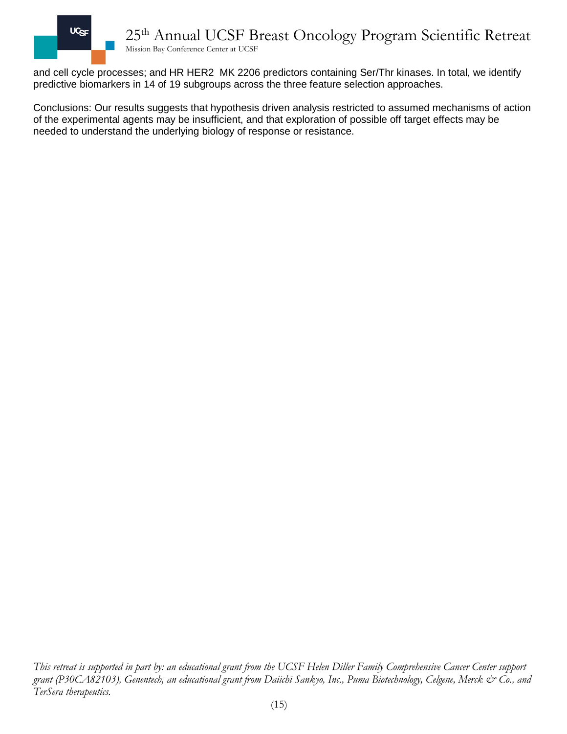and cell cycle processes; and HR HER2  MK 2206 predictors containing Ser/Thr kinases. In total, we identify predictive biomarkers in 14 of 19 subgroups across the three feature selection approaches.

Conclusions: Our results suggests that hypothesis driven analysis restricted to assumed mechanisms of action of the experimental agents may be insufficient, and that exploration of possible off target effects may be needed to understand the underlying biology of response or resistance.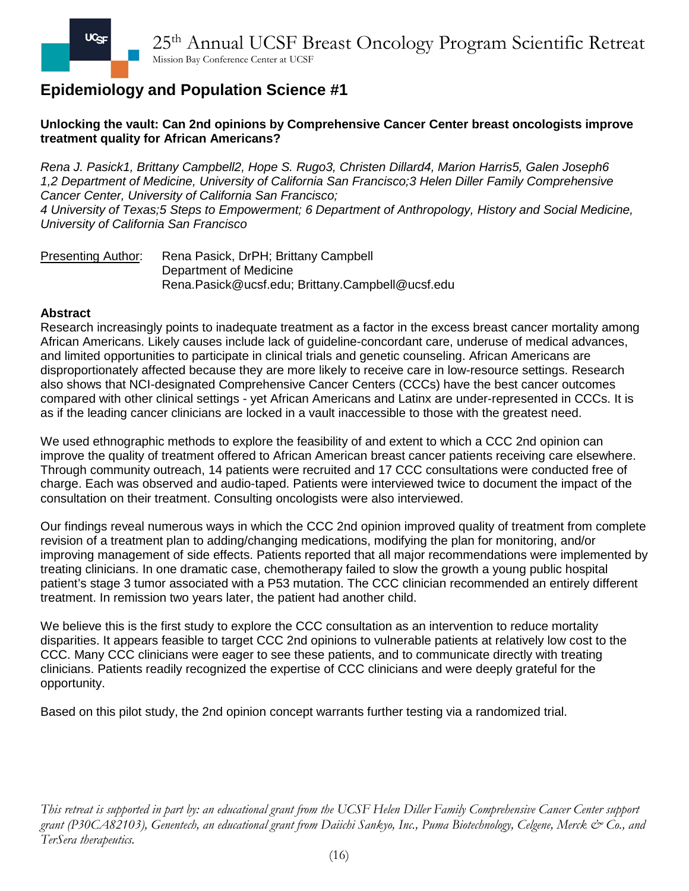# Epidemiology and Population Science #1

**Unlocking the vault: Can 2nd opinions by Comprehensive Cancer Center breast oncologists improve treatment quality for African Americans?**

*Rena J. Pasick1, Brittany Campbell2, Hope S. Rugo3, Christen Dillard4, Marion Harris5, Galen Joseph6*
*1,2 Department of Medicine, University of California San Francisco;3 Helen Diller Family Comprehensive Cancer Center, University of California San Francisco;*
*4 University of Texas;5 Steps to Empowerment; 6 Department of Anthropology, History and Social Medicine, University of California San Francisco*

Presenting Author: Rena Pasick, DrPH; Brittany Campbell
Department of Medicine
Rena.Pasick@ucsf.edu; Brittany.Campbell@ucsf.edu

**Abstract**

Research increasingly points to inadequate treatment as a factor in the excess breast cancer mortality among African Americans. Likely causes include lack of guideline-concordant care, underuse of medical advances, and limited opportunities to participate in clinical trials and genetic counseling. African Americans are disproportionately affected because they are more likely to receive care in low-resource settings. Research also shows that NCI-designated Comprehensive Cancer Centers (CCCs) have the best cancer outcomes compared with other clinical settings - yet African Americans and Latinx are under-represented in CCCs. It is as if the leading cancer clinicians are locked in a vault inaccessible to those with the greatest need.

We used ethnographic methods to explore the feasibility of and extent to which a CCC 2nd opinion can improve the quality of treatment offered to African American breast cancer patients receiving care elsewhere. Through community outreach, 14 patients were recruited and 17 CCC consultations were conducted free of charge. Each was observed and audio-taped. Patients were interviewed twice to document the impact of the consultation on their treatment. Consulting oncologists were also interviewed.

Our findings reveal numerous ways in which the CCC 2nd opinion improved quality of treatment from complete revision of a treatment plan to adding/changing medications, modifying the plan for monitoring, and/or improving management of side effects. Patients reported that all major recommendations were implemented by treating clinicians. In one dramatic case, chemotherapy failed to slow the growth a young public hospital patient's stage 3 tumor associated with a P53 mutation. The CCC clinician recommended an entirely different treatment. In remission two years later, the patient had another child.

We believe this is the first study to explore the CCC consultation as an intervention to reduce mortality disparities. It appears feasible to target CCC 2nd opinions to vulnerable patients at relatively low cost to the CCC. Many CCC clinicians were eager to see these patients, and to communicate directly with treating clinicians. Patients readily recognized the expertise of CCC clinicians and were deeply grateful for the opportunity.

Based on this pilot study, the 2nd opinion concept warrants further testing via a randomized trial.

*This retreat is supported in part by: an educational grant from the UCSF Helen Diller Family Comprehensive Cancer Center support grant (P30CA82103), Genentech, an educational grant from Daiichi Sankyo, Inc., Puma Biotechnology, Celgene, Merck & Co., and TerSera therapeutics.*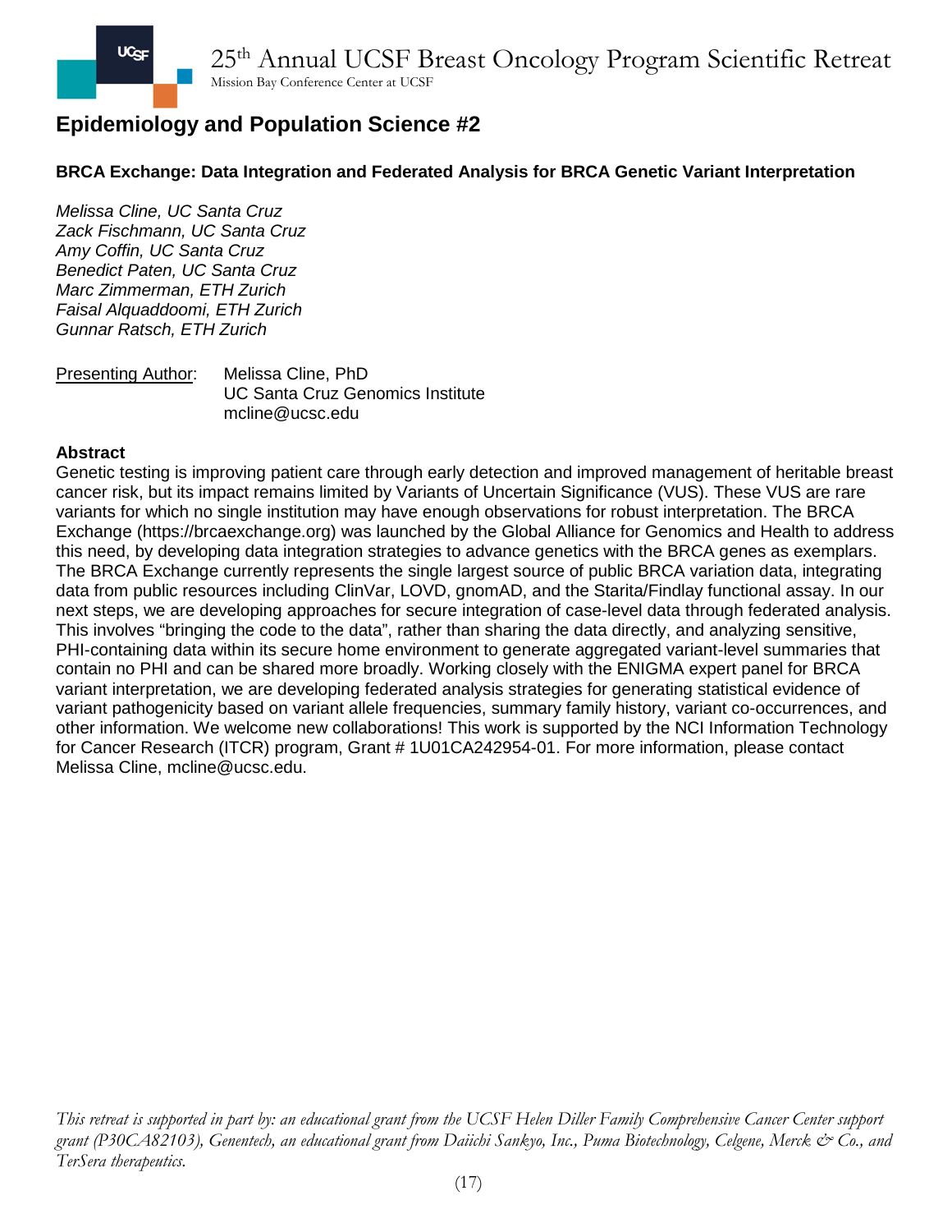# Epidemiology and Population Science #2

### BRCA Exchange: Data Integration and Federated Analysis for BRCA Genetic Variant Interpretation

*Melissa Cline, UC Santa Cruz*
*Zack Fischmann, UC Santa Cruz*
*Amy Coffin, UC Santa Cruz*
*Benedict Paten, UC Santa Cruz*
*Marc Zimmerman, ETH Zurich*
*Faisal Alquaddoomi, ETH Zurich*
*Gunnar Ratsch, ETH Zurich*

Presenting Author: Melissa Cline, PhD
UC Santa Cruz Genomics Institute
mcline@ucsc.edu

**Abstract**

Genetic testing is improving patient care through early detection and improved management of heritable breast cancer risk, but its impact remains limited by Variants of Uncertain Significance (VUS). These VUS are rare variants for which no single institution may have enough observations for robust interpretation. The BRCA Exchange (https://brcaexchange.org) was launched by the Global Alliance for Genomics and Health to address this need, by developing data integration strategies to advance genetics with the BRCA genes as exemplars. The BRCA Exchange currently represents the single largest source of public BRCA variation data, integrating data from public resources including ClinVar, LOVD, gnomAD, and the Starita/Findlay functional assay. In our next steps, we are developing approaches for secure integration of case-level data through federated analysis. This involves "bringing the code to the data", rather than sharing the data directly, and analyzing sensitive, PHI-containing data within its secure home environment to generate aggregated variant-level summaries that contain no PHI and can be shared more broadly. Working closely with the ENIGMA expert panel for BRCA variant interpretation, we are developing federated analysis strategies for generating statistical evidence of variant pathogenicity based on variant allele frequencies, summary family history, variant co-occurrences, and other information. We welcome new collaborations! This work is supported by the NCI Information Technology for Cancer Research (ITCR) program, Grant # 1U01CA242954-01. For more information, please contact Melissa Cline, mcline@ucsc.edu.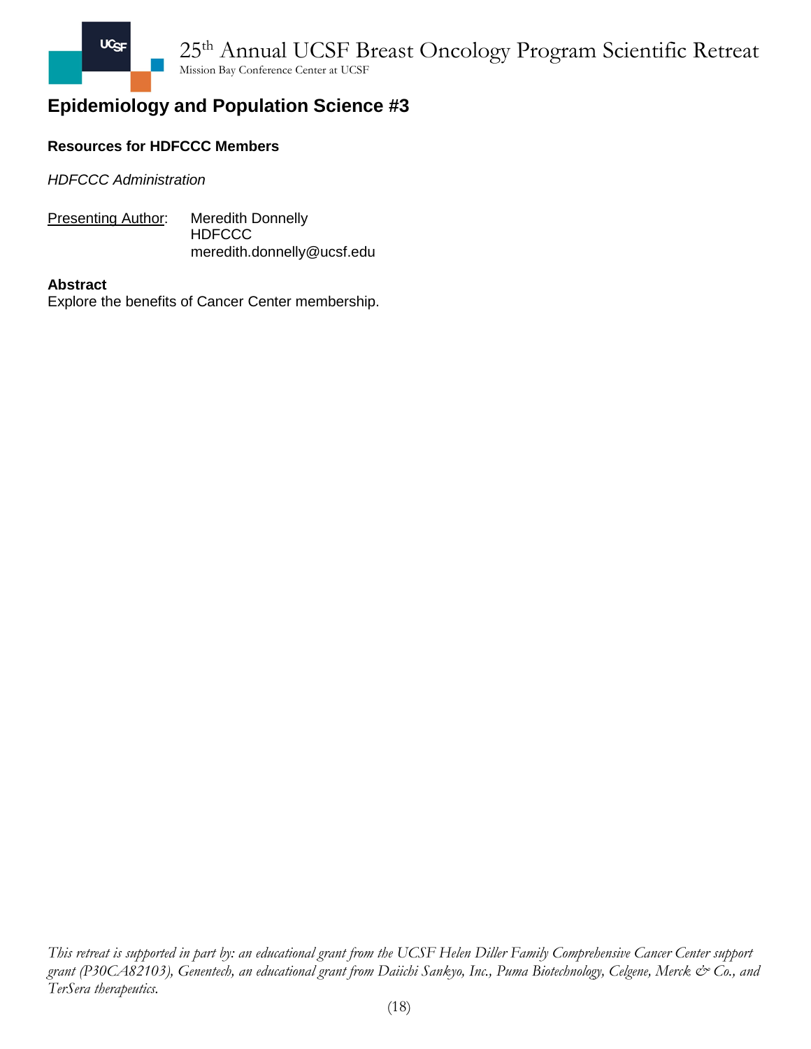## Epidemiology and Population Science #3

**Resources for HDFCCC Members**

*HDFCCC Administration*

Presenting Author: Meredith Donnelly
HDFCCC
meredith.donnelly@ucsf.edu

**Abstract**
Explore the benefits of Cancer Center membership.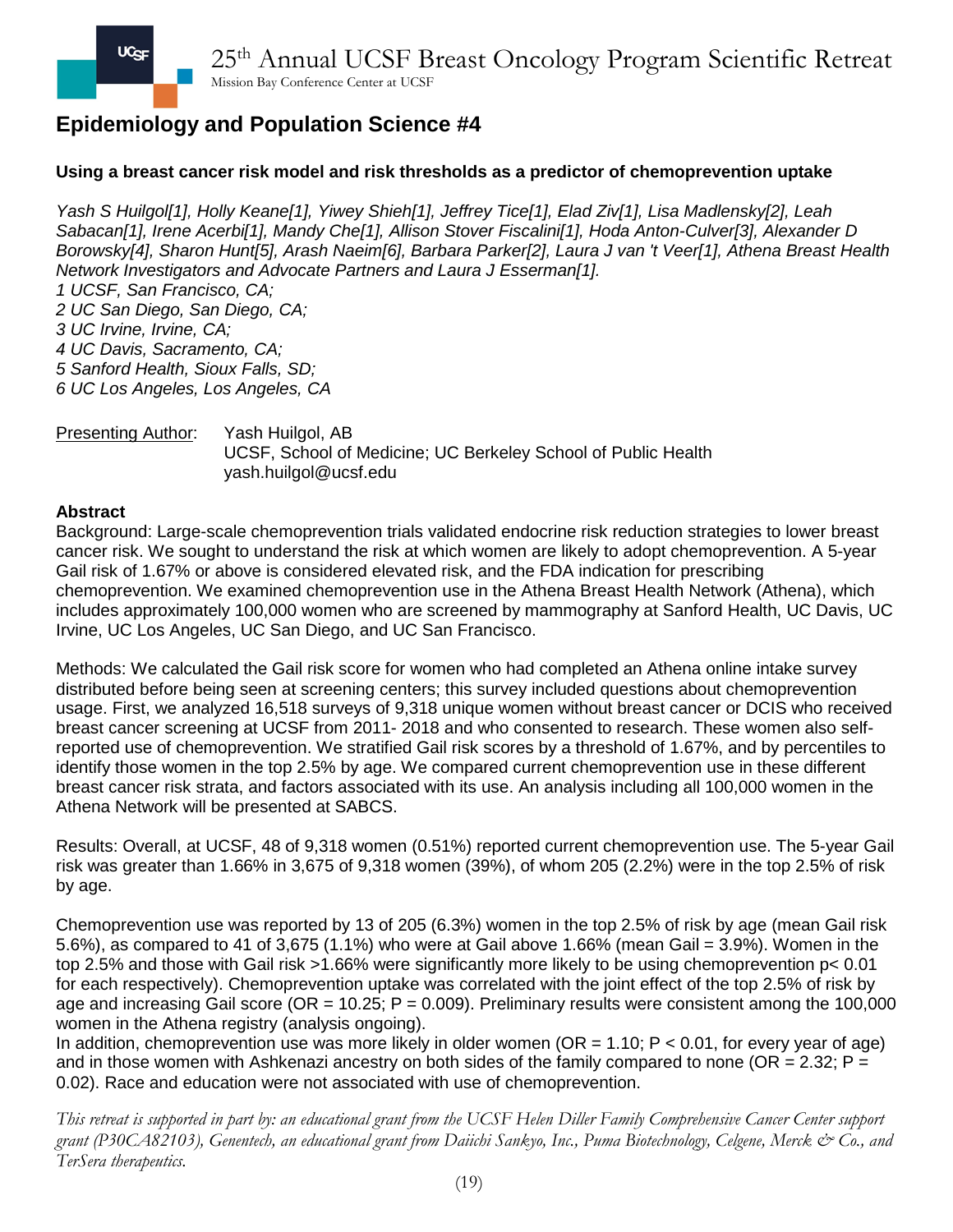## Epidemiology and Population Science #4

**Using a breast cancer risk model and risk thresholds as a predictor of chemoprevention uptake**

*Yash S Huilgol[1], Holly Keane[1], Yiwey Shieh[1], Jeffrey Tice[1], Elad Ziv[1], Lisa Madlensky[2], Leah Sabacan[1], Irene Acerbi[1], Mandy Che[1], Allison Stover Fiscalini[1], Hoda Anton-Culver[3], Alexander D Borowsky[4], Sharon Hunt[5], Arash Naeim[6], Barbara Parker[2], Laura J van 't Veer[1], Athena Breast Health Network Investigators and Advocate Partners and Laura J Esserman[1].*
*1 UCSF, San Francisco, CA;*
*2 UC San Diego, San Diego, CA;*
*3 UC Irvine, Irvine, CA;*
*4 UC Davis, Sacramento, CA;*
*5 Sanford Health, Sioux Falls, SD;*
*6 UC Los Angeles, Los Angeles, CA*

Presenting Author: Yash Huilgol, AB
UCSF, School of Medicine; UC Berkeley School of Public Health
yash.huilgol@ucsf.edu

**Abstract**

Background: Large-scale chemoprevention trials validated endocrine risk reduction strategies to lower breast cancer risk. We sought to understand the risk at which women are likely to adopt chemoprevention. A 5-year Gail risk of 1.67% or above is considered elevated risk, and the FDA indication for prescribing chemoprevention. We examined chemoprevention use in the Athena Breast Health Network (Athena), which includes approximately 100,000 women who are screened by mammography at Sanford Health, UC Davis, UC Irvine, UC Los Angeles, UC San Diego, and UC San Francisco.

Methods: We calculated the Gail risk score for women who had completed an Athena online intake survey distributed before being seen at screening centers; this survey included questions about chemoprevention usage. First, we analyzed 16,518 surveys of 9,318 unique women without breast cancer or DCIS who received breast cancer screening at UCSF from 2011- 2018 and who consented to research. These women also self-reported use of chemoprevention. We stratified Gail risk scores by a threshold of 1.67%, and by percentiles to identify those women in the top 2.5% by age. We compared current chemoprevention use in these different breast cancer risk strata, and factors associated with its use. An analysis including all 100,000 women in the Athena Network will be presented at SABCS.

Results: Overall, at UCSF, 48 of 9,318 women (0.51%) reported current chemoprevention use. The 5-year Gail risk was greater than 1.66% in 3,675 of 9,318 women (39%), of whom 205 (2.2%) were in the top 2.5% of risk by age.

Chemoprevention use was reported by 13 of 205 (6.3%) women in the top 2.5% of risk by age (mean Gail risk 5.6%), as compared to 41 of 3,675 (1.1%) who were at Gail above 1.66% (mean Gail = 3.9%). Women in the top 2.5% and those with Gail risk >1.66% were significantly more likely to be using chemoprevention $p < 0.01$ for each respectively). Chemoprevention uptake was correlated with the joint effect of the top 2.5% of risk by age and increasing Gail score (OR = 10.25; P = 0.009). Preliminary results were consistent among the 100,000 women in the Athena registry (analysis ongoing).
In addition, chemoprevention use was more likely in older women (OR = 1.10; P < 0.01, for every year of age) and in those women with Ashkenazi ancestry on both sides of the family compared to none (OR = 2.32; P = 0.02). Race and education were not associated with use of chemoprevention.

*This retreat is supported in part by: an educational grant from the UCSF Helen Diller Family Comprehensive Cancer Center support grant (P30CA82103), Genentech, an educational grant from Daiichi Sankyo, Inc., Puma Biotechnology, Celgene, Merck & Co., and TerSera therapeutics.*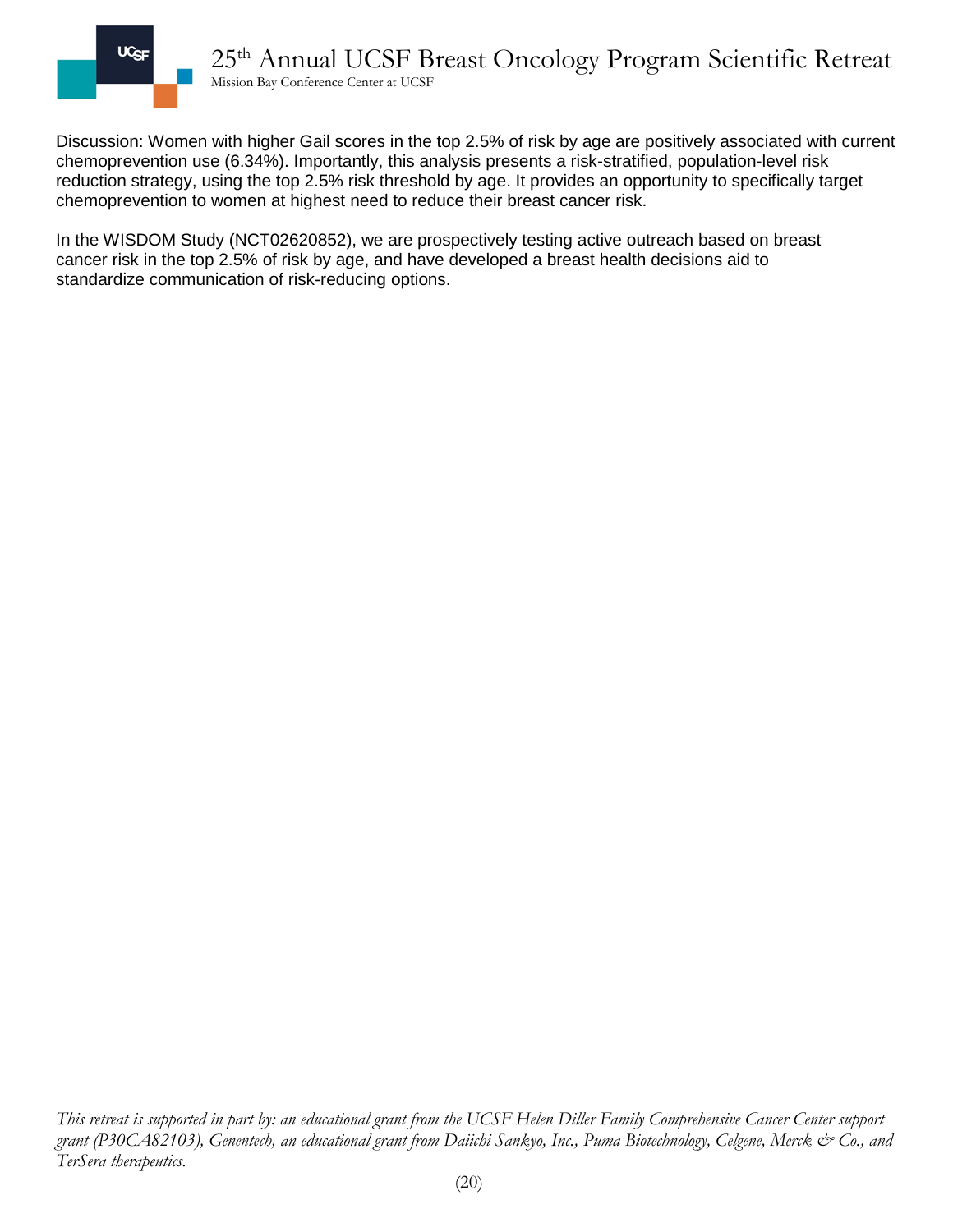Discussion: Women with higher Gail scores in the top 2.5% of risk by age are positively associated with current chemoprevention use (6.34%). Importantly, this analysis presents a risk-stratified, population-level risk reduction strategy, using the top 2.5% risk threshold by age. It provides an opportunity to specifically target chemoprevention to women at highest need to reduce their breast cancer risk.

In the WISDOM Study (NCT02620852), we are prospectively testing active outreach based on breast cancer risk in the top 2.5% of risk by age, and have developed a breast health decisions aid to standardize communication of risk-reducing options.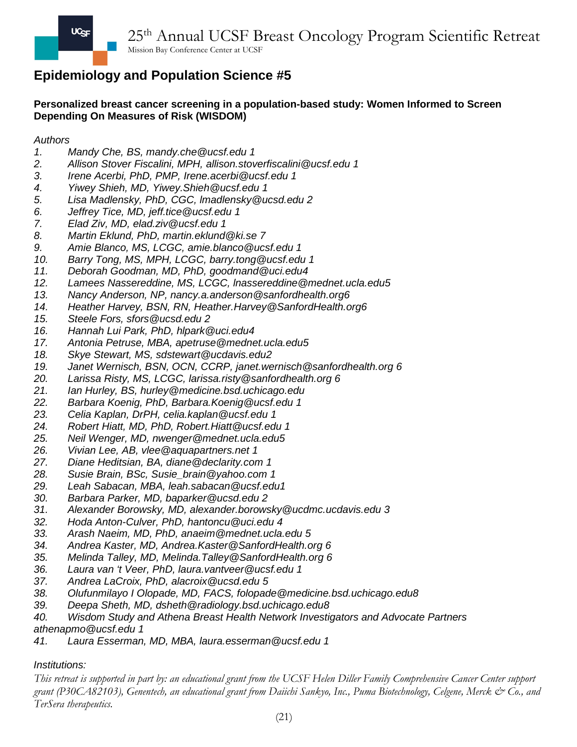## Epidemiology and Population Science #5

**Personalized breast cancer screening in a population-based study: Women Informed to Screen Depending On Measures of Risk (WISDOM)**

*Authors*

1. *Mandy Che, BS, mandy.che@ucsf.edu 1*
2. *Allison Stover Fiscalini, MPH, allison.stoverfiscalini@ucsf.edu 1*
3. *Irene Acerbi, PhD, PMP, Irene.acerbi@ucsf.edu 1*
4. *Yiwey Shieh, MD, Yiwey.Shieh@ucsf.edu 1*
5. *Lisa Madlensky, PhD, CGC, lmadlensky@ucsd.edu 2*
6. *Jeffrey Tice, MD, jeff.tice@ucsf.edu 1*
7. *Elad Ziv, MD, elad.ziv@ucsf.edu 1*
8. *Martin Eklund, PhD, martin.eklund@ki.se 7*
9. *Amie Blanco, MS, LCGC, amie.blanco@ucsf.edu 1*
10. *Barry Tong, MS, MPH, LCGC, barry.tong@ucsf.edu 1*
11. *Deborah Goodman, MD, PhD, goodmand@uci.edu4*
12. *Lamees Nassereddine, MS, LCGC, lnassereddine@mednet.ucla.edu5*
13. *Nancy Anderson, NP, nancy.a.anderson@sanfordhealth.org6*
14. *Heather Harvey, BSN, RN, Heather.Harvey@SanfordHealth.org6*
15. *Steele Fors, sfors@ucsd.edu 2*
16. *Hannah Lui Park, PhD, hlpark@uci.edu4*
17. *Antonia Petruse, MBA, apetruse@mednet.ucla.edu5*
18. *Skye Stewart, MS, sdstewart@ucdavis.edu2*
19. *Janet Wernisch, BSN, OCN, CCRP, janet.wernisch@sanfordhealth.org 6*
20. *Larissa Risty, MS, LCGC, larissa.risty@sanfordhealth.org 6*
21. *Ian Hurley, BS, hurley@medicine.bsd.uchicago.edu*
22. *Barbara Koenig, PhD, Barbara.Koenig@ucsf.edu 1*
23. *Celia Kaplan, DrPH, celia.kaplan@ucsf.edu 1*
24. *Robert Hiatt, MD, PhD, Robert.Hiatt@ucsf.edu 1*
25. *Neil Wenger, MD, nwenger@mednet.ucla.edu5*
26. *Vivian Lee, AB, vlee@aquapartners.net 1*
27. *Diane Heditsian, BA, diane@declarity.com 1*
28. *Susie Brain, BSc, Susie_brain@yahoo.com 1*
29. *Leah Sabacan, MBA, leah.sabacan@ucsf.edu1*
30. *Barbara Parker, MD, baparker@ucsd.edu 2*
31. *Alexander Borowsky, MD, alexander.borowsky@ucdmc.ucdavis.edu 3*
32. *Hoda Anton-Culver, PhD, hantoncu@uci.edu 4*
33. *Arash Naeim, MD, PhD, anaeim@mednet.ucla.edu 5*
34. *Andrea Kaster, MD, Andrea.Kaster@SanfordHealth.org 6*
35. *Melinda Talley, MD, Melinda.Talley@SanfordHealth.org 6*
36. *Laura van 't Veer, PhD, laura.vantveer@ucsf.edu 1*
37. *Andrea LaCroix, PhD, alacroix@ucsd.edu 5*
38. *Olufunmilayo I Olopade, MD, FACS, folopade@medicine.bsd.uchicago.edu8*
39. *Deepa Sheth, MD, dsheth@radiology.bsd.uchicago.edu8*
40. *Wisdom Study and Athena Breast Health Network Investigators and Advocate Partners athenapmo@ucsf.edu 1*
41. *Laura Esserman, MD, MBA, laura.esserman@ucsf.edu 1*

*Institutions:*

*This retreat is supported in part by: an educational grant from the UCSF Helen Diller Family Comprehensive Cancer Center support grant (P30CA82103), Genentech, an educational grant from Daiichi Sankyo, Inc., Puma Biotechnology, Celgene, Merck & Co., and TerSera therapeutics.*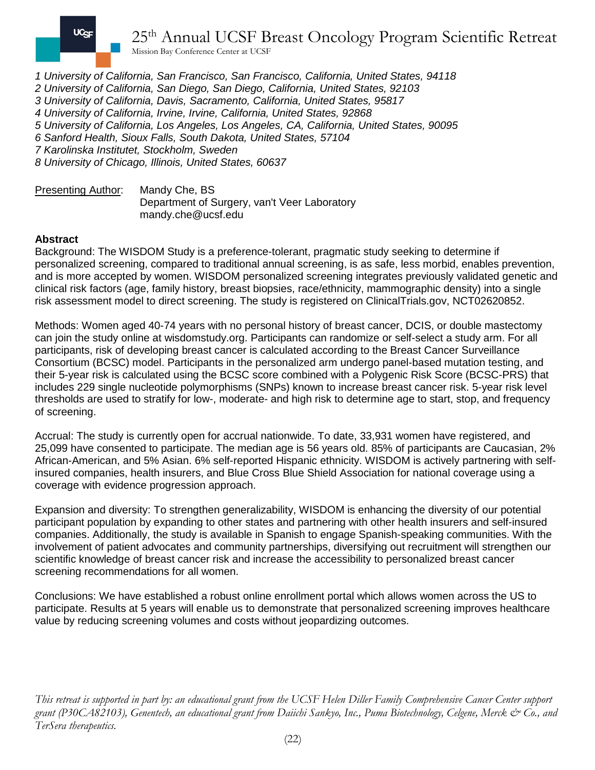*1 University of California, San Francisco, San Francisco, California, United States, 94118*
*2 University of California, San Diego, San Diego, California, United States, 92103*
*3 University of California, Davis, Sacramento, California, United States, 95817*
*4 University of California, Irvine, Irvine, California, United States, 92868*
*5 University of California, Los Angeles, Los Angeles, CA, California, United States, 90095*
*6 Sanford Health, Sioux Falls, South Dakota, United States, 57104*
*7 Karolinska Institutet, Stockholm, Sweden*
*8 University of Chicago, Illinois, United States, 60637*

Presenting Author: Mandy Che, BS
Department of Surgery, van't Veer Laboratory
mandy.che@ucsf.edu

**Abstract**

Background: The WISDOM Study is a preference-tolerant, pragmatic study seeking to determine if personalized screening, compared to traditional annual screening, is as safe, less morbid, enables prevention, and is more accepted by women. WISDOM personalized screening integrates previously validated genetic and clinical risk factors (age, family history, breast biopsies, race/ethnicity, mammographic density) into a single risk assessment model to direct screening. The study is registered on ClinicalTrials.gov, NCT02620852.

Methods: Women aged 40-74 years with no personal history of breast cancer, DCIS, or double mastectomy can join the study online at wisdomstudy.org. Participants can randomize or self-select a study arm. For all participants, risk of developing breast cancer is calculated according to the Breast Cancer Surveillance Consortium (BCSC) model. Participants in the personalized arm undergo panel-based mutation testing, and their 5-year risk is calculated using the BCSC score combined with a Polygenic Risk Score (BCSC-PRS) that includes 229 single nucleotide polymorphisms (SNPs) known to increase breast cancer risk. 5-year risk level thresholds are used to stratify for low-, moderate- and high risk to determine age to start, stop, and frequency of screening.

Accrual: The study is currently open for accrual nationwide. To date, 33,931 women have registered, and 25,099 have consented to participate. The median age is 56 years old. 85% of participants are Caucasian, 2% African-American, and 5% Asian. 6% self-reported Hispanic ethnicity. WISDOM is actively partnering with self-insured companies, health insurers, and Blue Cross Blue Shield Association for national coverage using a coverage with evidence progression approach.

Expansion and diversity: To strengthen generalizability, WISDOM is enhancing the diversity of our potential participant population by expanding to other states and partnering with other health insurers and self-insured companies. Additionally, the study is available in Spanish to engage Spanish-speaking communities. With the involvement of patient advocates and community partnerships, diversifying out recruitment will strengthen our scientific knowledge of breast cancer risk and increase the accessibility to personalized breast cancer screening recommendations for all women.

Conclusions: We have established a robust online enrollment portal which allows women across the US to participate. Results at 5 years will enable us to demonstrate that personalized screening improves healthcare value by reducing screening volumes and costs without jeopardizing outcomes.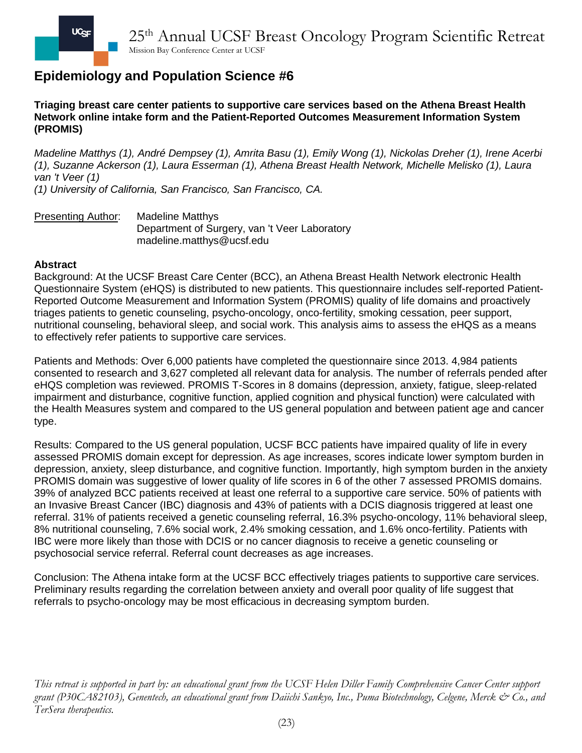## Epidemiology and Population Science #6

**Triaging breast care center patients to supportive care services based on the Athena Breast Health Network online intake form and the Patient-Reported Outcomes Measurement Information System (PROMIS)**

*Madeline Matthys (1), André Dempsey (1), Amrita Basu (1), Emily Wong (1), Nickolas Dreher (1), Irene Acerbi (1), Suzanne Ackerson (1), Laura Esserman (1), Athena Breast Health Network, Michelle Melisko (1), Laura van 't Veer (1)*
*(1) University of California, San Francisco, San Francisco, CA.*

Presenting Author: Madeline Matthys
Department of Surgery, van 't Veer Laboratory
madeline.matthys@ucsf.edu

**Abstract**

Background: At the UCSF Breast Care Center (BCC), an Athena Breast Health Network electronic Health Questionnaire System (eHQS) is distributed to new patients. This questionnaire includes self-reported Patient-Reported Outcome Measurement and Information System (PROMIS) quality of life domains and proactively triages patients to genetic counseling, psycho-oncology, onco-fertility, smoking cessation, peer support, nutritional counseling, behavioral sleep, and social work. This analysis aims to assess the eHQS as a means to effectively refer patients to supportive care services.

Patients and Methods: Over 6,000 patients have completed the questionnaire since 2013. 4,984 patients consented to research and 3,627 completed all relevant data for analysis. The number of referrals pended after eHQS completion was reviewed. PROMIS T-Scores in 8 domains (depression, anxiety, fatigue, sleep-related impairment and disturbance, cognitive function, applied cognition and physical function) were calculated with the Health Measures system and compared to the US general population and between patient age and cancer type.

Results: Compared to the US general population, UCSF BCC patients have impaired quality of life in every assessed PROMIS domain except for depression. As age increases, scores indicate lower symptom burden in depression, anxiety, sleep disturbance, and cognitive function. Importantly, high symptom burden in the anxiety PROMIS domain was suggestive of lower quality of life scores in 6 of the other 7 assessed PROMIS domains. 39% of analyzed BCC patients received at least one referral to a supportive care service. 50% of patients with an Invasive Breast Cancer (IBC) diagnosis and 43% of patients with a DCIS diagnosis triggered at least one referral. 31% of patients received a genetic counseling referral, 16.3% psycho-oncology, 11% behavioral sleep, 8% nutritional counseling, 7.6% social work, 2.4% smoking cessation, and 1.6% onco-fertility. Patients with IBC were more likely than those with DCIS or no cancer diagnosis to receive a genetic counseling or psychosocial service referral. Referral count decreases as age increases.

Conclusion: The Athena intake form at the UCSF BCC effectively triages patients to supportive care services. Preliminary results regarding the correlation between anxiety and overall poor quality of life suggest that referrals to psycho-oncology may be most efficacious in decreasing symptom burden.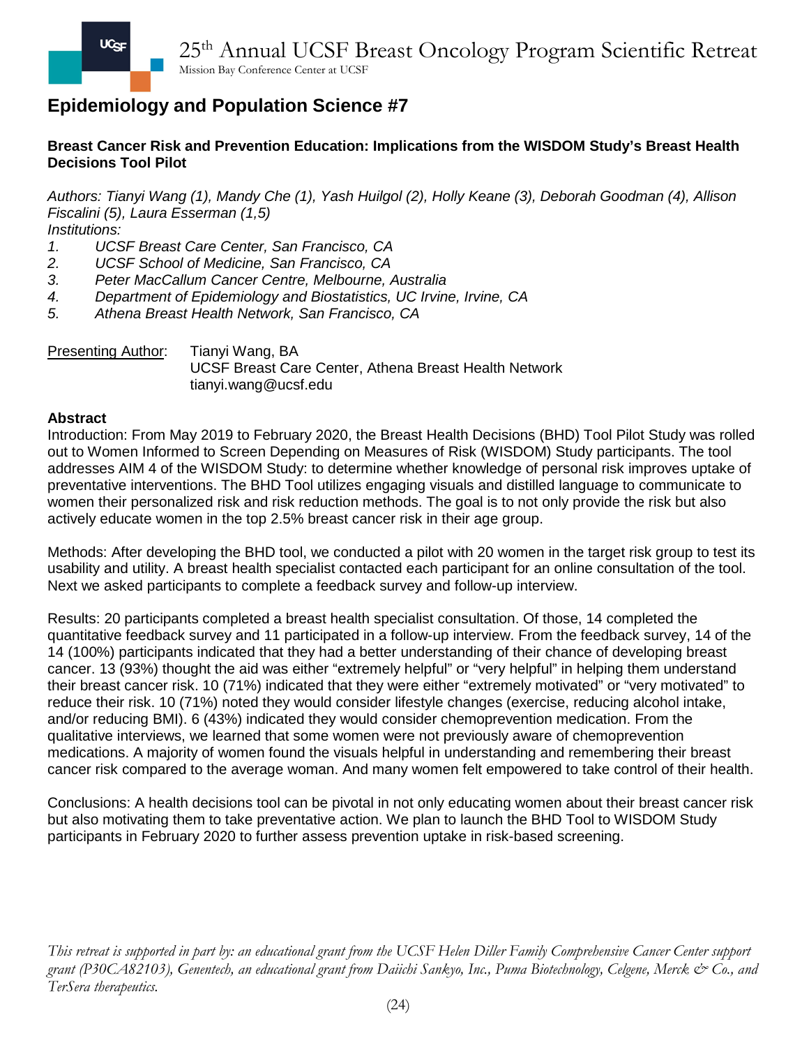# Epidemiology and Population Science #7

**Breast Cancer Risk and Prevention Education: Implications from the WISDOM Study's Breast Health Decisions Tool Pilot**

*Authors: Tianyi Wang (1), Mandy Che (1), Yash Huilgol (2), Holly Keane (3), Deborah Goodman (4), Allison Fiscalini (5), Laura Esserman (1,5)*
*Institutions:*

1. *UCSF Breast Care Center, San Francisco, CA*
2. *UCSF School of Medicine, San Francisco, CA*
3. *Peter MacCallum Cancer Centre, Melbourne, Australia*
4. *Department of Epidemiology and Biostatistics, UC Irvine, Irvine, CA*
5. *Athena Breast Health Network, San Francisco, CA*

Presenting Author: Tianyi Wang, BA
UCSF Breast Care Center, Athena Breast Health Network
tianyi.wang@ucsf.edu

**Abstract**

Introduction: From May 2019 to February 2020, the Breast Health Decisions (BHD) Tool Pilot Study was rolled out to Women Informed to Screen Depending on Measures of Risk (WISDOM) Study participants. The tool addresses AIM 4 of the WISDOM Study: to determine whether knowledge of personal risk improves uptake of preventative interventions. The BHD Tool utilizes engaging visuals and distilled language to communicate to women their personalized risk and risk reduction methods. The goal is to not only provide the risk but also actively educate women in the top 2.5% breast cancer risk in their age group.

Methods: After developing the BHD tool, we conducted a pilot with 20 women in the target risk group to test its usability and utility. A breast health specialist contacted each participant for an online consultation of the tool. Next we asked participants to complete a feedback survey and follow-up interview.

Results: 20 participants completed a breast health specialist consultation. Of those, 14 completed the quantitative feedback survey and 11 participated in a follow-up interview. From the feedback survey, 14 of the 14 (100%) participants indicated that they had a better understanding of their chance of developing breast cancer. 13 (93%) thought the aid was either "extremely helpful" or "very helpful" in helping them understand their breast cancer risk. 10 (71%) indicated that they were either "extremely motivated" or "very motivated" to reduce their risk. 10 (71%) noted they would consider lifestyle changes (exercise, reducing alcohol intake, and/or reducing BMI). 6 (43%) indicated they would consider chemoprevention medication. From the qualitative interviews, we learned that some women were not previously aware of chemoprevention medications. A majority of women found the visuals helpful in understanding and remembering their breast cancer risk compared to the average woman. And many women felt empowered to take control of their health.

Conclusions: A health decisions tool can be pivotal in not only educating women about their breast cancer risk but also motivating them to take preventative action. We plan to launch the BHD Tool to WISDOM Study participants in February 2020 to further assess prevention uptake in risk-based screening.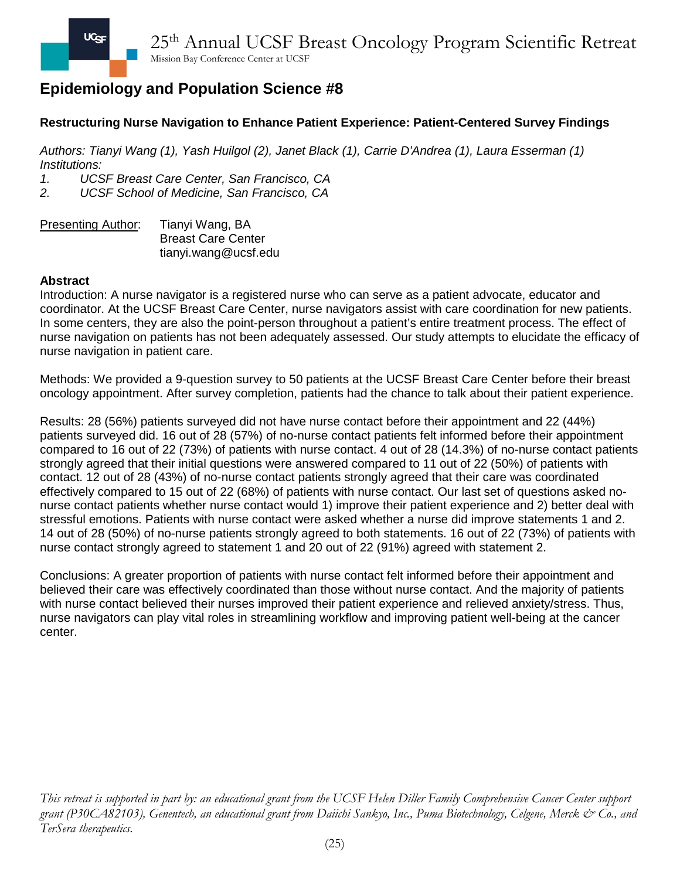## Epidemiology and Population Science #8

**Restructuring Nurse Navigation to Enhance Patient Experience: Patient-Centered Survey Findings**

*Authors: Tianyi Wang (1), Yash Huilgol (2), Janet Black (1), Carrie D'Andrea (1), Laura Esserman (1)*
*Institutions:*
1. *UCSF Breast Care Center, San Francisco, CA*
2. *UCSF School of Medicine, San Francisco, CA*

Presenting Author: Tianyi Wang, BA
Breast Care Center
tianyi.wang@ucsf.edu

**Abstract**

Introduction: A nurse navigator is a registered nurse who can serve as a patient advocate, educator and coordinator. At the UCSF Breast Care Center, nurse navigators assist with care coordination for new patients. In some centers, they are also the point-person throughout a patient's entire treatment process. The effect of nurse navigation on patients has not been adequately assessed. Our study attempts to elucidate the efficacy of nurse navigation in patient care.

Methods: We provided a 9-question survey to 50 patients at the UCSF Breast Care Center before their breast oncology appointment. After survey completion, patients had the chance to talk about their patient experience.

Results: 28 (56%) patients surveyed did not have nurse contact before their appointment and 22 (44%) patients surveyed did. 16 out of 28 (57%) of no-nurse contact patients felt informed before their appointment compared to 16 out of 22 (73%) of patients with nurse contact. 4 out of 28 (14.3%) of no-nurse contact patients strongly agreed that their initial questions were answered compared to 11 out of 22 (50%) of patients with contact. 12 out of 28 (43%) of no-nurse contact patients strongly agreed that their care was coordinated effectively compared to 15 out of 22 (68%) of patients with nurse contact. Our last set of questions asked no-nurse contact patients whether nurse contact would 1) improve their patient experience and 2) better deal with stressful emotions. Patients with nurse contact were asked whether a nurse did improve statements 1 and 2. 14 out of 28 (50%) of no-nurse patients strongly agreed to both statements. 16 out of 22 (73%) of patients with nurse contact strongly agreed to statement 1 and 20 out of 22 (91%) agreed with statement 2.

Conclusions: A greater proportion of patients with nurse contact felt informed before their appointment and believed their care was effectively coordinated than those without nurse contact. And the majority of patients with nurse contact believed their nurses improved their patient experience and relieved anxiety/stress. Thus, nurse navigators can play vital roles in streamlining workflow and improving patient well-being at the cancer center.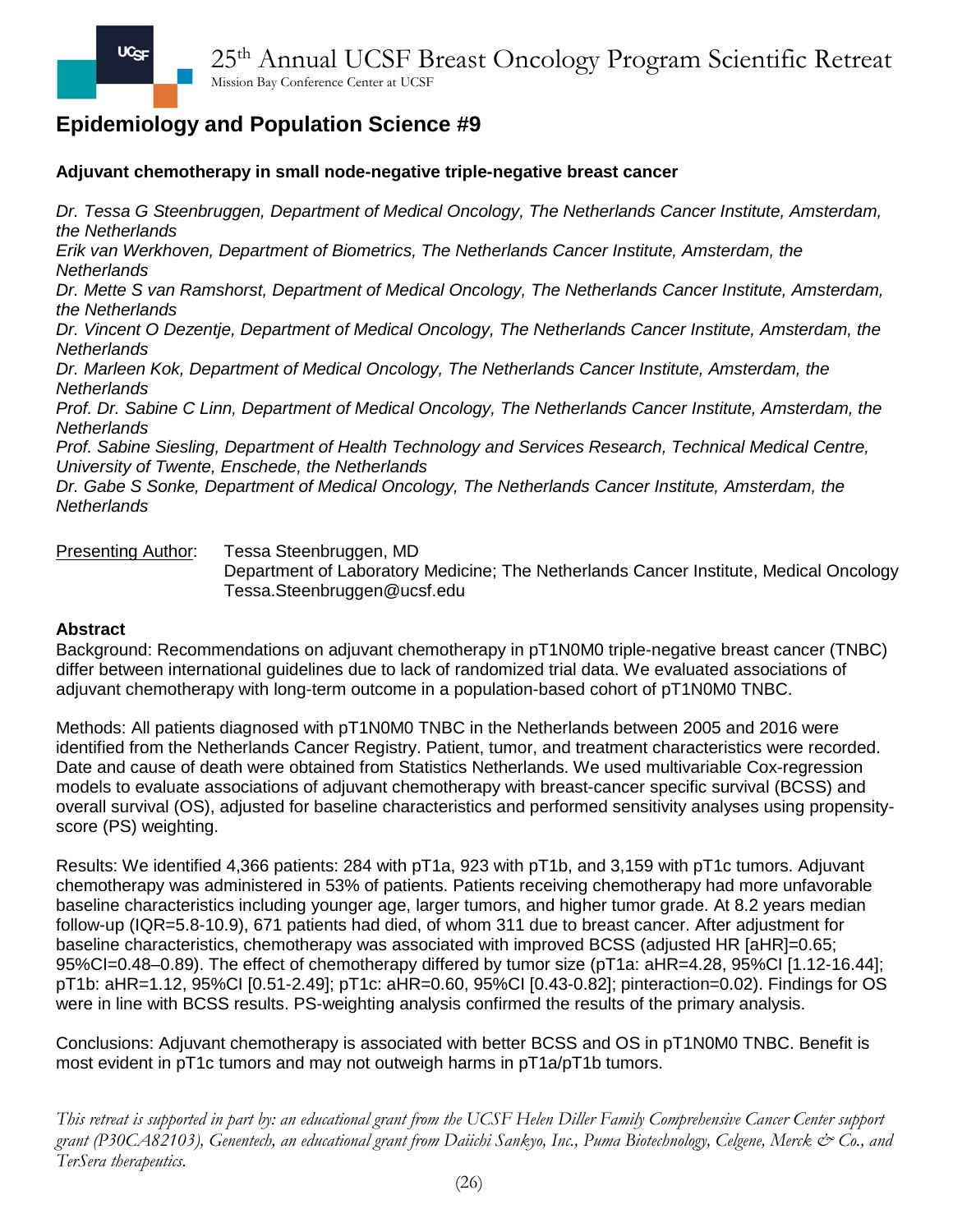## Epidemiology and Population Science #9

### Adjuvant chemotherapy in small node-negative triple-negative breast cancer

*Dr. Tessa G Steenbruggen, Department of Medical Oncology, The Netherlands Cancer Institute, Amsterdam, the Netherlands*
*Erik van Werkhoven, Department of Biometrics, The Netherlands Cancer Institute, Amsterdam, the Netherlands*
*Dr. Mette S van Ramshorst, Department of Medical Oncology, The Netherlands Cancer Institute, Amsterdam, the Netherlands*
*Dr. Vincent O Dezentje, Department of Medical Oncology, The Netherlands Cancer Institute, Amsterdam, the Netherlands*
*Dr. Marleen Kok, Department of Medical Oncology, The Netherlands Cancer Institute, Amsterdam, the Netherlands*
*Prof. Dr. Sabine C Linn, Department of Medical Oncology, The Netherlands Cancer Institute, Amsterdam, the Netherlands*
*Prof. Sabine Siesling, Department of Health Technology and Services Research, Technical Medical Centre, University of Twente, Enschede, the Netherlands*
*Dr. Gabe S Sonke, Department of Medical Oncology, The Netherlands Cancer Institute, Amsterdam, the Netherlands*

Presenting Author: Tessa Steenbruggen, MD
Department of Laboratory Medicine; The Netherlands Cancer Institute, Medical Oncology
Tessa.Steenbruggen@ucsf.edu

**Abstract**

Background: Recommendations on adjuvant chemotherapy in pT1N0M0 triple-negative breast cancer (TNBC) differ between international guidelines due to lack of randomized trial data. We evaluated associations of adjuvant chemotherapy with long-term outcome in a population-based cohort of pT1N0M0 TNBC.

Methods: All patients diagnosed with pT1N0M0 TNBC in the Netherlands between 2005 and 2016 were identified from the Netherlands Cancer Registry. Patient, tumor, and treatment characteristics were recorded. Date and cause of death were obtained from Statistics Netherlands. We used multivariable Cox-regression models to evaluate associations of adjuvant chemotherapy with breast-cancer specific survival (BCSS) and overall survival (OS), adjusted for baseline characteristics and performed sensitivity analyses using propensity-score (PS) weighting.

Results: We identified 4,366 patients: 284 with pT1a, 923 with pT1b, and 3,159 with pT1c tumors. Adjuvant chemotherapy was administered in 53% of patients. Patients receiving chemotherapy had more unfavorable baseline characteristics including younger age, larger tumors, and higher tumor grade. At 8.2 years median follow-up (IQR=5.8-10.9), 671 patients had died, of whom 311 due to breast cancer. After adjustment for baseline characteristics, chemotherapy was associated with improved BCSS (adjusted HR [aHR]=0.65; 95%CI=0.48–0.89). The effect of chemotherapy differed by tumor size (pT1a: aHR=4.28, 95%CI [1.12-16.44]; pT1b: aHR=1.12, 95%CI [0.51-2.49]; pT1c: aHR=0.60, 95%CI [0.43-0.82]; pinteraction=0.02). Findings for OS were in line with BCSS results. PS-weighting analysis confirmed the results of the primary analysis.

Conclusions: Adjuvant chemotherapy is associated with better BCSS and OS in pT1N0M0 TNBC. Benefit is most evident in pT1c tumors and may not outweigh harms in pT1a/pT1b tumors.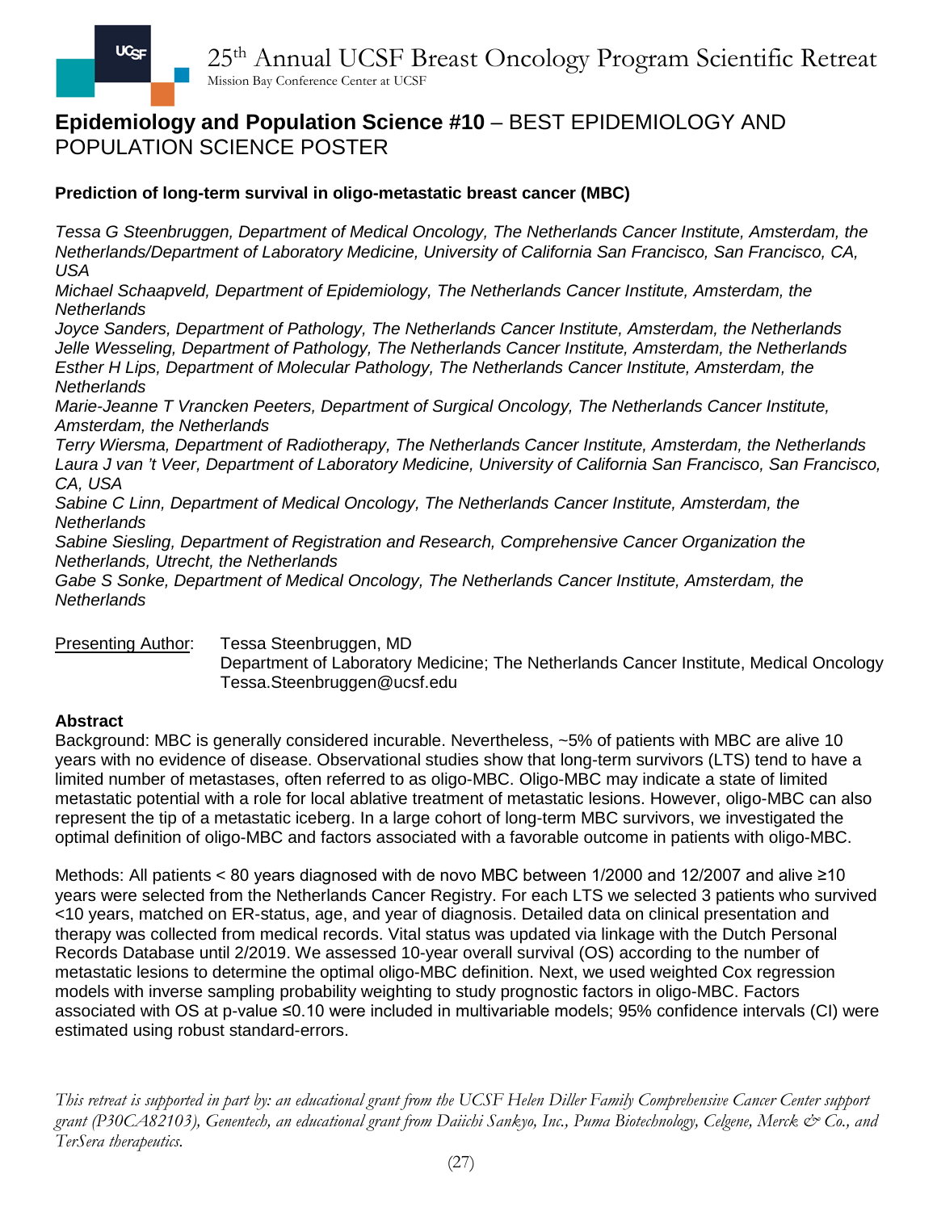## Epidemiology and Population Science #10 – BEST EPIDEMIOLOGY AND POPULATION SCIENCE POSTER

### Prediction of long-term survival in oligo-metastatic breast cancer (MBC)

*Tessa G Steenbruggen, Department of Medical Oncology, The Netherlands Cancer Institute, Amsterdam, the Netherlands/Department of Laboratory Medicine, University of California San Francisco, San Francisco, CA, USA*
*Michael Schaapveld, Department of Epidemiology, The Netherlands Cancer Institute, Amsterdam, the Netherlands*
*Joyce Sanders, Department of Pathology, The Netherlands Cancer Institute, Amsterdam, the Netherlands*
*Jelle Wesseling, Department of Pathology, The Netherlands Cancer Institute, Amsterdam, the Netherlands*
*Esther H Lips, Department of Molecular Pathology, The Netherlands Cancer Institute, Amsterdam, the Netherlands*
*Marie-Jeanne T Vrancken Peeters, Department of Surgical Oncology, The Netherlands Cancer Institute, Amsterdam, the Netherlands*
*Terry Wiersma, Department of Radiotherapy, The Netherlands Cancer Institute, Amsterdam, the Netherlands*
*Laura J van 't Veer, Department of Laboratory Medicine, University of California San Francisco, San Francisco, CA, USA*
*Sabine C Linn, Department of Medical Oncology, The Netherlands Cancer Institute, Amsterdam, the Netherlands*
*Sabine Siesling, Department of Registration and Research, Comprehensive Cancer Organization the Netherlands, Utrecht, the Netherlands*
*Gabe S Sonke, Department of Medical Oncology, The Netherlands Cancer Institute, Amsterdam, the Netherlands*

Presenting Author: Tessa Steenbruggen, MD
Department of Laboratory Medicine; The Netherlands Cancer Institute, Medical Oncology
Tessa.Steenbruggen@ucsf.edu

**Abstract**

Background: MBC is generally considered incurable. Nevertheless, ~5% of patients with MBC are alive 10 years with no evidence of disease. Observational studies show that long-term survivors (LTS) tend to have a limited number of metastases, often referred to as oligo-MBC. Oligo-MBC may indicate a state of limited metastatic potential with a role for local ablative treatment of metastatic lesions. However, oligo-MBC can also represent the tip of a metastatic iceberg. In a large cohort of long-term MBC survivors, we investigated the optimal definition of oligo-MBC and factors associated with a favorable outcome in patients with oligo-MBC.

Methods: All patients < 80 years diagnosed with de novo MBC between 1/2000 and 12/2007 and alive ≥10 years were selected from the Netherlands Cancer Registry. For each LTS we selected 3 patients who survived <10 years, matched on ER-status, age, and year of diagnosis. Detailed data on clinical presentation and therapy was collected from medical records. Vital status was updated via linkage with the Dutch Personal Records Database until 2/2019. We assessed 10-year overall survival (OS) according to the number of metastatic lesions to determine the optimal oligo-MBC definition. Next, we used weighted Cox regression models with inverse sampling probability weighting to study prognostic factors in oligo-MBC. Factors associated with OS at p-value ≤0.10 were included in multivariable models; 95% confidence intervals (CI) were estimated using robust standard-errors.

*This retreat is supported in part by: an educational grant from the UCSF Helen Diller Family Comprehensive Cancer Center support grant (P30CA82103), Genentech, an educational grant from Daiichi Sankyo, Inc., Puma Biotechnology, Celgene, Merck & Co., and TerSera therapeutics.*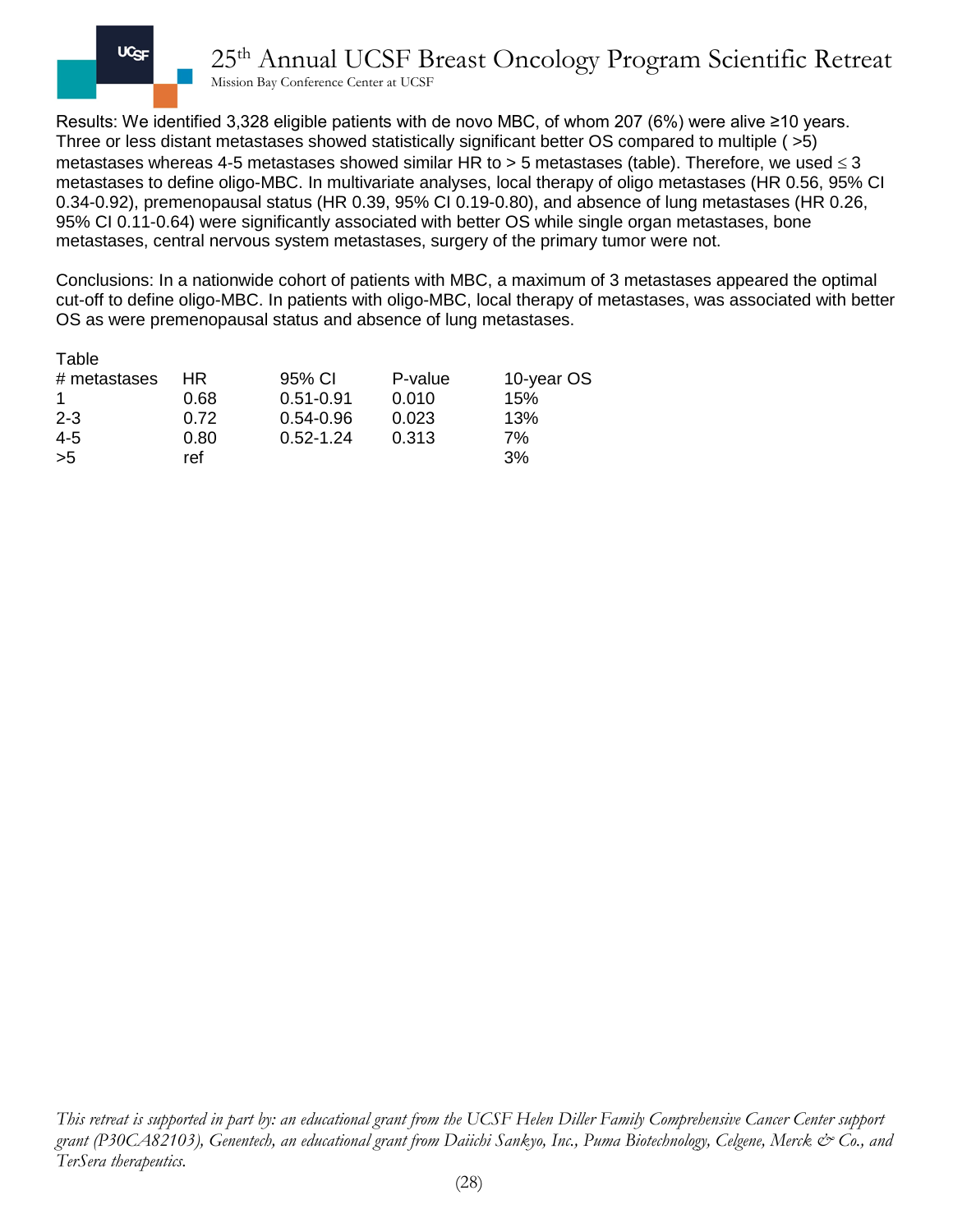Results: We identified 3,328 eligible patients with de novo MBC, of whom 207 (6%) were alive ≥10 years. Three or less distant metastases showed statistically significant better OS compared to multiple ( >5) metastases whereas 4-5 metastases showed similar HR to > 5 metastases (table). Therefore, we used ≤ 3 metastases to define oligo-MBC. In multivariate analyses, local therapy of oligo metastases (HR 0.56, 95% CI 0.34-0.92), premenopausal status (HR 0.39, 95% CI 0.19-0.80), and absence of lung metastases (HR 0.26, 95% CI 0.11-0.64) were significantly associated with better OS while single organ metastases, bone metastases, central nervous system metastases, surgery of the primary tumor were not.

Conclusions: In a nationwide cohort of patients with MBC, a maximum of 3 metastases appeared the optimal cut-off to define oligo-MBC. In patients with oligo-MBC, local therapy of metastases, was associated with better OS as were premenopausal status and absence of lung metastases.

Table

| # metastases | HR | 95% CI | P-value | 10-year OS |
|---|---|---|---|---|
| 1 | 0.68 | 0.51-0.91 | 0.010 | 15% |
| 2-3 | 0.72 | 0.54-0.96 | 0.023 | 13% |
| 4-5 | 0.80 | 0.52-1.24 | 0.313 | 7% |
| >5 | ref | | | 3% |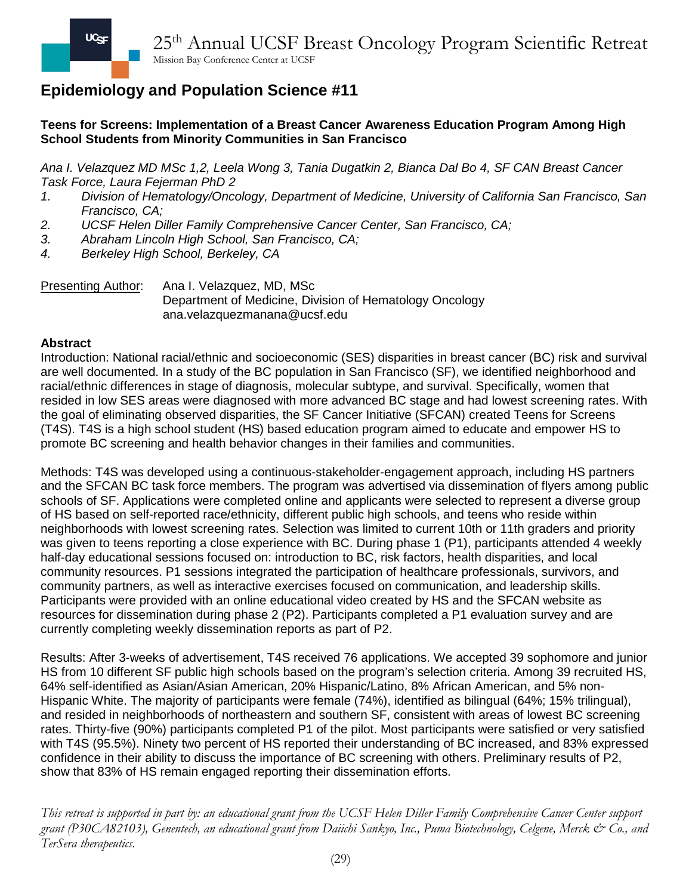## Epidemiology and Population Science #11

**Teens for Screens: Implementation of a Breast Cancer Awareness Education Program Among High School Students from Minority Communities in San Francisco**

*Ana I. Velazquez MD MSc 1,2, Leela Wong 3, Tania Dugatkin 2, Bianca Dal Bo 4, SF CAN Breast Cancer Task Force, Laura Fejerman PhD 2*

1. *Division of Hematology/Oncology, Department of Medicine, University of California San Francisco, San Francisco, CA;*
2. *UCSF Helen Diller Family Comprehensive Cancer Center, San Francisco, CA;*
3. *Abraham Lincoln High School, San Francisco, CA;*
4. *Berkeley High School, Berkeley, CA*

Presenting Author: Ana I. Velazquez, MD, MSc
Department of Medicine, Division of Hematology Oncology
ana.velazquezmanana@ucsf.edu

**Abstract**

Introduction: National racial/ethnic and socioeconomic (SES) disparities in breast cancer (BC) risk and survival are well documented. In a study of the BC population in San Francisco (SF), we identified neighborhood and racial/ethnic differences in stage of diagnosis, molecular subtype, and survival. Specifically, women that resided in low SES areas were diagnosed with more advanced BC stage and had lowest screening rates. With the goal of eliminating observed disparities, the SF Cancer Initiative (SFCAN) created Teens for Screens (T4S). T4S is a high school student (HS) based education program aimed to educate and empower HS to promote BC screening and health behavior changes in their families and communities.

Methods: T4S was developed using a continuous-stakeholder-engagement approach, including HS partners and the SFCAN BC task force members. The program was advertised via dissemination of flyers among public schools of SF. Applications were completed online and applicants were selected to represent a diverse group of HS based on self-reported race/ethnicity, different public high schools, and teens who reside within neighborhoods with lowest screening rates. Selection was limited to current 10th or 11th graders and priority was given to teens reporting a close experience with BC. During phase 1 (P1), participants attended 4 weekly half-day educational sessions focused on: introduction to BC, risk factors, health disparities, and local community resources. P1 sessions integrated the participation of healthcare professionals, survivors, and community partners, as well as interactive exercises focused on communication, and leadership skills. Participants were provided with an online educational video created by HS and the SFCAN website as resources for dissemination during phase 2 (P2). Participants completed a P1 evaluation survey and are currently completing weekly dissemination reports as part of P2.

Results: After 3-weeks of advertisement, T4S received 76 applications. We accepted 39 sophomore and junior HS from 10 different SF public high schools based on the program's selection criteria. Among 39 recruited HS, 64% self-identified as Asian/Asian American, 20% Hispanic/Latino, 8% African American, and 5% non-Hispanic White. The majority of participants were female (74%), identified as bilingual (64%; 15% trilingual), and resided in neighborhoods of northeastern and southern SF, consistent with areas of lowest BC screening rates. Thirty-five (90%) participants completed P1 of the pilot. Most participants were satisfied or very satisfied with T4S (95.5%). Ninety two percent of HS reported their understanding of BC increased, and 83% expressed confidence in their ability to discuss the importance of BC screening with others. Preliminary results of P2, show that 83% of HS remain engaged reporting their dissemination efforts.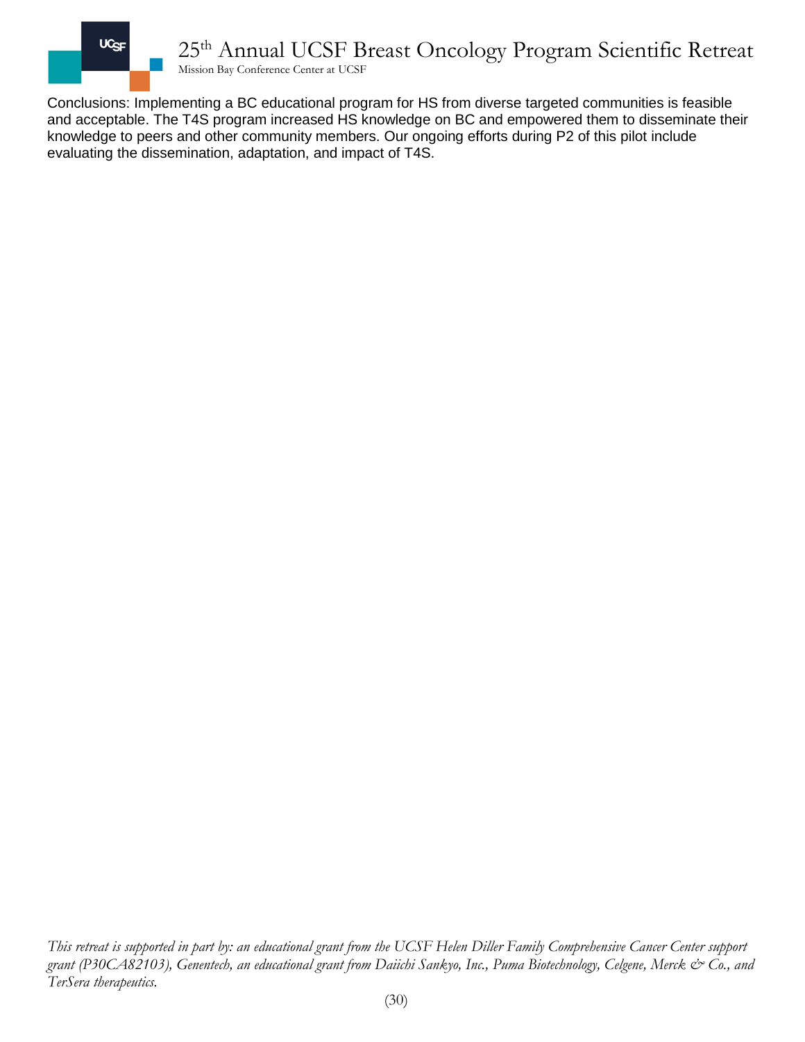Conclusions: Implementing a BC educational program for HS from diverse targeted communities is feasible and acceptable. The T4S program increased HS knowledge on BC and empowered them to disseminate their knowledge to peers and other community members. Our ongoing efforts during P2 of this pilot include evaluating the dissemination, adaptation, and impact of T4S.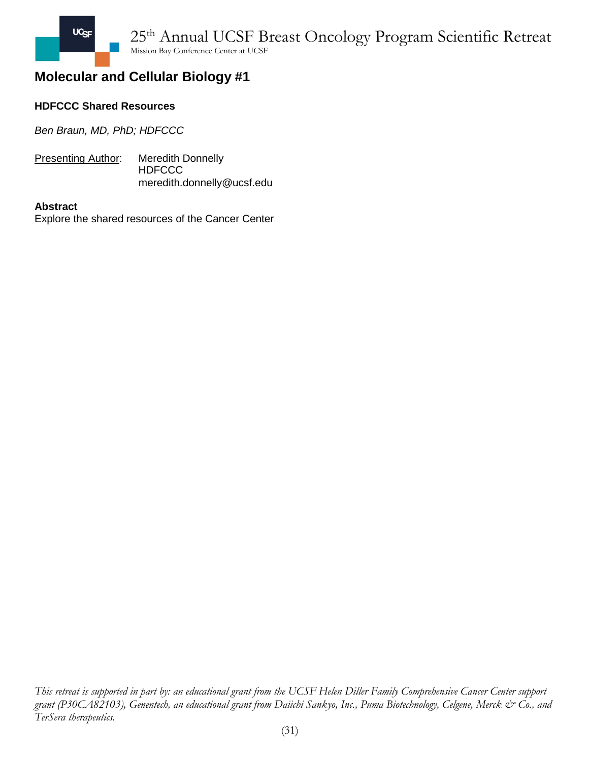## Molecular and Cellular Biology #1

### HDFCCC Shared Resources

*Ben Braun, MD, PhD; HDFCCC*

Presenting Author: Meredith Donnelly
HDFCCC
meredith.donnelly@ucsf.edu

**Abstract**
Explore the shared resources of the Cancer Center

*This retreat is supported in part by: an educational grant from the UCSF Helen Diller Family Comprehensive Cancer Center support grant (P30CA82103), Genentech, an educational grant from Daiichi Sankyo, Inc., Puma Biotechnology, Celgene, Merck & Co., and TerSera therapeutics.*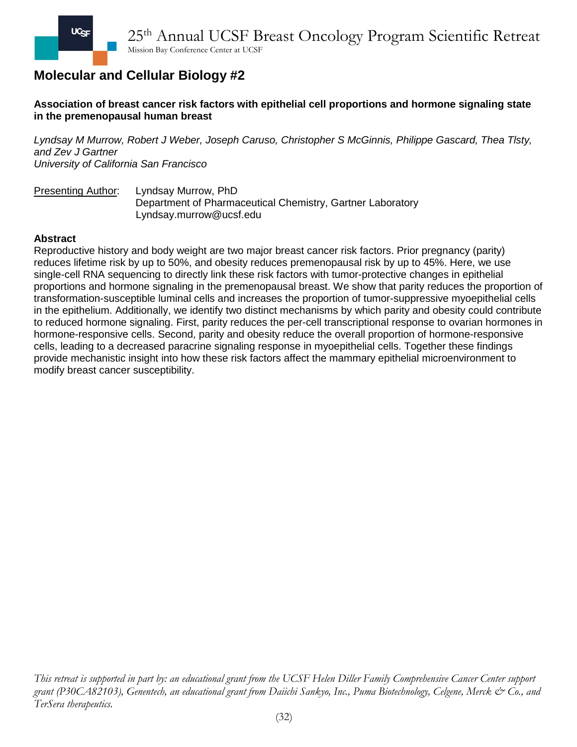## Molecular and Cellular Biology #2

**Association of breast cancer risk factors with epithelial cell proportions and hormone signaling state in the premenopausal human breast**

*Lyndsay M Murrow, Robert J Weber, Joseph Caruso, Christopher S McGinnis, Philippe Gascard, Thea Tlsty, and Zev J Gartner*
*University of California San Francisco*

Presenting Author: Lyndsay Murrow, PhD
Department of Pharmaceutical Chemistry, Gartner Laboratory
Lyndsay.murrow@ucsf.edu

**Abstract**

Reproductive history and body weight are two major breast cancer risk factors. Prior pregnancy (parity) reduces lifetime risk by up to 50%, and obesity reduces premenopausal risk by up to 45%. Here, we use single-cell RNA sequencing to directly link these risk factors with tumor-protective changes in epithelial proportions and hormone signaling in the premenopausal breast. We show that parity reduces the proportion of transformation-susceptible luminal cells and increases the proportion of tumor-suppressive myoepithelial cells in the epithelium. Additionally, we identify two distinct mechanisms by which parity and obesity could contribute to reduced hormone signaling. First, parity reduces the per-cell transcriptional response to ovarian hormones in hormone-responsive cells. Second, parity and obesity reduce the overall proportion of hormone-responsive cells, leading to a decreased paracrine signaling response in myoepithelial cells. Together these findings provide mechanistic insight into how these risk factors affect the mammary epithelial microenvironment to modify breast cancer susceptibility.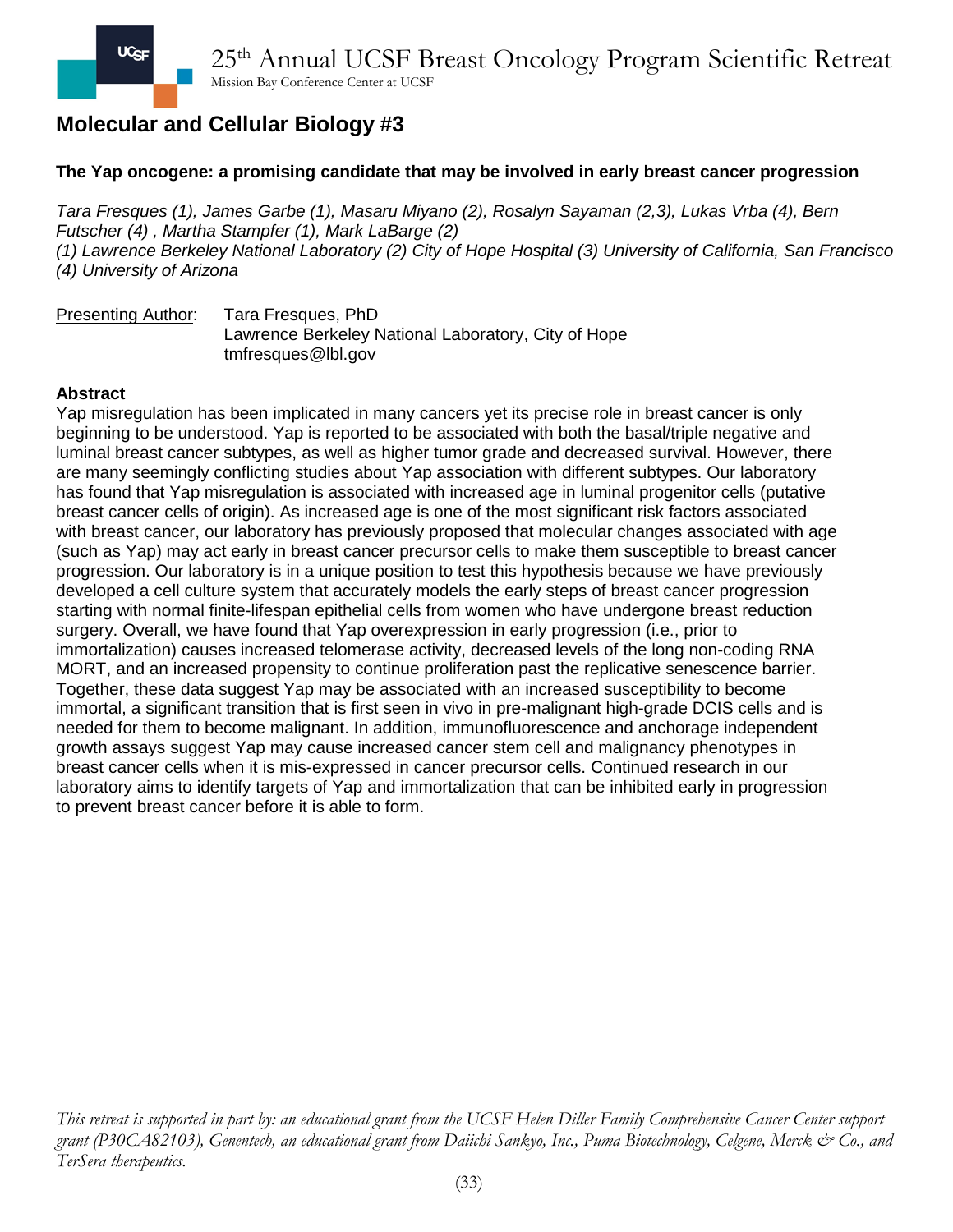## Molecular and Cellular Biology #3

**The Yap oncogene: a promising candidate that may be involved in early breast cancer progression**

*Tara Fresques (1), James Garbe (1), Masaru Miyano (2), Rosalyn Sayaman (2,3), Lukas Vrba (4), Bern Futscher (4) , Martha Stampfer (1), Mark LaBarge (2)*
*(1) Lawrence Berkeley National Laboratory (2) City of Hope Hospital (3) University of California, San Francisco (4) University of Arizona*

Presenting Author: Tara Fresques, PhD
Lawrence Berkeley National Laboratory, City of Hope
tmfresques@lbl.gov

**Abstract**

Yap misregulation has been implicated in many cancers yet its precise role in breast cancer is only beginning to be understood. Yap is reported to be associated with both the basal/triple negative and luminal breast cancer subtypes, as well as higher tumor grade and decreased survival. However, there are many seemingly conflicting studies about Yap association with different subtypes. Our laboratory has found that Yap misregulation is associated with increased age in luminal progenitor cells (putative breast cancer cells of origin). As increased age is one of the most significant risk factors associated with breast cancer, our laboratory has previously proposed that molecular changes associated with age (such as Yap) may act early in breast cancer precursor cells to make them susceptible to breast cancer progression. Our laboratory is in a unique position to test this hypothesis because we have previously developed a cell culture system that accurately models the early steps of breast cancer progression starting with normal finite-lifespan epithelial cells from women who have undergone breast reduction surgery. Overall, we have found that Yap overexpression in early progression (i.e., prior to immortalization) causes increased telomerase activity, decreased levels of the long non-coding RNA MORT, and an increased propensity to continue proliferation past the replicative senescence barrier. Together, these data suggest Yap may be associated with an increased susceptibility to become immortal, a significant transition that is first seen in vivo in pre-malignant high-grade DCIS cells and is needed for them to become malignant. In addition, immunofluorescence and anchorage independent growth assays suggest Yap may cause increased cancer stem cell and malignancy phenotypes in breast cancer cells when it is mis-expressed in cancer precursor cells. Continued research in our laboratory aims to identify targets of Yap and immortalization that can be inhibited early in progression to prevent breast cancer before it is able to form.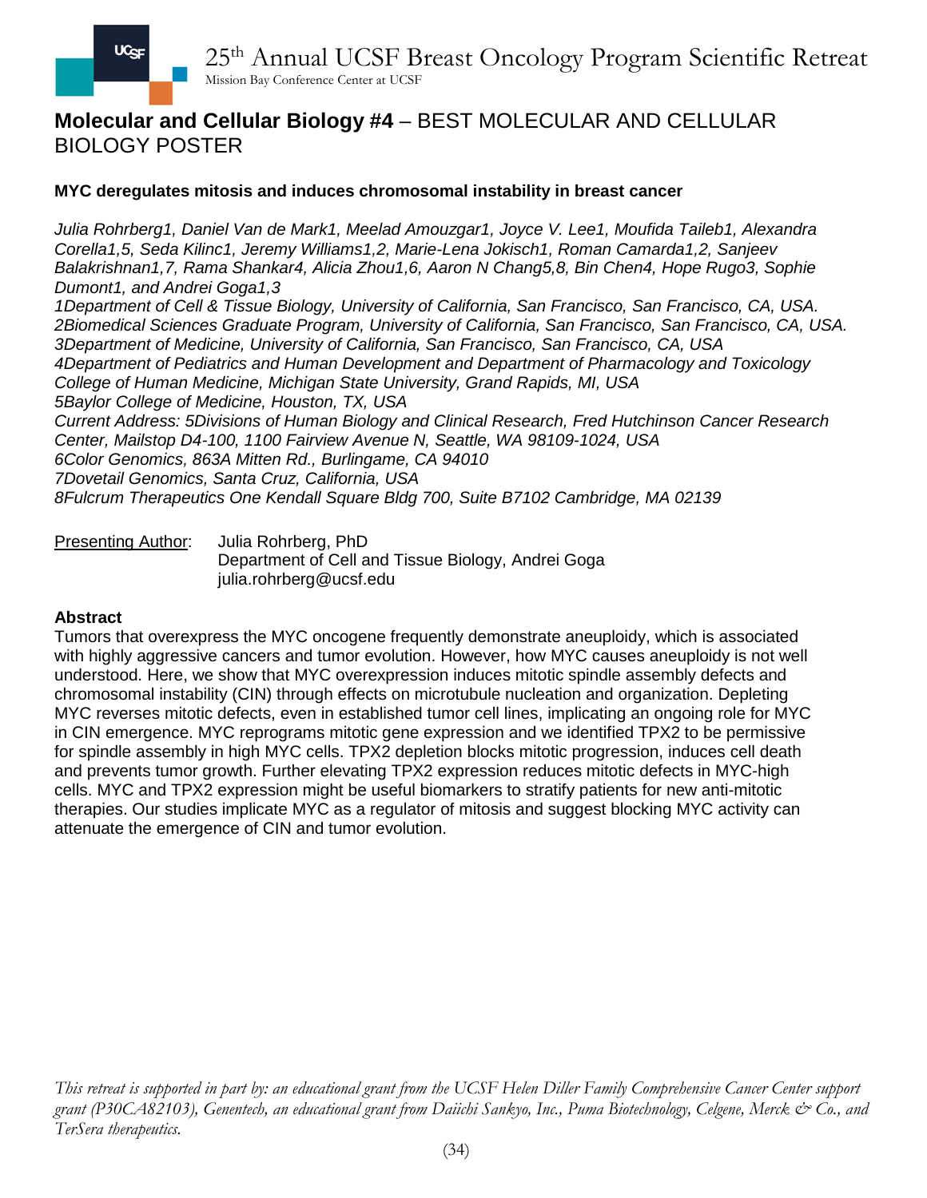## Molecular and Cellular Biology #4 – BEST MOLECULAR AND CELLULAR BIOLOGY POSTER

**MYC deregulates mitosis and induces chromosomal instability in breast cancer**

*Julia Rohrberg[1], Daniel Van de Mark[1], Meelad Amouzgar[1], Joyce V. Lee[1], Moufida Taileb[1], Alexandra Corella[1,5], Seda Kilinc[1], Jeremy Williams[1,2], Marie-Lena Jokisch[1], Roman Camarda[1,2], Sanjeev Balakrishnan[1,7], Rama Shankar[4], Alicia Zhou[1,6], Aaron N Chang[5,8], Bin Chen[4], Hope Rugo[3], Sophie Dumont[1], and Andrei Goga[1,3]*
*[1]Department of Cell & Tissue Biology, University of California, San Francisco, San Francisco, CA, USA.*
*[2]Biomedical Sciences Graduate Program, University of California, San Francisco, San Francisco, CA, USA.*
*[3]Department of Medicine, University of California, San Francisco, San Francisco, CA, USA*
*[4]Department of Pediatrics and Human Development and Department of Pharmacology and Toxicology College of Human Medicine, Michigan State University, Grand Rapids, MI, USA*
*[5]Baylor College of Medicine, Houston, TX, USA*
*Current Address: [5]Divisions of Human Biology and Clinical Research, Fred Hutchinson Cancer Research Center, Mailstop D4-100, 1100 Fairview Avenue N, Seattle, WA 98109-1024, USA*
*[6]Color Genomics, 863A Mitten Rd., Burlingame, CA 94010*
*[7]Dovetail Genomics, Santa Cruz, California, USA*
*[8]Fulcrum Therapeutics One Kendall Square Bldg 700, Suite B7102 Cambridge, MA 02139*

Presenting Author: Julia Rohrberg, PhD
Department of Cell and Tissue Biology, Andrei Goga
julia.rohrberg@ucsf.edu

**Abstract**

Tumors that overexpress the MYC oncogene frequently demonstrate aneuploidy, which is associated with highly aggressive cancers and tumor evolution. However, how MYC causes aneuploidy is not well understood. Here, we show that MYC overexpression induces mitotic spindle assembly defects and chromosomal instability (CIN) through effects on microtubule nucleation and organization. Depleting MYC reverses mitotic defects, even in established tumor cell lines, implicating an ongoing role for MYC in CIN emergence. MYC reprograms mitotic gene expression and we identified TPX2 to be permissive for spindle assembly in high MYC cells. TPX2 depletion blocks mitotic progression, induces cell death and prevents tumor growth. Further elevating TPX2 expression reduces mitotic defects in MYC-high cells. MYC and TPX2 expression might be useful biomarkers to stratify patients for new anti-mitotic therapies. Our studies implicate MYC as a regulator of mitosis and suggest blocking MYC activity can attenuate the emergence of CIN and tumor evolution.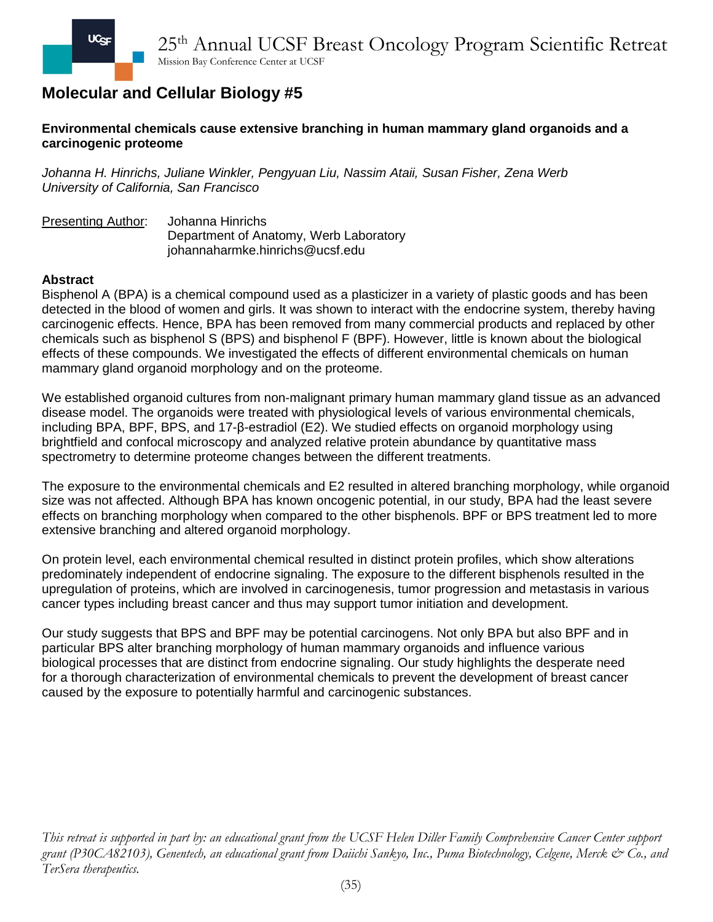## Molecular and Cellular Biology #5

**Environmental chemicals cause extensive branching in human mammary gland organoids and a carcinogenic proteome**

*Johanna H. Hinrichs, Juliane Winkler, Pengyuan Liu, Nassim Ataii, Susan Fisher, Zena Werb*
*University of California, San Francisco*

Presenting Author: Johanna Hinrichs
Department of Anatomy, Werb Laboratory
johannaharmke.hinrichs@ucsf.edu

**Abstract**

Bisphenol A (BPA) is a chemical compound used as a plasticizer in a variety of plastic goods and has been detected in the blood of women and girls. It was shown to interact with the endocrine system, thereby having carcinogenic effects. Hence, BPA has been removed from many commercial products and replaced by other chemicals such as bisphenol S (BPS) and bisphenol F (BPF). However, little is known about the biological effects of these compounds. We investigated the effects of different environmental chemicals on human mammary gland organoid morphology and on the proteome.

We established organoid cultures from non-malignant primary human mammary gland tissue as an advanced disease model. The organoids were treated with physiological levels of various environmental chemicals, including BPA, BPF, BPS, and 17-β-estradiol (E2). We studied effects on organoid morphology using brightfield and confocal microscopy and analyzed relative protein abundance by quantitative mass spectrometry to determine proteome changes between the different treatments.

The exposure to the environmental chemicals and E2 resulted in altered branching morphology, while organoid size was not affected. Although BPA has known oncogenic potential, in our study, BPA had the least severe effects on branching morphology when compared to the other bisphenols. BPF or BPS treatment led to more extensive branching and altered organoid morphology.

On protein level, each environmental chemical resulted in distinct protein profiles, which show alterations predominately independent of endocrine signaling. The exposure to the different bisphenols resulted in the upregulation of proteins, which are involved in carcinogenesis, tumor progression and metastasis in various cancer types including breast cancer and thus may support tumor initiation and development.

Our study suggests that BPS and BPF may be potential carcinogens. Not only BPA but also BPF and in particular BPS alter branching morphology of human mammary organoids and influence various biological processes that are distinct from endocrine signaling. Our study highlights the desperate need for a thorough characterization of environmental chemicals to prevent the development of breast cancer caused by the exposure to potentially harmful and carcinogenic substances.

*This retreat is supported in part by: an educational grant from the UCSF Helen Diller Family Comprehensive Cancer Center support grant (P30CA82103), Genentech, an educational grant from Daiichi Sankyo, Inc., Puma Biotechnology, Celgene, Merck & Co., and TerSera therapeutics.*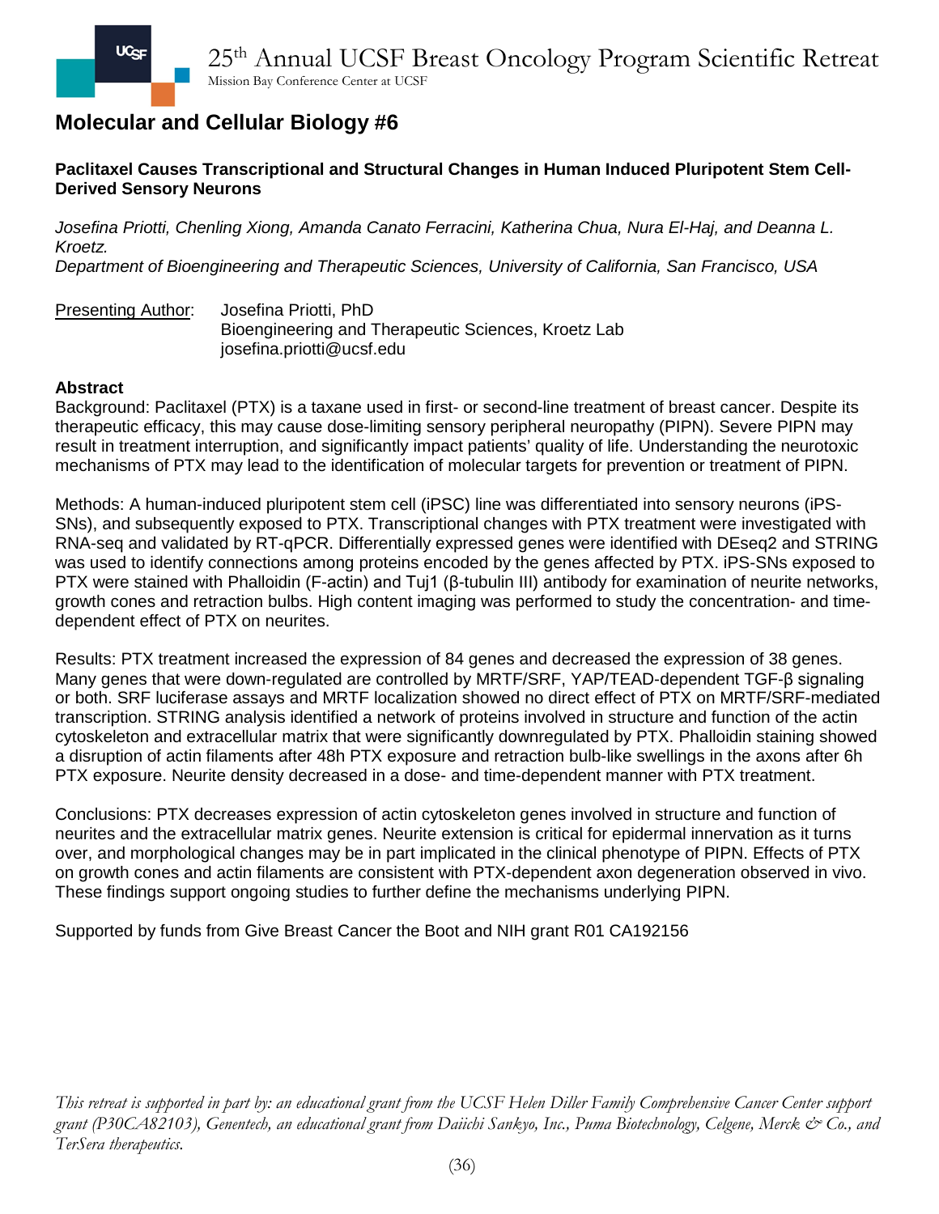## Molecular and Cellular Biology #6

**Paclitaxel Causes Transcriptional and Structural Changes in Human Induced Pluripotent Stem Cell-Derived Sensory Neurons**

*Josefina Priotti, Chenling Xiong, Amanda Canato Ferracini, Katherina Chua, Nura El-Haj, and Deanna L. Kroetz.*
*Department of Bioengineering and Therapeutic Sciences, University of California, San Francisco, USA*

Presenting Author: Josefina Priotti, PhD
Bioengineering and Therapeutic Sciences, Kroetz Lab
josefina.priotti@ucsf.edu

**Abstract**

Background: Paclitaxel (PTX) is a taxane used in first- or second-line treatment of breast cancer. Despite its therapeutic efficacy, this may cause dose-limiting sensory peripheral neuropathy (PIPN). Severe PIPN may result in treatment interruption, and significantly impact patients' quality of life. Understanding the neurotoxic mechanisms of PTX may lead to the identification of molecular targets for prevention or treatment of PIPN.

Methods: A human-induced pluripotent stem cell (iPSC) line was differentiated into sensory neurons (iPS-SNs), and subsequently exposed to PTX. Transcriptional changes with PTX treatment were investigated with RNA-seq and validated by RT-qPCR. Differentially expressed genes were identified with DEseq2 and STRING was used to identify connections among proteins encoded by the genes affected by PTX. iPS-SNs exposed to PTX were stained with Phalloidin (F-actin) and Tuj1 (β-tubulin III) antibody for examination of neurite networks, growth cones and retraction bulbs. High content imaging was performed to study the concentration- and time-dependent effect of PTX on neurites.

Results: PTX treatment increased the expression of 84 genes and decreased the expression of 38 genes. Many genes that were down-regulated are controlled by MRTF/SRF, YAP/TEAD-dependent TGF-β signaling or both. SRF luciferase assays and MRTF localization showed no direct effect of PTX on MRTF/SRF-mediated transcription. STRING analysis identified a network of proteins involved in structure and function of the actin cytoskeleton and extracellular matrix that were significantly downregulated by PTX. Phalloidin staining showed a disruption of actin filaments after 48h PTX exposure and retraction bulb-like swellings in the axons after 6h PTX exposure. Neurite density decreased in a dose- and time-dependent manner with PTX treatment.

Conclusions: PTX decreases expression of actin cytoskeleton genes involved in structure and function of neurites and the extracellular matrix genes. Neurite extension is critical for epidermal innervation as it turns over, and morphological changes may be in part implicated in the clinical phenotype of PIPN. Effects of PTX on growth cones and actin filaments are consistent with PTX-dependent axon degeneration observed in vivo. These findings support ongoing studies to further define the mechanisms underlying PIPN.

Supported by funds from Give Breast Cancer the Boot and NIH grant R01 CA192156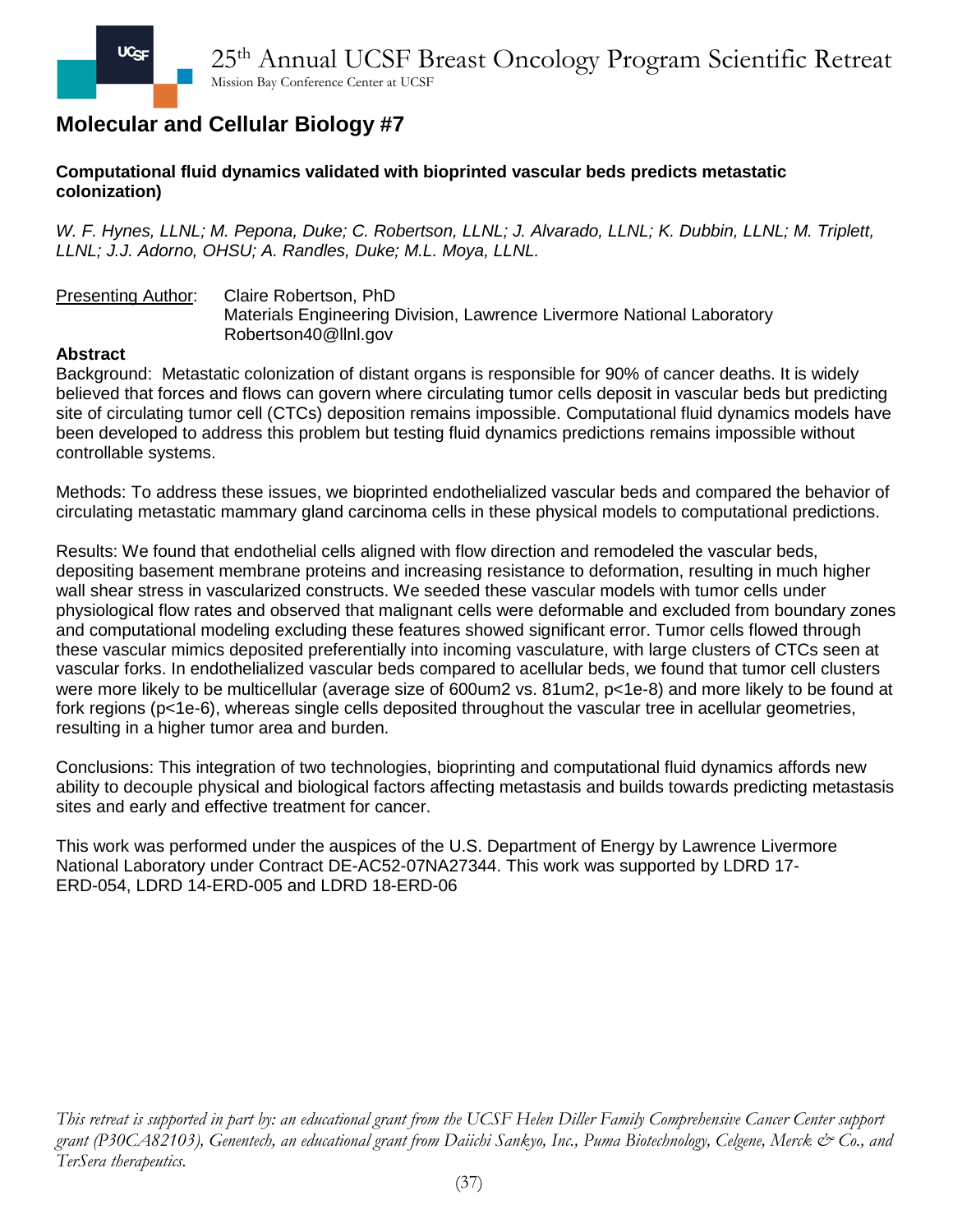## Molecular and Cellular Biology #7

**Computational fluid dynamics validated with bioprinted vascular beds predicts metastatic colonization)**

*W. F. Hynes, LLNL; M. Pepona, Duke; C. Robertson, LLNL; J. Alvarado, LLNL; K. Dubbin, LLNL; M. Triplett, LLNL; J.J. Adorno, OHSU; A. Randles, Duke; M.L. Moya, LLNL.*

Presenting Author: Claire Robertson, PhD
Materials Engineering Division, Lawrence Livermore National Laboratory
Robertson40@llnl.gov

**Abstract**

Background: Metastatic colonization of distant organs is responsible for 90% of cancer deaths. It is widely believed that forces and flows can govern where circulating tumor cells deposit in vascular beds but predicting site of circulating tumor cell (CTCs) deposition remains impossible. Computational fluid dynamics models have been developed to address this problem but testing fluid dynamics predictions remains impossible without controllable systems.

Methods: To address these issues, we bioprinted endothelialized vascular beds and compared the behavior of circulating metastatic mammary gland carcinoma cells in these physical models to computational predictions.

Results: We found that endothelial cells aligned with flow direction and remodeled the vascular beds, depositing basement membrane proteins and increasing resistance to deformation, resulting in much higher wall shear stress in vascularized constructs. We seeded these vascular models with tumor cells under physiological flow rates and observed that malignant cells were deformable and excluded from boundary zones and computational modeling excluding these features showed significant error. Tumor cells flowed through these vascular mimics deposited preferentially into incoming vasculature, with large clusters of CTCs seen at vascular forks. In endothelialized vascular beds compared to acellular beds, we found that tumor cell clusters were more likely to be multicellular (average size of 600um2 vs. 81um2, p<1e-8) and more likely to be found at fork regions (p<1e-6), whereas single cells deposited throughout the vascular tree in acellular geometries, resulting in a higher tumor area and burden.

Conclusions: This integration of two technologies, bioprinting and computational fluid dynamics affords new ability to decouple physical and biological factors affecting metastasis and builds towards predicting metastasis sites and early and effective treatment for cancer.

This work was performed under the auspices of the U.S. Department of Energy by Lawrence Livermore National Laboratory under Contract DE-AC52-07NA27344. This work was supported by LDRD 17-ERD-054, LDRD 14-ERD-005 and LDRD 18-ERD-06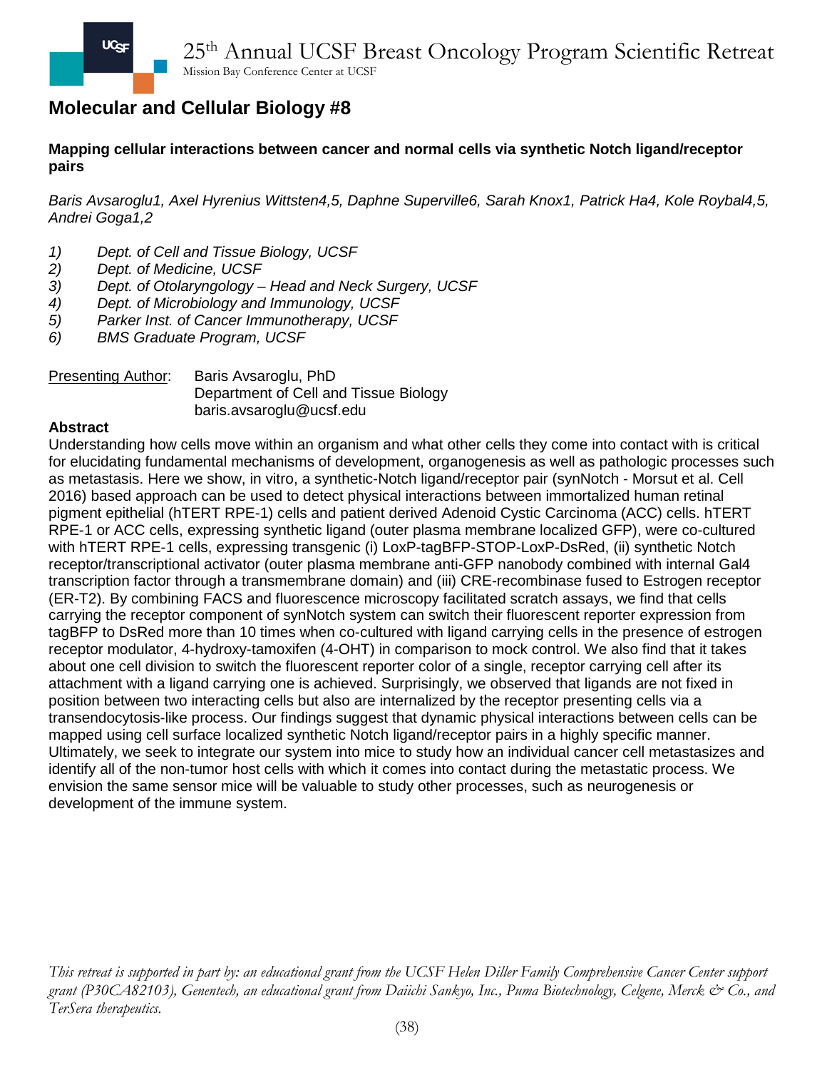## Molecular and Cellular Biology #8

**Mapping cellular interactions between cancer and normal cells via synthetic Notch ligand/receptor pairs**

*Baris Avsaroglu1, Axel Hyrenius Wittsten4,5, Daphne Superville6, Sarah Knox1, Patrick Ha4, Kole Roybal4,5, Andrei Goga1,2*

1) *Dept. of Cell and Tissue Biology, UCSF*
2) *Dept. of Medicine, UCSF*
3) *Dept. of Otolaryngology – Head and Neck Surgery, UCSF*
4) *Dept. of Microbiology and Immunology, UCSF*
5) *Parker Inst. of Cancer Immunotherapy, UCSF*
6) *BMS Graduate Program, UCSF*

Presenting Author: Baris Avsaroglu, PhD
Department of Cell and Tissue Biology
baris.avsaroglu@ucsf.edu

**Abstract**

Understanding how cells move within an organism and what other cells they come into contact with is critical for elucidating fundamental mechanisms of development, organogenesis as well as pathologic processes such as metastasis. Here we show, in vitro, a synthetic-Notch ligand/receptor pair (synNotch - Morsut et al. Cell 2016) based approach can be used to detect physical interactions between immortalized human retinal pigment epithelial (hTERT RPE-1) cells and patient derived Adenoid Cystic Carcinoma (ACC) cells. hTERT RPE-1 or ACC cells, expressing synthetic ligand (outer plasma membrane localized GFP), were co-cultured with hTERT RPE-1 cells, expressing transgenic (i) LoxP-tagBFP-STOP-LoxP-DsRed, (ii) synthetic Notch receptor/transcriptional activator (outer plasma membrane anti-GFP nanobody combined with internal Gal4 transcription factor through a transmembrane domain) and (iii) CRE-recombinase fused to Estrogen receptor (ER-T2). By combining FACS and fluorescence microscopy facilitated scratch assays, we find that cells carrying the receptor component of synNotch system can switch their fluorescent reporter expression from tagBFP to DsRed more than 10 times when co-cultured with ligand carrying cells in the presence of estrogen receptor modulator, 4-hydroxy-tamoxifen (4-OHT) in comparison to mock control. We also find that it takes about one cell division to switch the fluorescent reporter color of a single, receptor carrying cell after its attachment with a ligand carrying one is achieved. Surprisingly, we observed that ligands are not fixed in position between two interacting cells but also are internalized by the receptor presenting cells via a transendocytosis-like process. Our findings suggest that dynamic physical interactions between cells can be mapped using cell surface localized synthetic Notch ligand/receptor pairs in a highly specific manner. Ultimately, we seek to integrate our system into mice to study how an individual cancer cell metastasizes and identify all of the non-tumor host cells with which it comes into contact during the metastatic process. We envision the same sensor mice will be valuable to study other processes, such as neurogenesis or development of the immune system.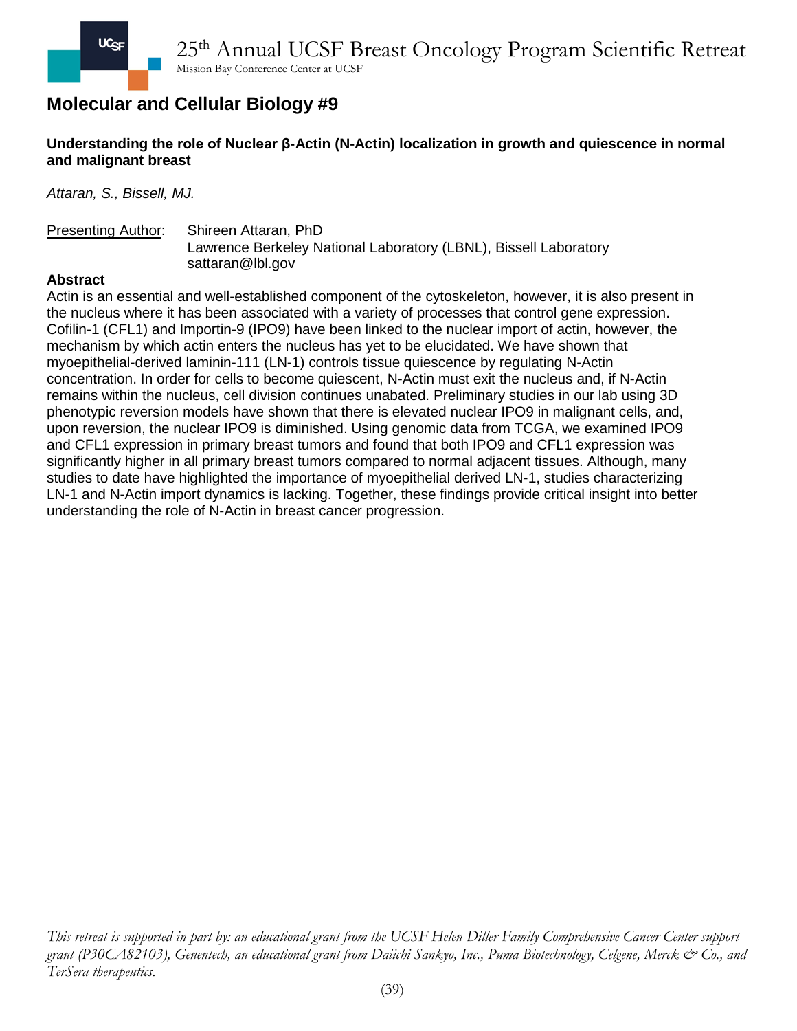## Molecular and Cellular Biology #9

**Understanding the role of Nuclear β-Actin (N-Actin) localization in growth and quiescence in normal and malignant breast**

*Attaran, S., Bissell, MJ.*

Presenting Author: Shireen Attaran, PhD
Lawrence Berkeley National Laboratory (LBNL), Bissell Laboratory
sattaran@lbl.gov

**Abstract**

Actin is an essential and well-established component of the cytoskeleton, however, it is also present in the nucleus where it has been associated with a variety of processes that control gene expression. Cofilin-1 (CFL1) and Importin-9 (IPO9) have been linked to the nuclear import of actin, however, the mechanism by which actin enters the nucleus has yet to be elucidated. We have shown that myoepithelial-derived laminin-111 (LN-1) controls tissue quiescence by regulating N-Actin concentration. In order for cells to become quiescent, N-Actin must exit the nucleus and, if N-Actin remains within the nucleus, cell division continues unabated. Preliminary studies in our lab using 3D phenotypic reversion models have shown that there is elevated nuclear IPO9 in malignant cells, and, upon reversion, the nuclear IPO9 is diminished. Using genomic data from TCGA, we examined IPO9 and CFL1 expression in primary breast tumors and found that both IPO9 and CFL1 expression was significantly higher in all primary breast tumors compared to normal adjacent tissues. Although, many studies to date have highlighted the importance of myoepithelial derived LN-1, studies characterizing LN-1 and N-Actin import dynamics is lacking. Together, these findings provide critical insight into better understanding the role of N-Actin in breast cancer progression.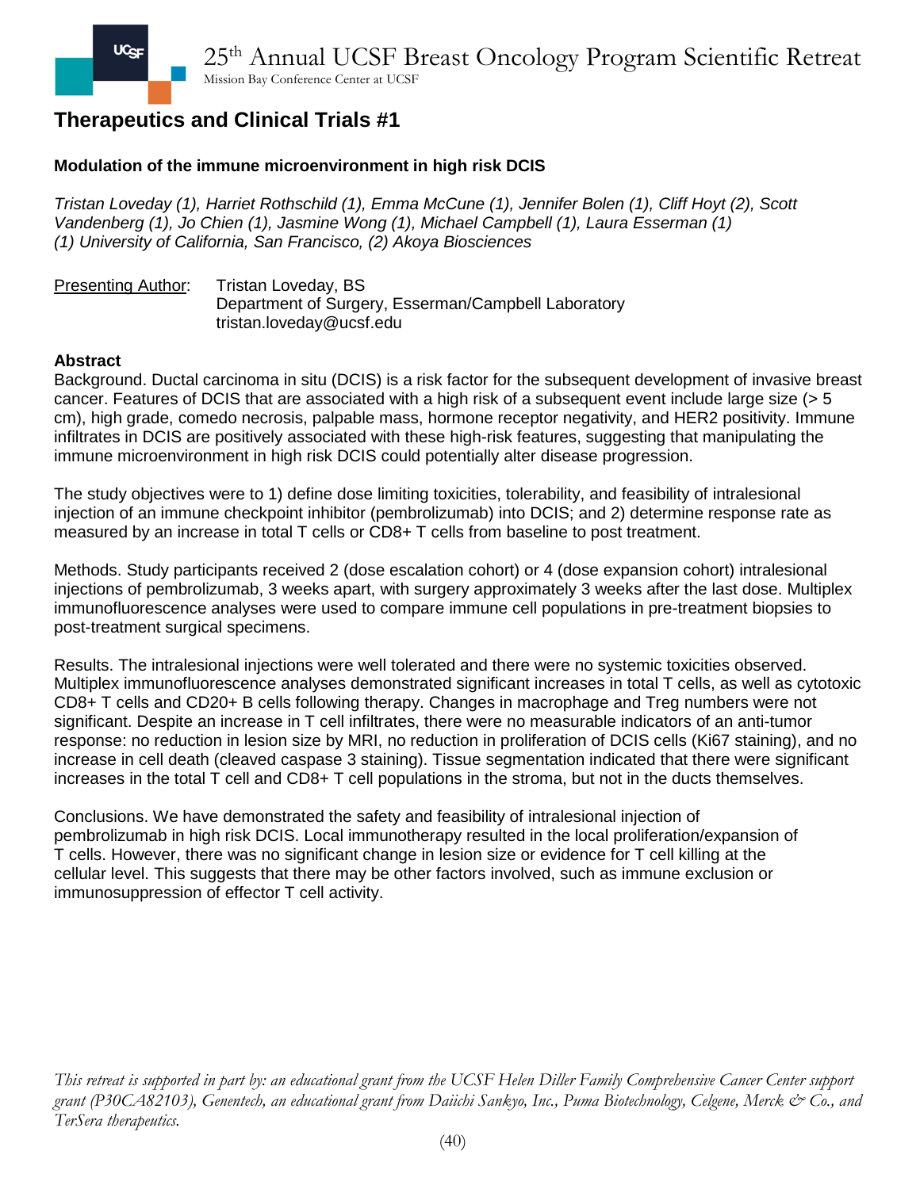## Therapeutics and Clinical Trials #1

### Modulation of the immune microenvironment in high risk DCIS

*Tristan Loveday (1), Harriet Rothschild (1), Emma McCune (1), Jennifer Bolen (1), Cliff Hoyt (2), Scott Vandenberg (1), Jo Chien (1), Jasmine Wong (1), Michael Campbell (1), Laura Esserman (1)*
*(1) University of California, San Francisco, (2) Akoya Biosciences*

Presenting Author: Tristan Loveday, BS
Department of Surgery, Esserman/Campbell Laboratory
tristan.loveday@ucsf.edu

**Abstract**

Background. Ductal carcinoma in situ (DCIS) is a risk factor for the subsequent development of invasive breast cancer. Features of DCIS that are associated with a high risk of a subsequent event include large size (> 5 cm), high grade, comedo necrosis, palpable mass, hormone receptor negativity, and HER2 positivity. Immune infiltrates in DCIS are positively associated with these high-risk features, suggesting that manipulating the immune microenvironment in high risk DCIS could potentially alter disease progression.

The study objectives were to 1) define dose limiting toxicities, tolerability, and feasibility of intralesional injection of an immune checkpoint inhibitor (pembrolizumab) into DCIS; and 2) determine response rate as measured by an increase in total T cells or CD8+ T cells from baseline to post treatment.

Methods. Study participants received 2 (dose escalation cohort) or 4 (dose expansion cohort) intralesional injections of pembrolizumab, 3 weeks apart, with surgery approximately 3 weeks after the last dose. Multiplex immunofluorescence analyses were used to compare immune cell populations in pre-treatment biopsies to post-treatment surgical specimens.

Results. The intralesional injections were well tolerated and there were no systemic toxicities observed. Multiplex immunofluorescence analyses demonstrated significant increases in total T cells, as well as cytotoxic CD8+ T cells and CD20+ B cells following therapy. Changes in macrophage and Treg numbers were not significant. Despite an increase in T cell infiltrates, there were no measurable indicators of an anti-tumor response: no reduction in lesion size by MRI, no reduction in proliferation of DCIS cells (Ki67 staining), and no increase in cell death (cleaved caspase 3 staining). Tissue segmentation indicated that there were significant increases in the total T cell and CD8+ T cell populations in the stroma, but not in the ducts themselves.

Conclusions. We have demonstrated the safety and feasibility of intralesional injection of pembrolizumab in high risk DCIS. Local immunotherapy resulted in the local proliferation/expansion of T cells. However, there was no significant change in lesion size or evidence for T cell killing at the cellular level. This suggests that there may be other factors involved, such as immune exclusion or immunosuppression of effector T cell activity.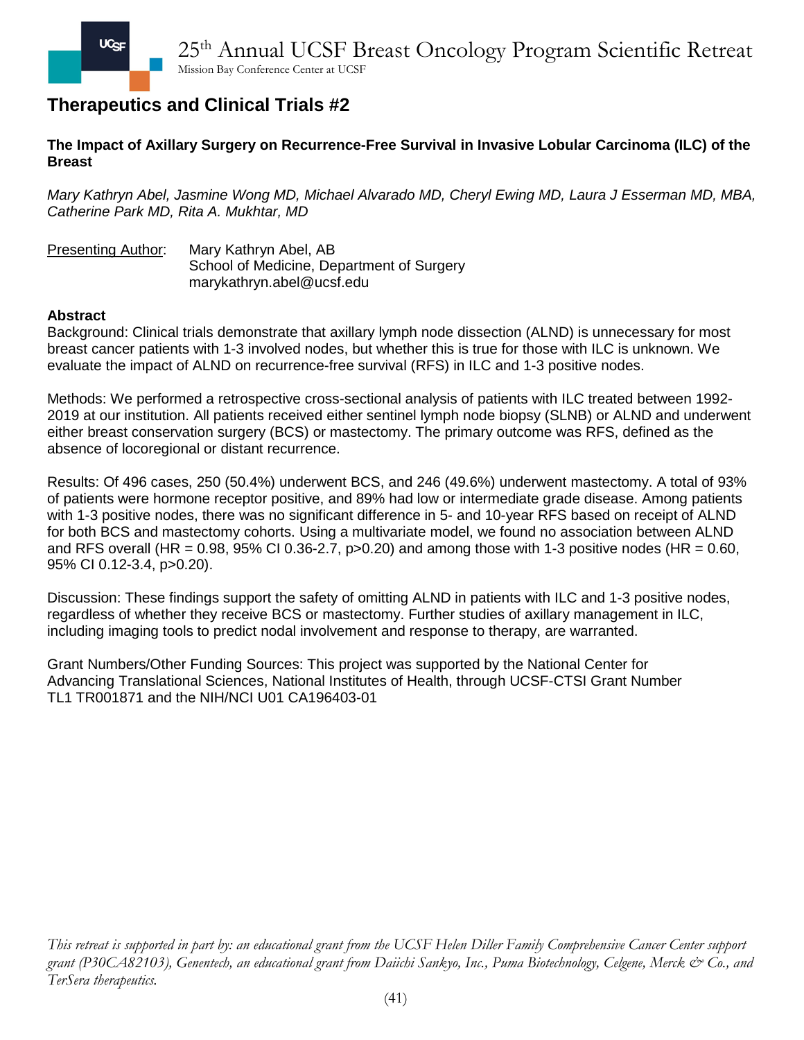## Therapeutics and Clinical Trials #2

**The Impact of Axillary Surgery on Recurrence-Free Survival in Invasive Lobular Carcinoma (ILC) of the Breast**

*Mary Kathryn Abel, Jasmine Wong MD, Michael Alvarado MD, Cheryl Ewing MD, Laura J Esserman MD, MBA, Catherine Park MD, Rita A. Mukhtar, MD*

Presenting Author: Mary Kathryn Abel, AB
School of Medicine, Department of Surgery
marykathryn.abel@ucsf.edu

**Abstract**

Background: Clinical trials demonstrate that axillary lymph node dissection (ALND) is unnecessary for most breast cancer patients with 1-3 involved nodes, but whether this is true for those with ILC is unknown. We evaluate the impact of ALND on recurrence-free survival (RFS) in ILC and 1-3 positive nodes.

Methods: We performed a retrospective cross-sectional analysis of patients with ILC treated between 1992-2019 at our institution. All patients received either sentinel lymph node biopsy (SLNB) or ALND and underwent either breast conservation surgery (BCS) or mastectomy. The primary outcome was RFS, defined as the absence of locoregional or distant recurrence.

Results: Of 496 cases, 250 (50.4%) underwent BCS, and 246 (49.6%) underwent mastectomy. A total of 93% of patients were hormone receptor positive, and 89% had low or intermediate grade disease. Among patients with 1-3 positive nodes, there was no significant difference in 5- and 10-year RFS based on receipt of ALND for both BCS and mastectomy cohorts. Using a multivariate model, we found no association between ALND and RFS overall (HR = 0.98, 95% CI 0.36-2.7, $p>0.20$) and among those with 1-3 positive nodes (HR = 0.60, 95% CI 0.12-3.4, $p>0.20$).

Discussion: These findings support the safety of omitting ALND in patients with ILC and 1-3 positive nodes, regardless of whether they receive BCS or mastectomy. Further studies of axillary management in ILC, including imaging tools to predict nodal involvement and response to therapy, are warranted.

Grant Numbers/Other Funding Sources: This project was supported by the National Center for Advancing Translational Sciences, National Institutes of Health, through UCSF-CTSI Grant Number TL1 TR001871 and the NIH/NCI U01 CA196403-01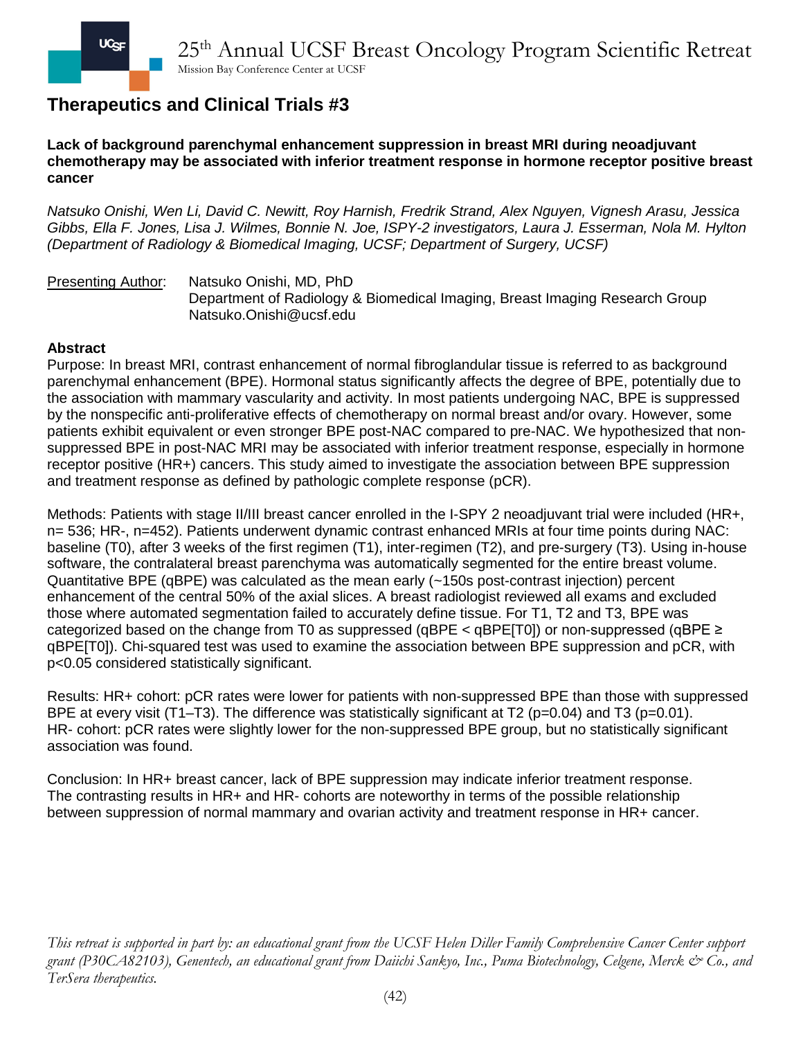## Therapeutics and Clinical Trials #3

**Lack of background parenchymal enhancement suppression in breast MRI during neoadjuvant chemotherapy may be associated with inferior treatment response in hormone receptor positive breast cancer**

*Natsuko Onishi, Wen Li, David C. Newitt, Roy Harnish, Fredrik Strand, Alex Nguyen, Vignesh Arasu, Jessica Gibbs, Ella F. Jones, Lisa J. Wilmes, Bonnie N. Joe, ISPY-2 investigators, Laura J. Esserman, Nola M. Hylton (Department of Radiology & Biomedical Imaging, UCSF; Department of Surgery, UCSF)*

Presenting Author: Natsuko Onishi, MD, PhD
Department of Radiology & Biomedical Imaging, Breast Imaging Research Group
Natsuko.Onishi@ucsf.edu

**Abstract**

Purpose: In breast MRI, contrast enhancement of normal fibroglandular tissue is referred to as background parenchymal enhancement (BPE). Hormonal status significantly affects the degree of BPE, potentially due to the association with mammary vascularity and activity. In most patients undergoing NAC, BPE is suppressed by the nonspecific anti-proliferative effects of chemotherapy on normal breast and/or ovary. However, some patients exhibit equivalent or even stronger BPE post-NAC compared to pre-NAC. We hypothesized that non-suppressed BPE in post-NAC MRI may be associated with inferior treatment response, especially in hormone receptor positive (HR+) cancers. This study aimed to investigate the association between BPE suppression and treatment response as defined by pathologic complete response (pCR).

Methods: Patients with stage II/III breast cancer enrolled in the I-SPY 2 neoadjuvant trial were included (HR+, n= 536; HR-, n=452). Patients underwent dynamic contrast enhanced MRIs at four time points during NAC: baseline (T0), after 3 weeks of the first regimen (T1), inter-regimen (T2), and pre-surgery (T3). Using in-house software, the contralateral breast parenchyma was automatically segmented for the entire breast volume. Quantitative BPE (qBPE) was calculated as the mean early (~150s post-contrast injection) percent enhancement of the central 50% of the axial slices. A breast radiologist reviewed all exams and excluded those where automated segmentation failed to accurately define tissue. For T1, T2 and T3, BPE was categorized based on the change from T0 as suppressed (qBPE < qBPE[T0]) or non-suppressed (qBPE ≥ qBPE[T0]). Chi-squared test was used to examine the association between BPE suppression and pCR, with $p<0.05$ considered statistically significant.

Results: HR+ cohort: pCR rates were lower for patients with non-suppressed BPE than those with suppressed BPE at every visit (T1–T3). The difference was statistically significant at T2 ($p=0.04$) and T3 ($p=0.01$).
HR- cohort: pCR rates were slightly lower for the non-suppressed BPE group, but no statistically significant association was found.

Conclusion: In HR+ breast cancer, lack of BPE suppression may indicate inferior treatment response. The contrasting results in HR+ and HR- cohorts are noteworthy in terms of the possible relationship between suppression of normal mammary and ovarian activity and treatment response in HR+ cancer.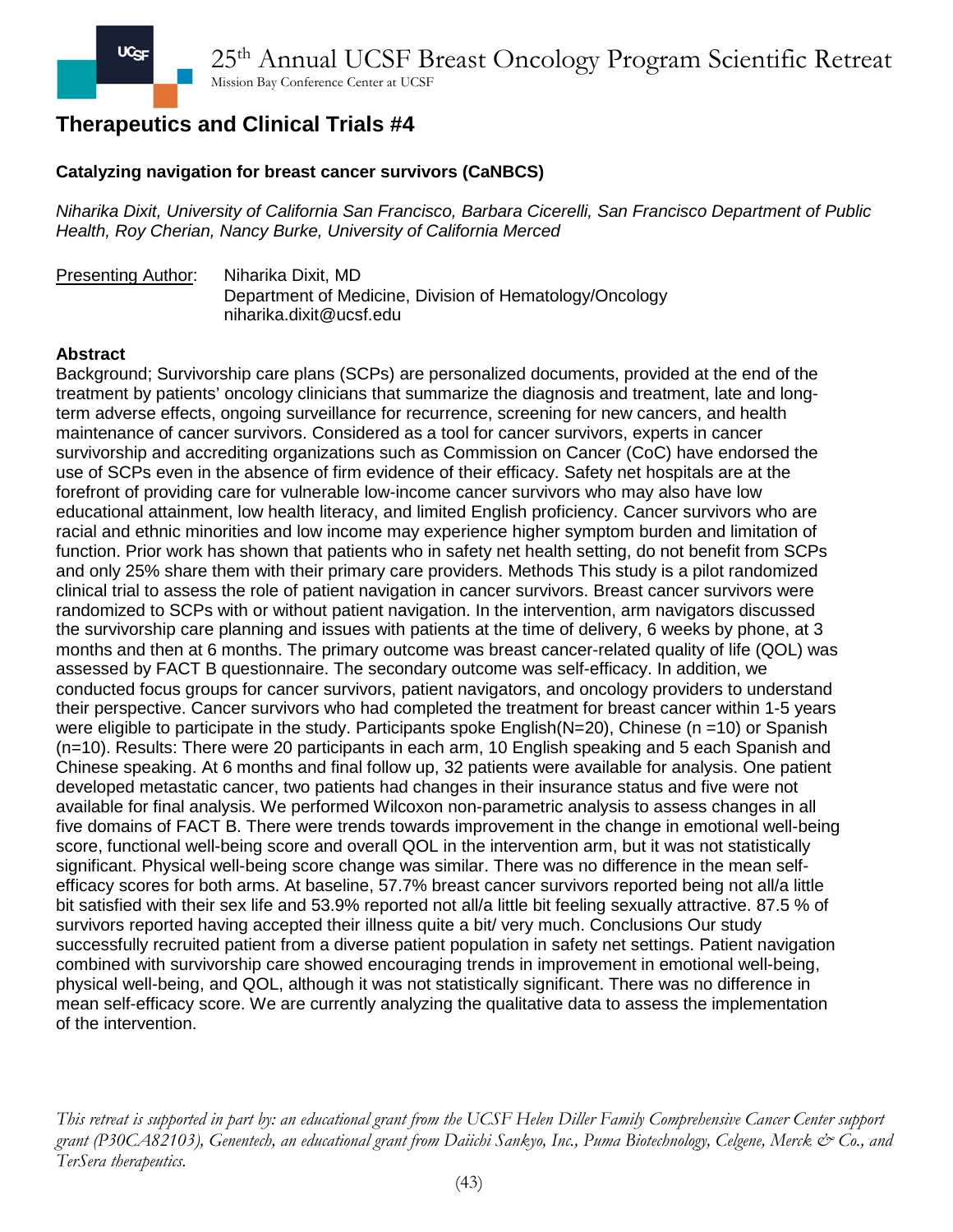## Therapeutics and Clinical Trials #4

### Catalyzing navigation for breast cancer survivors (CaNBCS)

*Niharika Dixit, University of California San Francisco, Barbara Cicerelli, San Francisco Department of Public Health, Roy Cherian, Nancy Burke, University of California Merced*

Presenting Author: Niharika Dixit, MD
Department of Medicine, Division of Hematology/Oncology
niharika.dixit@ucsf.edu

**Abstract**

Background; Survivorship care plans (SCPs) are personalized documents, provided at the end of the treatment by patients' oncology clinicians that summarize the diagnosis and treatment, late and long-term adverse effects, ongoing surveillance for recurrence, screening for new cancers, and health maintenance of cancer survivors. Considered as a tool for cancer survivors, experts in cancer survivorship and accrediting organizations such as Commission on Cancer (CoC) have endorsed the use of SCPs even in the absence of firm evidence of their efficacy. Safety net hospitals are at the forefront of providing care for vulnerable low-income cancer survivors who may also have low educational attainment, low health literacy, and limited English proficiency. Cancer survivors who are racial and ethnic minorities and low income may experience higher symptom burden and limitation of function. Prior work has shown that patients who in safety net health setting, do not benefit from SCPs and only 25% share them with their primary care providers. Methods This study is a pilot randomized clinical trial to assess the role of patient navigation in cancer survivors. Breast cancer survivors were randomized to SCPs with or without patient navigation. In the intervention, arm navigators discussed the survivorship care planning and issues with patients at the time of delivery, 6 weeks by phone, at 3 months and then at 6 months. The primary outcome was breast cancer-related quality of life (QOL) was assessed by FACT B questionnaire. The secondary outcome was self-efficacy. In addition, we conducted focus groups for cancer survivors, patient navigators, and oncology providers to understand their perspective. Cancer survivors who had completed the treatment for breast cancer within 1-5 years were eligible to participate in the study. Participants spoke English(N=20), Chinese (n =10) or Spanish (n=10). Results: There were 20 participants in each arm, 10 English speaking and 5 each Spanish and Chinese speaking. At 6 months and final follow up, 32 patients were available for analysis. One patient developed metastatic cancer, two patients had changes in their insurance status and five were not available for final analysis. We performed Wilcoxon non-parametric analysis to assess changes in all five domains of FACT B. There were trends towards improvement in the change in emotional well-being score, functional well-being score and overall QOL in the intervention arm, but it was not statistically significant. Physical well-being score change was similar. There was no difference in the mean self-efficacy scores for both arms. At baseline, 57.7% breast cancer survivors reported being not all/a little bit satisfied with their sex life and 53.9% reported not all/a little bit feeling sexually attractive. 87.5 % of survivors reported having accepted their illness quite a bit/ very much. Conclusions Our study successfully recruited patient from a diverse patient population in safety net settings. Patient navigation combined with survivorship care showed encouraging trends in improvement in emotional well-being, physical well-being, and QOL, although it was not statistically significant. There was no difference in mean self-efficacy score. We are currently analyzing the qualitative data to assess the implementation of the intervention.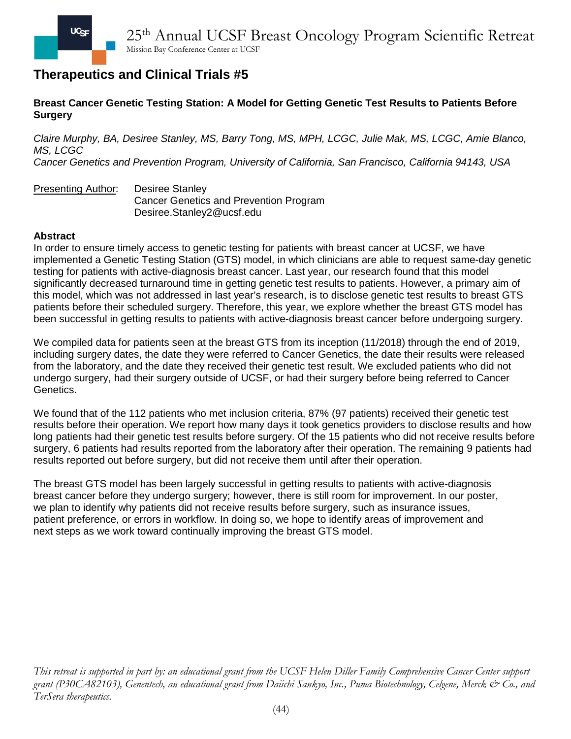## Therapeutics and Clinical Trials #5

**Breast Cancer Genetic Testing Station: A Model for Getting Genetic Test Results to Patients Before Surgery**

*Claire Murphy, BA, Desiree Stanley, MS, Barry Tong, MS, MPH, LCGC, Julie Mak, MS, LCGC, Amie Blanco, MS, LCGC*
*Cancer Genetics and Prevention Program, University of California, San Francisco, California 94143, USA*

Presenting Author: Desiree Stanley
Cancer Genetics and Prevention Program
Desiree.Stanley2@ucsf.edu

**Abstract**

In order to ensure timely access to genetic testing for patients with breast cancer at UCSF, we have implemented a Genetic Testing Station (GTS) model, in which clinicians are able to request same-day genetic testing for patients with active-diagnosis breast cancer. Last year, our research found that this model significantly decreased turnaround time in getting genetic test results to patients. However, a primary aim of this model, which was not addressed in last year's research, is to disclose genetic test results to breast GTS patients before their scheduled surgery. Therefore, this year, we explore whether the breast GTS model has been successful in getting results to patients with active-diagnosis breast cancer before undergoing surgery.

We compiled data for patients seen at the breast GTS from its inception (11/2018) through the end of 2019, including surgery dates, the date they were referred to Cancer Genetics, the date their results were released from the laboratory, and the date they received their genetic test result. We excluded patients who did not undergo surgery, had their surgery outside of UCSF, or had their surgery before being referred to Cancer Genetics.

We found that of the 112 patients who met inclusion criteria, 87% (97 patients) received their genetic test results before their operation. We report how many days it took genetics providers to disclose results and how long patients had their genetic test results before surgery. Of the 15 patients who did not receive results before surgery, 6 patients had results reported from the laboratory after their operation. The remaining 9 patients had results reported out before surgery, but did not receive them until after their operation.

The breast GTS model has been largely successful in getting results to patients with active-diagnosis breast cancer before they undergo surgery; however, there is still room for improvement. In our poster, we plan to identify why patients did not receive results before surgery, such as insurance issues, patient preference, or errors in workflow. In doing so, we hope to identify areas of improvement and next steps as we work toward continually improving the breast GTS model.

*This retreat is supported in part by: an educational grant from the UCSF Helen Diller Family Comprehensive Cancer Center support grant (P30CA82103), Genentech, an educational grant from Daiichi Sankyo, Inc., Puma Biotechnology, Celgene, Merck & Co., and TerSera therapeutics.*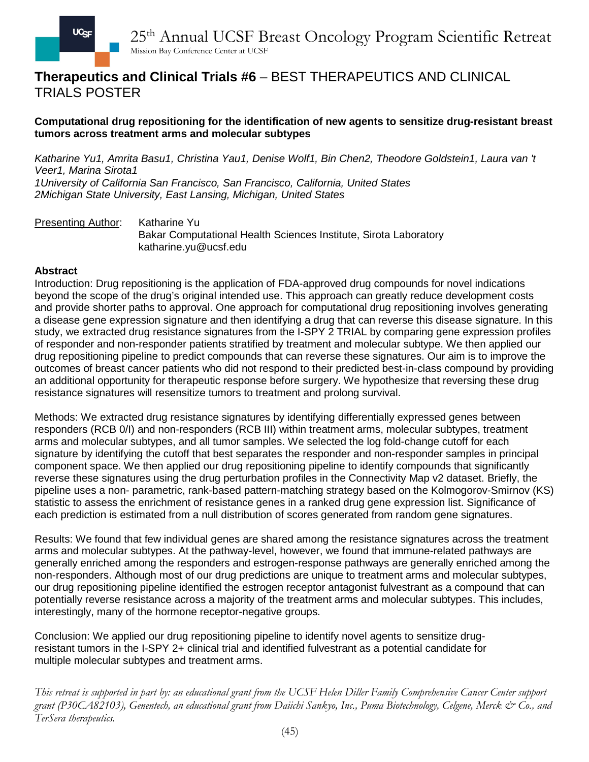## Therapeutics and Clinical Trials #6 – BEST THERAPEUTICS AND CLINICAL TRIALS POSTER

**Computational drug repositioning for the identification of new agents to sensitize drug-resistant breast tumors across treatment arms and molecular subtypes**

*Katharine Yu1, Amrita Basu1, Christina Yau1, Denise Wolf1, Bin Chen2, Theodore Goldstein1, Laura van 't Veer1, Marina Sirota1*
*1University of California San Francisco, San Francisco, California, United States*
*2Michigan State University, East Lansing, Michigan, United States*

Presenting Author: Katharine Yu
Bakar Computational Health Sciences Institute, Sirota Laboratory
katharine.yu@ucsf.edu

**Abstract**

Introduction: Drug repositioning is the application of FDA-approved drug compounds for novel indications beyond the scope of the drug's original intended use. This approach can greatly reduce development costs and provide shorter paths to approval. One approach for computational drug repositioning involves generating a disease gene expression signature and then identifying a drug that can reverse this disease signature. In this study, we extracted drug resistance signatures from the I-SPY 2 TRIAL by comparing gene expression profiles of responder and non-responder patients stratified by treatment and molecular subtype. We then applied our drug repositioning pipeline to predict compounds that can reverse these signatures. Our aim is to improve the outcomes of breast cancer patients who did not respond to their predicted best-in-class compound by providing an additional opportunity for therapeutic response before surgery. We hypothesize that reversing these drug resistance signatures will resensitize tumors to treatment and prolong survival.

Methods: We extracted drug resistance signatures by identifying differentially expressed genes between responders (RCB 0/I) and non-responders (RCB III) within treatment arms, molecular subtypes, treatment arms and molecular subtypes, and all tumor samples. We selected the log fold-change cutoff for each signature by identifying the cutoff that best separates the responder and non-responder samples in principal component space. We then applied our drug repositioning pipeline to identify compounds that significantly reverse these signatures using the drug perturbation profiles in the Connectivity Map v2 dataset. Briefly, the pipeline uses a non- parametric, rank-based pattern-matching strategy based on the Kolmogorov-Smirnov (KS) statistic to assess the enrichment of resistance genes in a ranked drug gene expression list. Significance of each prediction is estimated from a null distribution of scores generated from random gene signatures.

Results: We found that few individual genes are shared among the resistance signatures across the treatment arms and molecular subtypes. At the pathway-level, however, we found that immune-related pathways are generally enriched among the responders and estrogen-response pathways are generally enriched among the non-responders. Although most of our drug predictions are unique to treatment arms and molecular subtypes, our drug repositioning pipeline identified the estrogen receptor antagonist fulvestrant as a compound that can potentially reverse resistance across a majority of the treatment arms and molecular subtypes. This includes, interestingly, many of the hormone receptor-negative groups.

Conclusion: We applied our drug repositioning pipeline to identify novel agents to sensitize drug-resistant tumors in the I-SPY 2+ clinical trial and identified fulvestrant as a potential candidate for multiple molecular subtypes and treatment arms.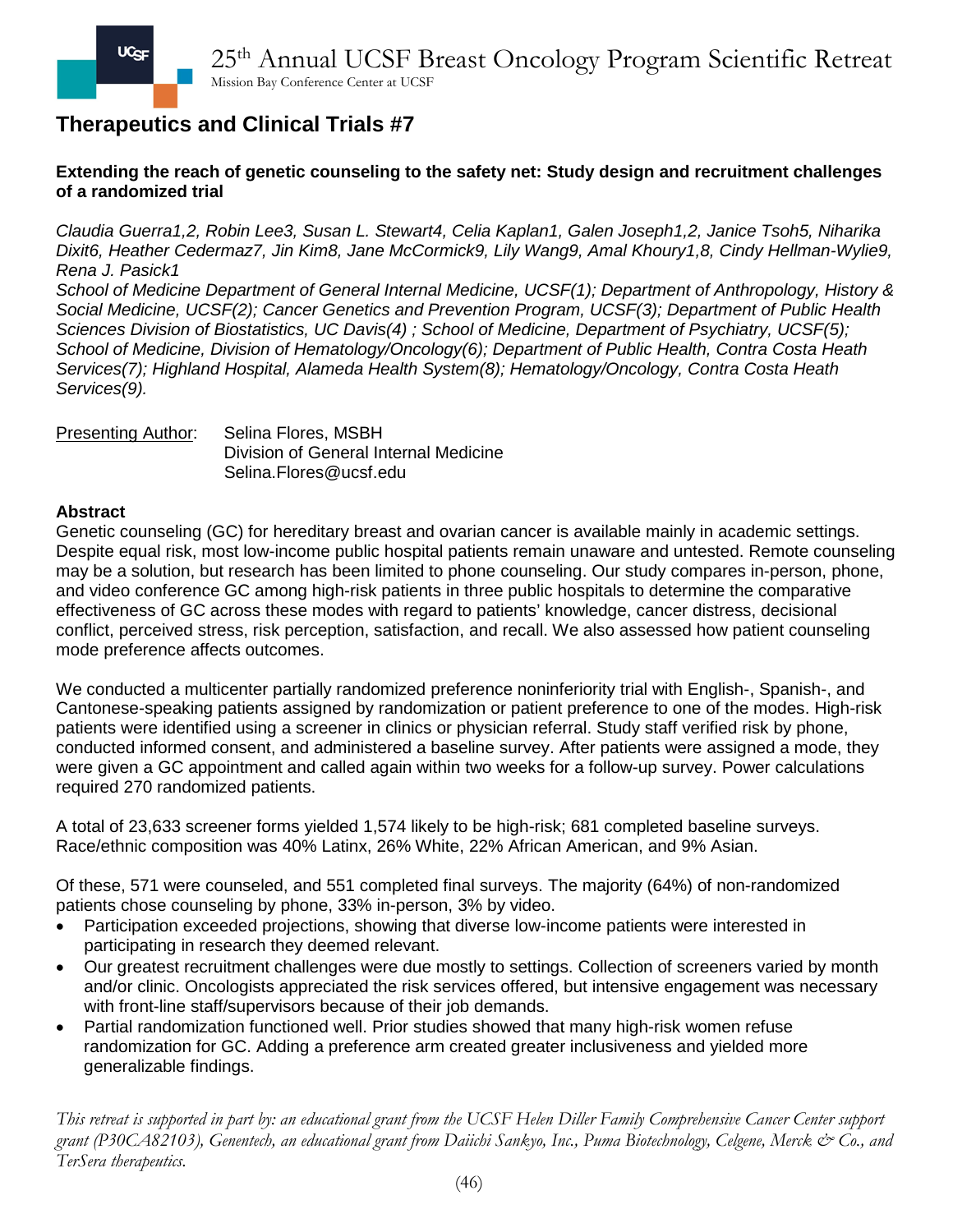## Therapeutics and Clinical Trials #7

**Extending the reach of genetic counseling to the safety net: Study design and recruitment challenges of a randomized trial**

*Claudia Guerra1,2, Robin Lee3, Susan L. Stewart4, Celia Kaplan1, Galen Joseph1,2, Janice Tsoh5, Niharika Dixit6, Heather Cedermaz7, Jin Kim8, Jane McCormick9, Lily Wang9, Amal Khoury1,8, Cindy Hellman-Wylie9, Rena J. Pasick1*
*School of Medicine Department of General Internal Medicine, UCSF(1); Department of Anthropology, History & Social Medicine, UCSF(2); Cancer Genetics and Prevention Program, UCSF(3); Department of Public Health Sciences Division of Biostatistics, UC Davis(4) ; School of Medicine, Department of Psychiatry, UCSF(5); School of Medicine, Division of Hematology/Oncology(6); Department of Public Health, Contra Costa Heath Services(7); Highland Hospital, Alameda Health System(8); Hematology/Oncology, Contra Costa Heath Services(9).*

Presenting Author: Selina Flores, MSBH
Division of General Internal Medicine
Selina.Flores@ucsf.edu

**Abstract**
Genetic counseling (GC) for hereditary breast and ovarian cancer is available mainly in academic settings. Despite equal risk, most low-income public hospital patients remain unaware and untested. Remote counseling may be a solution, but research has been limited to phone counseling. Our study compares in-person, phone, and video conference GC among high-risk patients in three public hospitals to determine the comparative effectiveness of GC across these modes with regard to patients' knowledge, cancer distress, decisional conflict, perceived stress, risk perception, satisfaction, and recall. We also assessed how patient counseling mode preference affects outcomes.

We conducted a multicenter partially randomized preference noninferiority trial with English-, Spanish-, and Cantonese-speaking patients assigned by randomization or patient preference to one of the modes. High-risk patients were identified using a screener in clinics or physician referral. Study staff verified risk by phone, conducted informed consent, and administered a baseline survey. After patients were assigned a mode, they were given a GC appointment and called again within two weeks for a follow-up survey. Power calculations required 270 randomized patients.

A total of 23,633 screener forms yielded 1,574 likely to be high-risk; 681 completed baseline surveys. Race/ethnic composition was 40% Latinx, 26% White, 22% African American, and 9% Asian.

Of these, 571 were counseled, and 551 completed final surveys. The majority (64%) of non-randomized patients chose counseling by phone, 33% in-person, 3% by video.

- Participation exceeded projections, showing that diverse low-income patients were interested in participating in research they deemed relevant.
- Our greatest recruitment challenges were due mostly to settings. Collection of screeners varied by month and/or clinic. Oncologists appreciated the risk services offered, but intensive engagement was necessary with front-line staff/supervisors because of their job demands.
- Partial randomization functioned well. Prior studies showed that many high-risk women refuse randomization for GC. Adding a preference arm created greater inclusiveness and yielded more generalizable findings.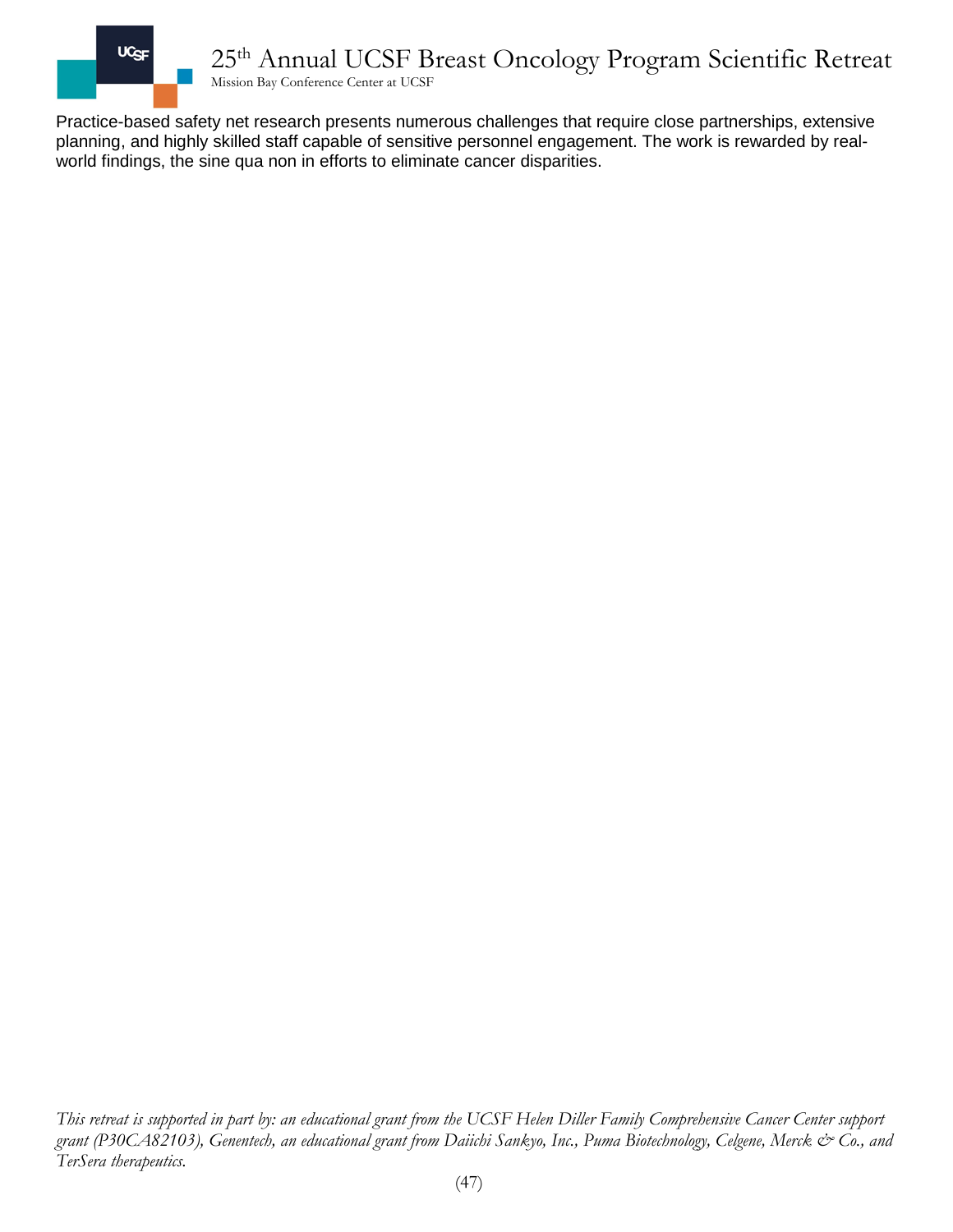Practice-based safety net research presents numerous challenges that require close partnerships, extensive planning, and highly skilled staff capable of sensitive personnel engagement. The work is rewarded by real-world findings, the sine qua non in efforts to eliminate cancer disparities.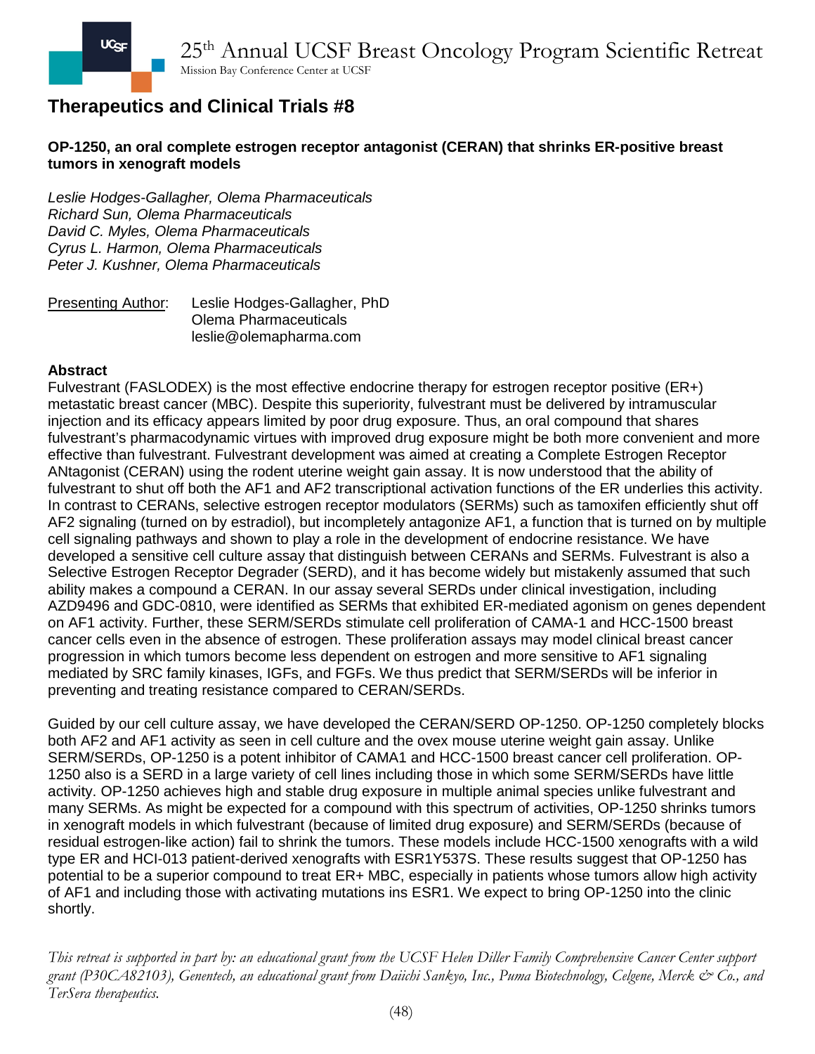## Therapeutics and Clinical Trials #8

**OP-1250, an oral complete estrogen receptor antagonist (CERAN) that shrinks ER-positive breast tumors in xenograft models**

*Leslie Hodges-Gallagher, Olema Pharmaceuticals*
*Richard Sun, Olema Pharmaceuticals*
*David C. Myles, Olema Pharmaceuticals*
*Cyrus L. Harmon, Olema Pharmaceuticals*
*Peter J. Kushner, Olema Pharmaceuticals*

Presenting Author: Leslie Hodges-Gallagher, PhD
Olema Pharmaceuticals
leslie@olemapharma.com

**Abstract**

Fulvestrant (FASLODEX) is the most effective endocrine therapy for estrogen receptor positive (ER+) metastatic breast cancer (MBC). Despite this superiority, fulvestrant must be delivered by intramuscular injection and its efficacy appears limited by poor drug exposure. Thus, an oral compound that shares fulvestrant's pharmacodynamic virtues with improved drug exposure might be both more convenient and more effective than fulvestrant. Fulvestrant development was aimed at creating a Complete Estrogen Receptor ANtagonist (CERAN) using the rodent uterine weight gain assay. It is now understood that the ability of fulvestrant to shut off both the AF1 and AF2 transcriptional activation functions of the ER underlies this activity. In contrast to CERANs, selective estrogen receptor modulators (SERMs) such as tamoxifen efficiently shut off AF2 signaling (turned on by estradiol), but incompletely antagonize AF1, a function that is turned on by multiple cell signaling pathways and shown to play a role in the development of endocrine resistance. We have developed a sensitive cell culture assay that distinguish between CERANs and SERMs. Fulvestrant is also a Selective Estrogen Receptor Degrader (SERD), and it has become widely but mistakenly assumed that such ability makes a compound a CERAN. In our assay several SERDs under clinical investigation, including AZD9496 and GDC-0810, were identified as SERMs that exhibited ER-mediated agonism on genes dependent on AF1 activity. Further, these SERM/SERDs stimulate cell proliferation of CAMA-1 and HCC-1500 breast cancer cells even in the absence of estrogen. These proliferation assays may model clinical breast cancer progression in which tumors become less dependent on estrogen and more sensitive to AF1 signaling mediated by SRC family kinases, IGFs, and FGFs. We thus predict that SERM/SERDs will be inferior in preventing and treating resistance compared to CERAN/SERDs.

Guided by our cell culture assay, we have developed the CERAN/SERD OP-1250. OP-1250 completely blocks both AF2 and AF1 activity as seen in cell culture and the ovex mouse uterine weight gain assay. Unlike SERM/SERDs, OP-1250 is a potent inhibitor of CAMA1 and HCC-1500 breast cancer cell proliferation. OP-1250 also is a SERD in a large variety of cell lines including those in which some SERM/SERDs have little activity. OP-1250 achieves high and stable drug exposure in multiple animal species unlike fulvestrant and many SERMs. As might be expected for a compound with this spectrum of activities, OP-1250 shrinks tumors in xenograft models in which fulvestrant (because of limited drug exposure) and SERM/SERDs (because of residual estrogen-like action) fail to shrink the tumors. These models include HCC-1500 xenografts with a wild type ER and HCI-013 patient-derived xenografts with ESR1Y537S. These results suggest that OP-1250 has potential to be a superior compound to treat ER+ MBC, especially in patients whose tumors allow high activity of AF1 and including those with activating mutations ins ESR1. We expect to bring OP-1250 into the clinic shortly.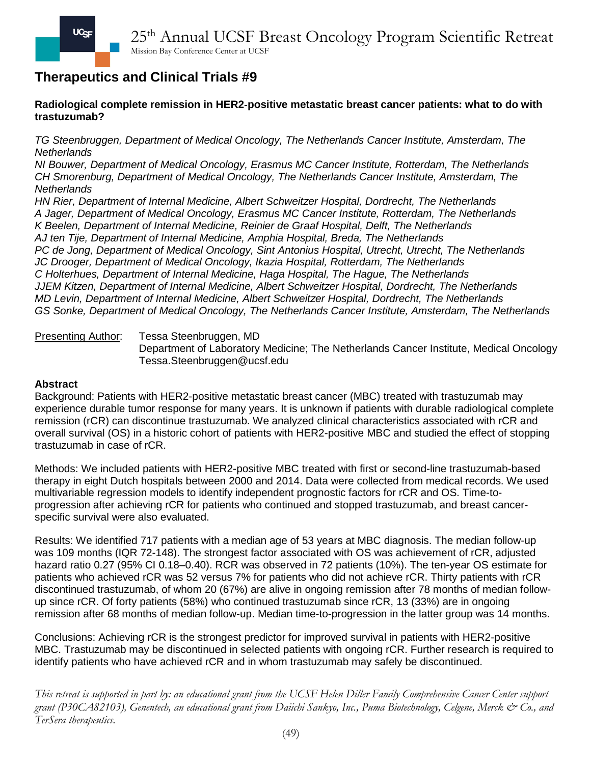## Therapeutics and Clinical Trials #9

**Radiological complete remission in HER2-positive metastatic breast cancer patients: what to do with trastuzumab?**

*TG Steenbruggen, Department of Medical Oncology, The Netherlands Cancer Institute, Amsterdam, The Netherlands*
*NI Bouwer, Department of Medical Oncology, Erasmus MC Cancer Institute, Rotterdam, The Netherlands*
*CH Smorenburg, Department of Medical Oncology, The Netherlands Cancer Institute, Amsterdam, The Netherlands*
*HN Rier, Department of Internal Medicine, Albert Schweitzer Hospital, Dordrecht, The Netherlands*
*A Jager, Department of Medical Oncology, Erasmus MC Cancer Institute, Rotterdam, The Netherlands*
*K Beelen, Department of Internal Medicine, Reinier de Graaf Hospital, Delft, The Netherlands*
*AJ ten Tije, Department of Internal Medicine, Amphia Hospital, Breda, The Netherlands*
*PC de Jong, Department of Medical Oncology, Sint Antonius Hospital, Utrecht, Utrecht, The Netherlands*
*JC Drooger, Department of Medical Oncology, Ikazia Hospital, Rotterdam, The Netherlands*
*C Holterhues, Department of Internal Medicine, Haga Hospital, The Hague, The Netherlands*
*JJEM Kitzen, Department of Internal Medicine, Albert Schweitzer Hospital, Dordrecht, The Netherlands*
*MD Levin, Department of Internal Medicine, Albert Schweitzer Hospital, Dordrecht, The Netherlands*
*GS Sonke, Department of Medical Oncology, The Netherlands Cancer Institute, Amsterdam, The Netherlands*

Presenting Author: Tessa Steenbruggen, MD
Department of Laboratory Medicine; The Netherlands Cancer Institute, Medical Oncology
Tessa.Steenbruggen@ucsf.edu

**Abstract**

Background: Patients with HER2-positive metastatic breast cancer (MBC) treated with trastuzumab may experience durable tumor response for many years. It is unknown if patients with durable radiological complete remission (rCR) can discontinue trastuzumab. We analyzed clinical characteristics associated with rCR and overall survival (OS) in a historic cohort of patients with HER2-positive MBC and studied the effect of stopping trastuzumab in case of rCR.

Methods: We included patients with HER2-positive MBC treated with first or second-line trastuzumab-based therapy in eight Dutch hospitals between 2000 and 2014. Data were collected from medical records. We used multivariable regression models to identify independent prognostic factors for rCR and OS. Time-to-progression after achieving rCR for patients who continued and stopped trastuzumab, and breast cancer-specific survival were also evaluated.

Results: We identified 717 patients with a median age of 53 years at MBC diagnosis. The median follow-up was 109 months (IQR 72-148). The strongest factor associated with OS was achievement of rCR, adjusted hazard ratio 0.27 (95% CI 0.18–0.40). RCR was observed in 72 patients (10%). The ten-year OS estimate for patients who achieved rCR was 52 versus 7% for patients who did not achieve rCR. Thirty patients with rCR discontinued trastuzumab, of whom 20 (67%) are alive in ongoing remission after 78 months of median follow-up since rCR. Of forty patients (58%) who continued trastuzumab since rCR, 13 (33%) are in ongoing remission after 68 months of median follow-up. Median time-to-progression in the latter group was 14 months.

Conclusions: Achieving rCR is the strongest predictor for improved survival in patients with HER2-positive MBC. Trastuzumab may be discontinued in selected patients with ongoing rCR. Further research is required to identify patients who have achieved rCR and in whom trastuzumab may safely be discontinued.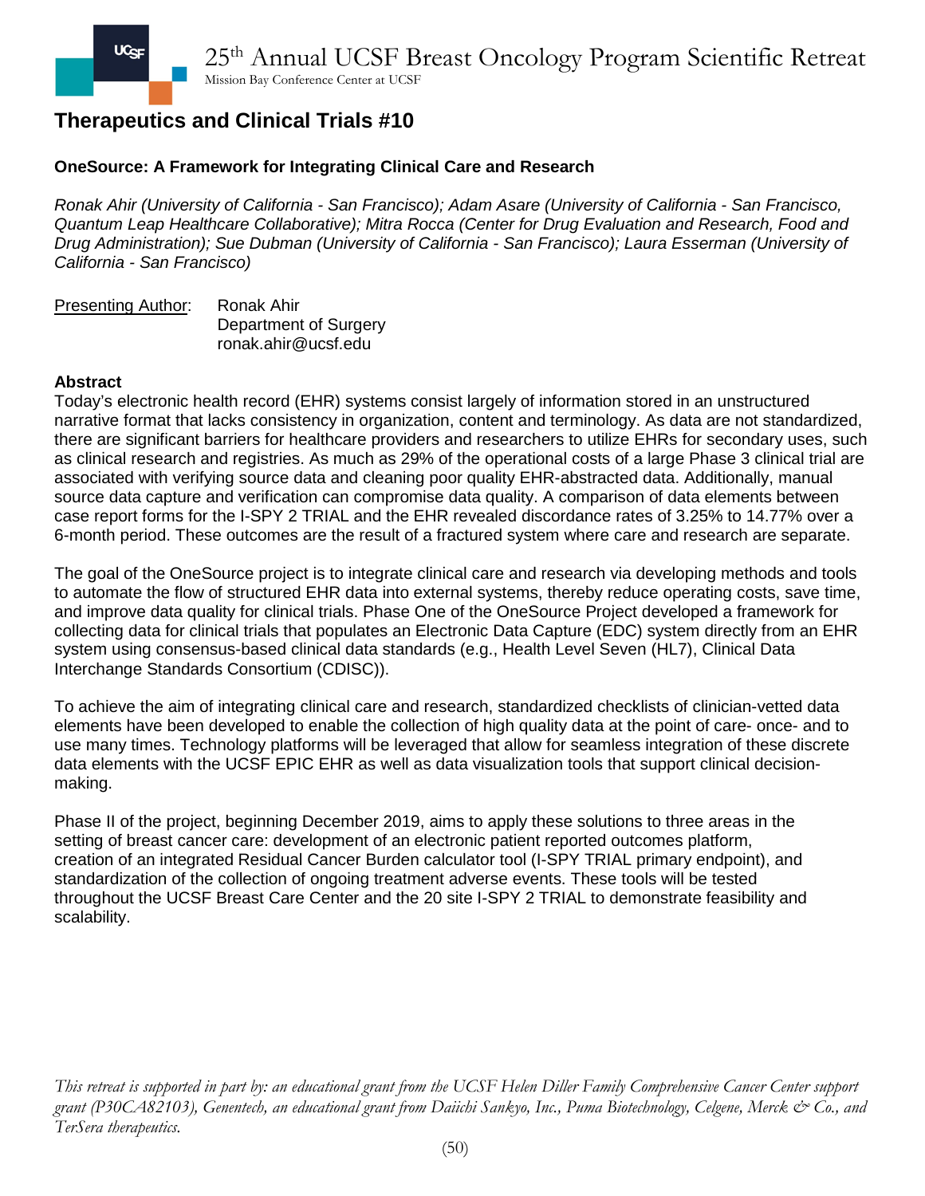## Therapeutics and Clinical Trials #10

### OneSource: A Framework for Integrating Clinical Care and Research

*Ronak Ahir (University of California - San Francisco); Adam Asare (University of California - San Francisco, Quantum Leap Healthcare Collaborative); Mitra Rocca (Center for Drug Evaluation and Research, Food and Drug Administration); Sue Dubman (University of California - San Francisco); Laura Esserman (University of California - San Francisco)*

Presenting Author: Ronak Ahir
Department of Surgery
ronak.ahir@ucsf.edu

**Abstract**

Today's electronic health record (EHR) systems consist largely of information stored in an unstructured narrative format that lacks consistency in organization, content and terminology. As data are not standardized, there are significant barriers for healthcare providers and researchers to utilize EHRs for secondary uses, such as clinical research and registries. As much as 29% of the operational costs of a large Phase 3 clinical trial are associated with verifying source data and cleaning poor quality EHR-abstracted data. Additionally, manual source data capture and verification can compromise data quality. A comparison of data elements between case report forms for the I-SPY 2 TRIAL and the EHR revealed discordance rates of 3.25% to 14.77% over a 6-month period. These outcomes are the result of a fractured system where care and research are separate.

The goal of the OneSource project is to integrate clinical care and research via developing methods and tools to automate the flow of structured EHR data into external systems, thereby reduce operating costs, save time, and improve data quality for clinical trials. Phase One of the OneSource Project developed a framework for collecting data for clinical trials that populates an Electronic Data Capture (EDC) system directly from an EHR system using consensus-based clinical data standards (e.g., Health Level Seven (HL7), Clinical Data Interchange Standards Consortium (CDISC)).

To achieve the aim of integrating clinical care and research, standardized checklists of clinician-vetted data elements have been developed to enable the collection of high quality data at the point of care- once- and to use many times. Technology platforms will be leveraged that allow for seamless integration of these discrete data elements with the UCSF EPIC EHR as well as data visualization tools that support clinical decision-making.

Phase II of the project, beginning December 2019, aims to apply these solutions to three areas in the setting of breast cancer care: development of an electronic patient reported outcomes platform, creation of an integrated Residual Cancer Burden calculator tool (I-SPY TRIAL primary endpoint), and standardization of the collection of ongoing treatment adverse events. These tools will be tested throughout the UCSF Breast Care Center and the 20 site I-SPY 2 TRIAL to demonstrate feasibility and scalability.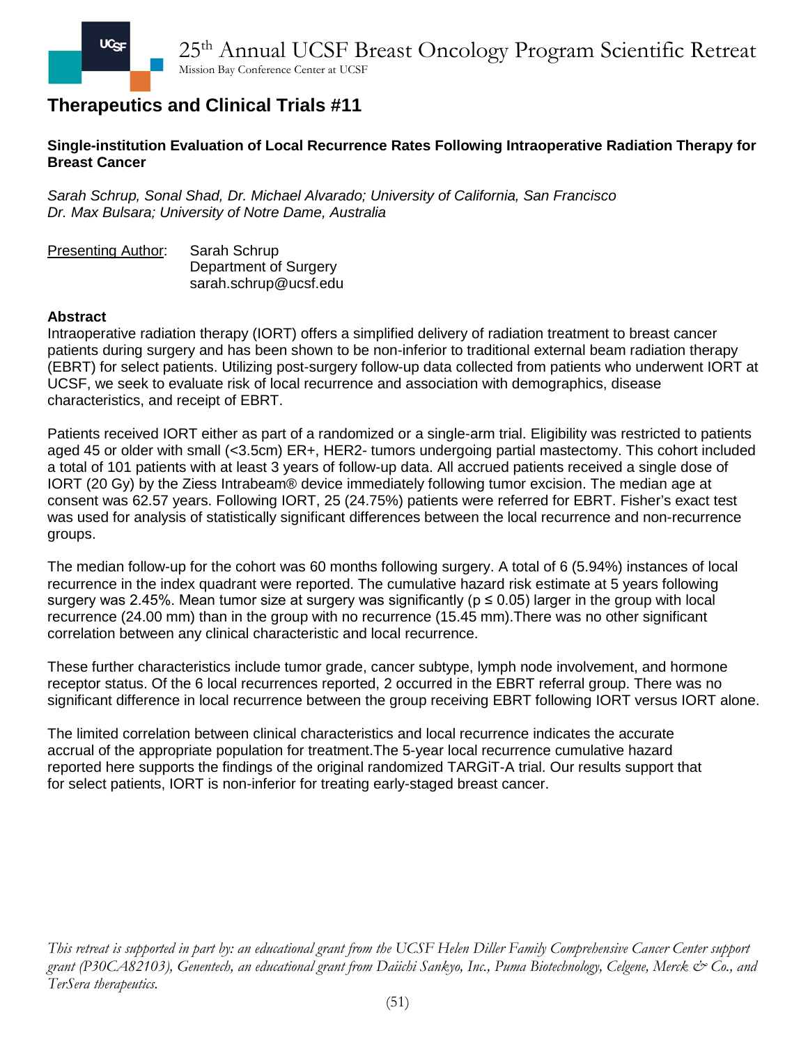## Therapeutics and Clinical Trials #11

**Single-institution Evaluation of Local Recurrence Rates Following Intraoperative Radiation Therapy for Breast Cancer**

*Sarah Schrup, Sonal Shad, Dr. Michael Alvarado; University of California, San Francisco*
*Dr. Max Bulsara; University of Notre Dame, Australia*

Presenting Author: Sarah Schrup
Department of Surgery
sarah.schrup@ucsf.edu

**Abstract**

Intraoperative radiation therapy (IORT) offers a simplified delivery of radiation treatment to breast cancer patients during surgery and has been shown to be non-inferior to traditional external beam radiation therapy (EBRT) for select patients. Utilizing post-surgery follow-up data collected from patients who underwent IORT at UCSF, we seek to evaluate risk of local recurrence and association with demographics, disease characteristics, and receipt of EBRT.

Patients received IORT either as part of a randomized or a single-arm trial. Eligibility was restricted to patients aged 45 or older with small (<3.5cm) ER+, HER2- tumors undergoing partial mastectomy. This cohort included a total of 101 patients with at least 3 years of follow-up data. All accrued patients received a single dose of IORT (20 Gy) by the Ziess Intrabeam® device immediately following tumor excision. The median age at consent was 62.57 years. Following IORT, 25 (24.75%) patients were referred for EBRT. Fisher's exact test was used for analysis of statistically significant differences between the local recurrence and non-recurrence groups.

The median follow-up for the cohort was 60 months following surgery. A total of 6 (5.94%) instances of local recurrence in the index quadrant were reported. The cumulative hazard risk estimate at 5 years following surgery was 2.45%. Mean tumor size at surgery was significantly ($p \leq 0.05$) larger in the group with local recurrence (24.00 mm) than in the group with no recurrence (15.45 mm).There was no other significant correlation between any clinical characteristic and local recurrence.

These further characteristics include tumor grade, cancer subtype, lymph node involvement, and hormone receptor status. Of the 6 local recurrences reported, 2 occurred in the EBRT referral group. There was no significant difference in local recurrence between the group receiving EBRT following IORT versus IORT alone.

The limited correlation between clinical characteristics and local recurrence indicates the accurate accrual of the appropriate population for treatment.The 5-year local recurrence cumulative hazard reported here supports the findings of the original randomized TARGiT-A trial. Our results support that for select patients, IORT is non-inferior for treating early-staged breast cancer.

*This retreat is supported in part by: an educational grant from the UCSF Helen Diller Family Comprehensive Cancer Center support grant (P30CA82103), Genentech, an educational grant from Daiichi Sankyo, Inc., Puma Biotechnology, Celgene, Merck & Co., and TerSera therapeutics.*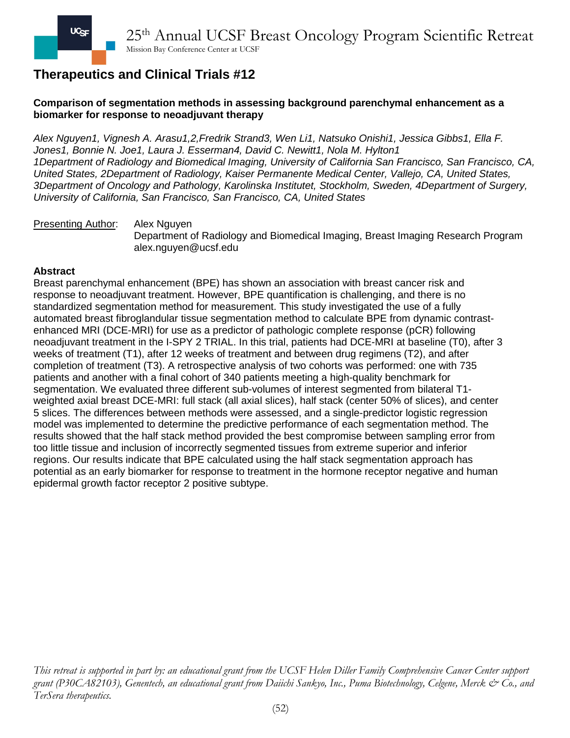## Therapeutics and Clinical Trials #12

**Comparison of segmentation methods in assessing background parenchymal enhancement as a biomarker for response to neoadjuvant therapy**

*Alex Nguyen1, Vignesh A. Arasu1,2,Fredrik Strand3, Wen Li1, Natsuko Onishi1, Jessica Gibbs1, Ella F. Jones1, Bonnie N. Joe1, Laura J. Esserman4, David C. Newitt1, Nola M. Hylton1*
*1Department of Radiology and Biomedical Imaging, University of California San Francisco, San Francisco, CA, United States, 2Department of Radiology, Kaiser Permanente Medical Center, Vallejo, CA, United States, 3Department of Oncology and Pathology, Karolinska Institutet, Stockholm, Sweden, 4Department of Surgery, University of California, San Francisco, San Francisco, CA, United States*

Presenting Author: Alex Nguyen
Department of Radiology and Biomedical Imaging, Breast Imaging Research Program
alex.nguyen@ucsf.edu

**Abstract**

Breast parenchymal enhancement (BPE) has shown an association with breast cancer risk and response to neoadjuvant treatment. However, BPE quantification is challenging, and there is no standardized segmentation method for measurement. This study investigated the use of a fully automated breast fibroglandular tissue segmentation method to calculate BPE from dynamic contrast-enhanced MRI (DCE-MRI) for use as a predictor of pathologic complete response (pCR) following neoadjuvant treatment in the I-SPY 2 TRIAL. In this trial, patients had DCE-MRI at baseline (T0), after 3 weeks of treatment (T1), after 12 weeks of treatment and between drug regimens (T2), and after completion of treatment (T3). A retrospective analysis of two cohorts was performed: one with 735 patients and another with a final cohort of 340 patients meeting a high-quality benchmark for segmentation. We evaluated three different sub-volumes of interest segmented from bilateral T1-weighted axial breast DCE-MRI: full stack (all axial slices), half stack (center 50% of slices), and center 5 slices. The differences between methods were assessed, and a single-predictor logistic regression model was implemented to determine the predictive performance of each segmentation method. The results showed that the half stack method provided the best compromise between sampling error from too little tissue and inclusion of incorrectly segmented tissues from extreme superior and inferior regions. Our results indicate that BPE calculated using the half stack segmentation approach has potential as an early biomarker for response to treatment in the hormone receptor negative and human epidermal growth factor receptor 2 positive subtype.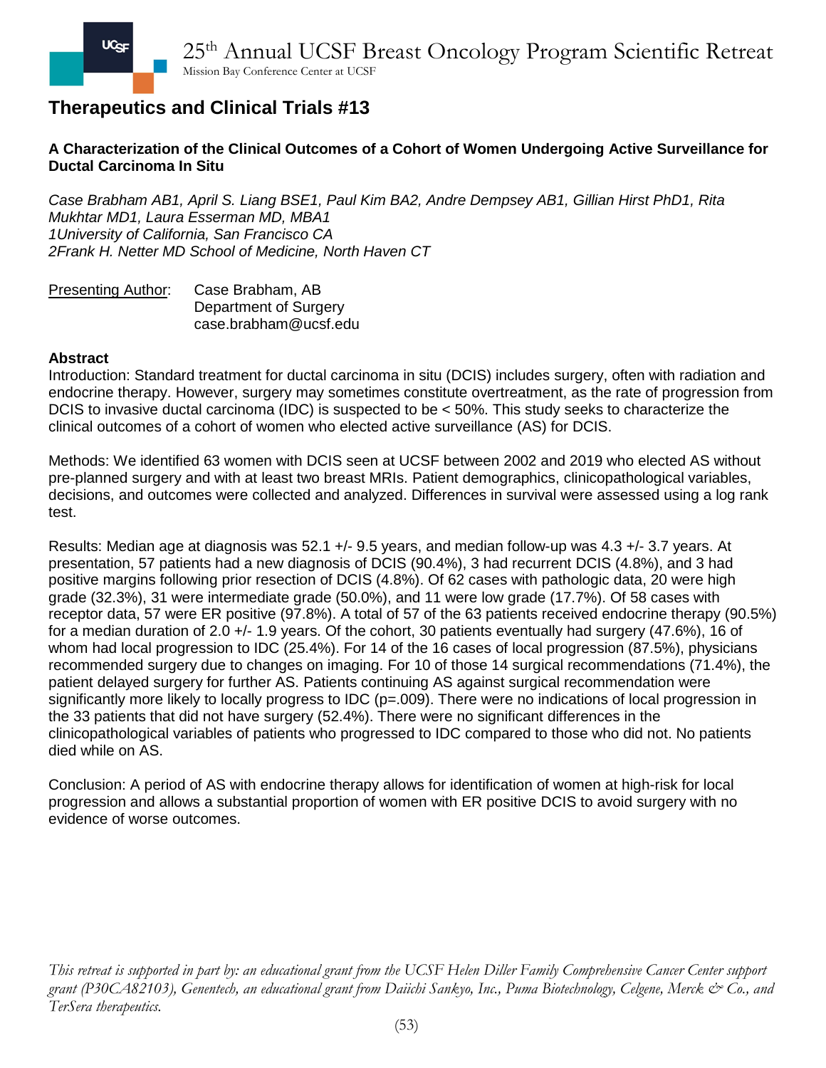## Therapeutics and Clinical Trials #13

**A Characterization of the Clinical Outcomes of a Cohort of Women Undergoing Active Surveillance for Ductal Carcinoma In Situ**

*Case Brabham AB1, April S. Liang BSE1, Paul Kim BA2, Andre Dempsey AB1, Gillian Hirst PhD1, Rita Mukhtar MD1, Laura Esserman MD, MBA1*
*1University of California, San Francisco CA*
*2Frank H. Netter MD School of Medicine, North Haven CT*

Presenting Author: Case Brabham, AB
Department of Surgery
case.brabham@ucsf.edu

**Abstract**

Introduction: Standard treatment for ductal carcinoma in situ (DCIS) includes surgery, often with radiation and endocrine therapy. However, surgery may sometimes constitute overtreatment, as the rate of progression from DCIS to invasive ductal carcinoma (IDC) is suspected to be < 50%. This study seeks to characterize the clinical outcomes of a cohort of women who elected active surveillance (AS) for DCIS.

Methods: We identified 63 women with DCIS seen at UCSF between 2002 and 2019 who elected AS without pre-planned surgery and with at least two breast MRIs. Patient demographics, clinicopathological variables, decisions, and outcomes were collected and analyzed. Differences in survival were assessed using a log rank test.

Results: Median age at diagnosis was 52.1 +/- 9.5 years, and median follow-up was 4.3 +/- 3.7 years. At presentation, 57 patients had a new diagnosis of DCIS (90.4%), 3 had recurrent DCIS (4.8%), and 3 had positive margins following prior resection of DCIS (4.8%). Of 62 cases with pathologic data, 20 were high grade (32.3%), 31 were intermediate grade (50.0%), and 11 were low grade (17.7%). Of 58 cases with receptor data, 57 were ER positive (97.8%). A total of 57 of the 63 patients received endocrine therapy (90.5%) for a median duration of 2.0 +/- 1.9 years. Of the cohort, 30 patients eventually had surgery (47.6%), 16 of whom had local progression to IDC (25.4%). For 14 of the 16 cases of local progression (87.5%), physicians recommended surgery due to changes on imaging. For 10 of those 14 surgical recommendations (71.4%), the patient delayed surgery for further AS. Patients continuing AS against surgical recommendation were significantly more likely to locally progress to IDC (p=.009). There were no indications of local progression in the 33 patients that did not have surgery (52.4%). There were no significant differences in the clinicopathological variables of patients who progressed to IDC compared to those who did not. No patients died while on AS.

Conclusion: A period of AS with endocrine therapy allows for identification of women at high-risk for local progression and allows a substantial proportion of women with ER positive DCIS to avoid surgery with no evidence of worse outcomes.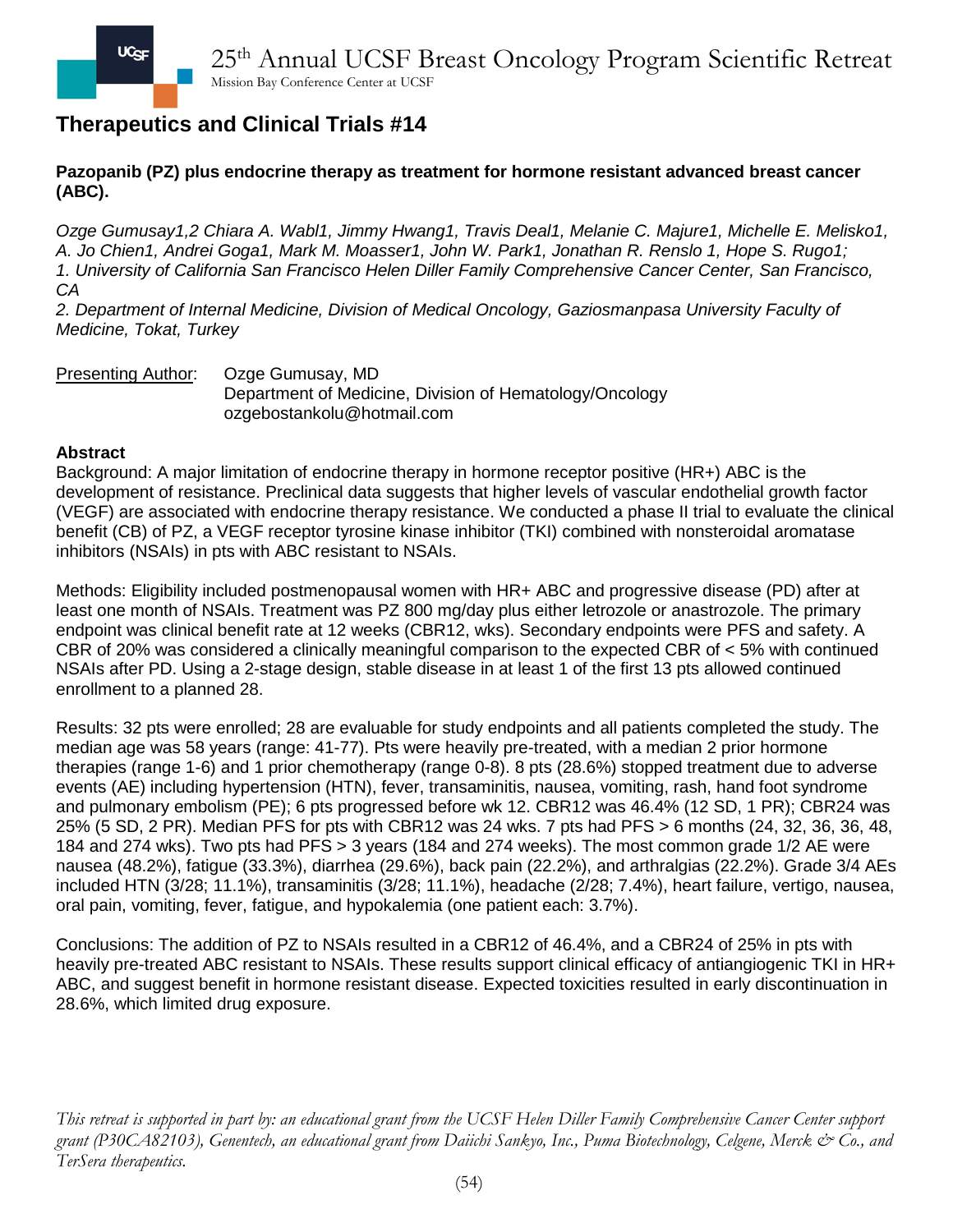## Therapeutics and Clinical Trials #14

**Pazopanib (PZ) plus endocrine therapy as treatment for hormone resistant advanced breast cancer (ABC).**

*Ozge Gumusay1,2 Chiara A. Wabl1, Jimmy Hwang1, Travis Deal1, Melanie C. Majure1, Michelle E. Melisko1, A. Jo Chien1, Andrei Goga1, Mark M. Moasser1, John W. Park1, Jonathan R. Renslo 1, Hope S. Rugo1;*
*1. University of California San Francisco Helen Diller Family Comprehensive Cancer Center, San Francisco, CA*
*2. Department of Internal Medicine, Division of Medical Oncology, Gaziosmanpasa University Faculty of Medicine, Tokat, Turkey*

Presenting Author: Ozge Gumusay, MD
Department of Medicine, Division of Hematology/Oncology
ozgebostankolu@hotmail.com

**Abstract**

Background: A major limitation of endocrine therapy in hormone receptor positive (HR+) ABC is the development of resistance. Preclinical data suggests that higher levels of vascular endothelial growth factor (VEGF) are associated with endocrine therapy resistance. We conducted a phase II trial to evaluate the clinical benefit (CB) of PZ, a VEGF receptor tyrosine kinase inhibitor (TKI) combined with nonsteroidal aromatase inhibitors (NSAIs) in pts with ABC resistant to NSAIs.

Methods: Eligibility included postmenopausal women with HR+ ABC and progressive disease (PD) after at least one month of NSAIs. Treatment was PZ 800 mg/day plus either letrozole or anastrozole. The primary endpoint was clinical benefit rate at 12 weeks (CBR12, wks). Secondary endpoints were PFS and safety. A CBR of 20% was considered a clinically meaningful comparison to the expected CBR of < 5% with continued NSAIs after PD. Using a 2-stage design, stable disease in at least 1 of the first 13 pts allowed continued enrollment to a planned 28.

Results: 32 pts were enrolled; 28 are evaluable for study endpoints and all patients completed the study. The median age was 58 years (range: 41-77). Pts were heavily pre-treated, with a median 2 prior hormone therapies (range 1-6) and 1 prior chemotherapy (range 0-8). 8 pts (28.6%) stopped treatment due to adverse events (AE) including hypertension (HTN), fever, transaminitis, nausea, vomiting, rash, hand foot syndrome and pulmonary embolism (PE); 6 pts progressed before wk 12. CBR12 was 46.4% (12 SD, 1 PR); CBR24 was 25% (5 SD, 2 PR). Median PFS for pts with CBR12 was 24 wks. 7 pts had PFS > 6 months (24, 32, 36, 36, 48, 184 and 274 wks). Two pts had PFS > 3 years (184 and 274 weeks). The most common grade 1/2 AE were nausea (48.2%), fatigue (33.3%), diarrhea (29.6%), back pain (22.2%), and arthralgias (22.2%). Grade 3/4 AEs included HTN (3/28; 11.1%), transaminitis (3/28; 11.1%), headache (2/28; 7.4%), heart failure, vertigo, nausea, oral pain, vomiting, fever, fatigue, and hypokalemia (one patient each: 3.7%).

Conclusions: The addition of PZ to NSAIs resulted in a CBR12 of 46.4%, and a CBR24 of 25% in pts with heavily pre-treated ABC resistant to NSAIs. These results support clinical efficacy of antiangiogenic TKI in HR+ ABC, and suggest benefit in hormone resistant disease. Expected toxicities resulted in early discontinuation in 28.6%, which limited drug exposure.